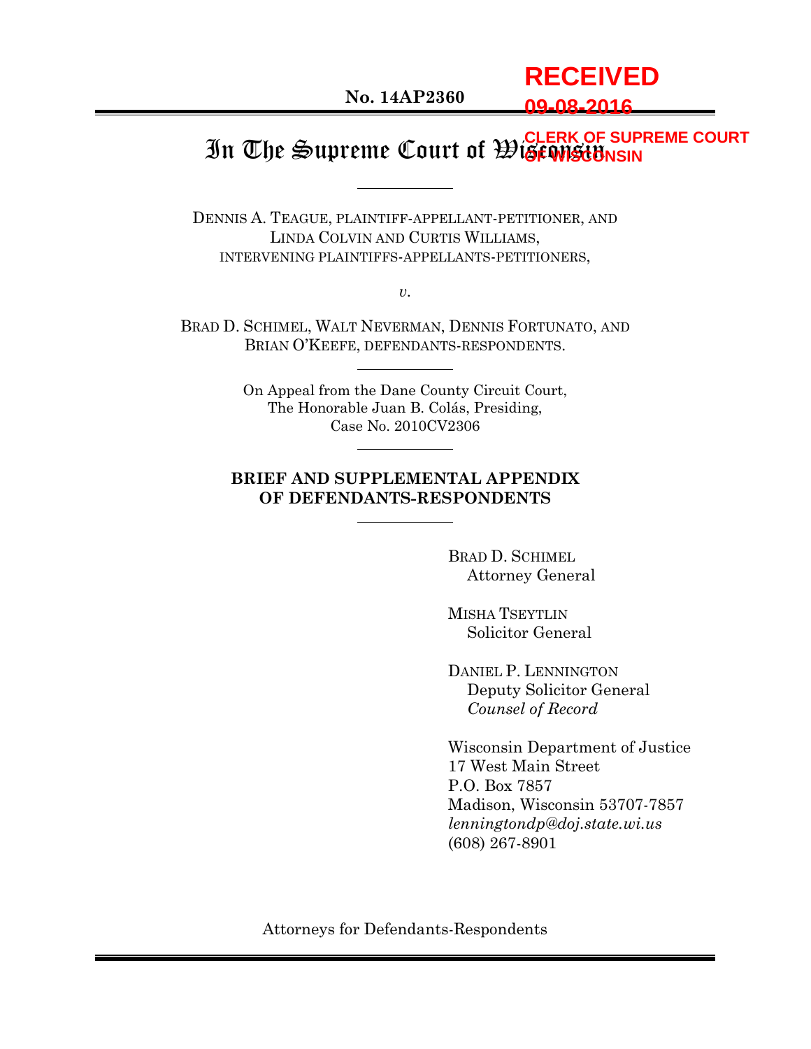RECEIVED
09-08-2016
CLERK OF SUPREME COURT
OF WISCONSIN

**No. 14AP2360**

# In The Supreme Court of Wisconsin

DENNIS A. TEAGUE, PLAINTIFF-APPELLANT-PETITIONER, AND
LINDA COLVIN AND CURTIS WILLIAMS,
INTERVENING PLAINTIFFS-APPELLANTS-PETITIONERS,

*v.*

BRAD D. SCHIMEL, WALT NEVERMAN, DENNIS FORTUNATO, AND
BRIAN O'KEEFE, DEFENDANTS-RESPONDENTS.

On Appeal from the Dane County Circuit Court,
The Honorable Juan B. Colás, Presiding,
Case No. 2010CV2306

**BRIEF AND SUPPLEMENTAL APPENDIX
OF DEFENDANTS-RESPONDENTS**

BRAD D. SCHIMEL
Attorney General

MISHA TSEYTLIN
Solicitor General

DANIEL P. LENNINGTON
Deputy Solicitor General
*Counsel of Record*

Wisconsin Department of Justice
17 West Main Street
P.O. Box 7857
Madison, Wisconsin 53707-7857
*lenningtondp@doj.state.wi.us*
(608) 267-8901

Attorneys for Defendants-Respondents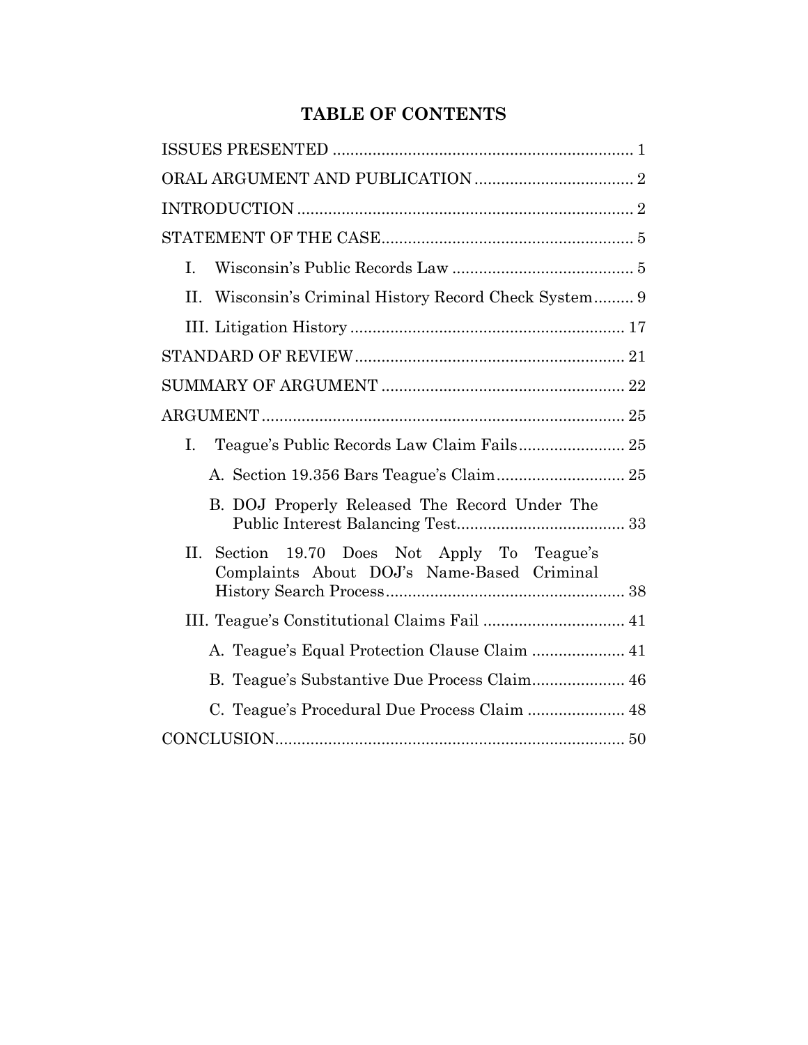# TABLE OF CONTENTS

ISSUES PRESENTED .................................................................. 1

ORAL ARGUMENT AND PUBLICATION .................................... 2

INTRODUCTION .......................................................................... 2

STATEMENT OF THE CASE ......................................................... 5

- I. Wisconsin's Public Records Law ......................................... 5
- II. Wisconsin's Criminal History Record Check System ......... 9
- III. Litigation History .............................................................. 17

STANDARD OF REVIEW ............................................................. 21

SUMMARY OF ARGUMENT ....................................................... 22

ARGUMENT .................................................................................. 25

- I. Teague's Public Records Law Claim Fails ........................ 25
  - A. Section 19.356 Bars Teague's Claim ............................ 25
  - B. DOJ Properly Released The Record Under The Public Interest Balancing Test ...................................... 33
- II. Section 19.70 Does Not Apply To Teague's Complaints About DOJ's Name-Based Criminal History Search Process ...................................................... 38
- III. Teague's Constitutional Claims Fail ................................ 41
  - A. Teague's Equal Protection Clause Claim ..................... 41
  - B. Teague's Substantive Due Process Claim ..................... 46
  - C. Teague's Procedural Due Process Claim ...................... 48

CONCLUSION ............................................................................... 50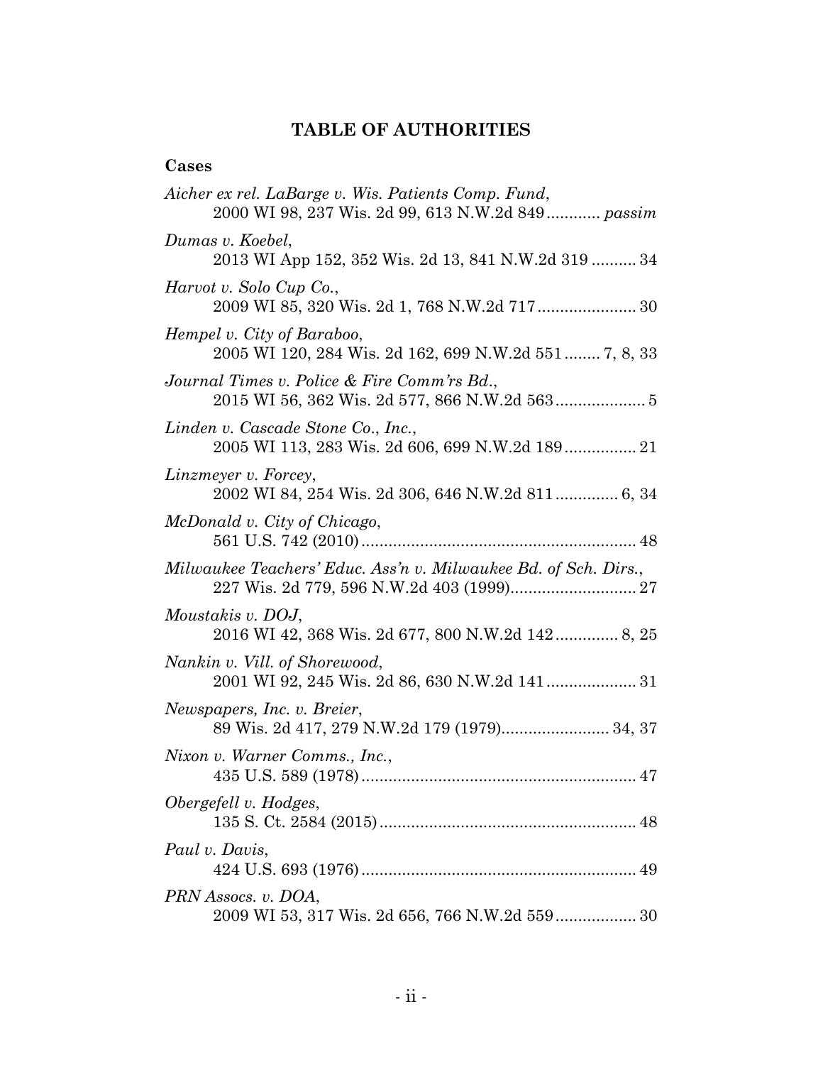## TABLE OF AUTHORITIES

### Cases

*Aicher ex rel. LaBarge v. Wis. Patients Comp. Fund*, 2000 WI 98, 237 Wis. 2d 99, 613 N.W.2d 849............ *passim*

*Dumas v. Koebel*, 2013 WI App 152, 352 Wis. 2d 13, 841 N.W.2d 319 .......... 34

*Harvot v. Solo Cup Co.*, 2009 WI 85, 320 Wis. 2d 1, 768 N.W.2d 717...................... 30

*Hempel v. City of Baraboo*, 2005 WI 120, 284 Wis. 2d 162, 699 N.W.2d 551........ 7, 8, 33

*Journal Times v. Police & Fire Comm'rs Bd.*, 2015 WI 56, 362 Wis. 2d 577, 866 N.W.2d 563.................... 5

*Linden v. Cascade Stone Co., Inc.*, 2005 WI 113, 283 Wis. 2d 606, 699 N.W.2d 189................ 21

*Linzmeyer v. Forcey*, 2002 WI 84, 254 Wis. 2d 306, 646 N.W.2d 811.............. 6, 34

*McDonald v. City of Chicago*, 561 U.S. 742 (2010)............................................................ 48

*Milwaukee Teachers' Educ. Ass'n v. Milwaukee Bd. of Sch. Dirs.*, 227 Wis. 2d 779, 596 N.W.2d 403 (1999)............................ 27

*Moustakis v. DOJ*, 2016 WI 42, 368 Wis. 2d 677, 800 N.W.2d 142.............. 8, 25

*Nankin v. Vill. of Shorewood*, 2001 WI 92, 245 Wis. 2d 86, 630 N.W.2d 141.................... 31

*Newspapers, Inc. v. Breier*, 89 Wis. 2d 417, 279 N.W.2d 179 (1979)........................ 34, 37

*Nixon v. Warner Comms., Inc.*, 435 U.S. 589 (1978)............................................................ 47

*Obergefell v. Hodges*, 135 S. Ct. 2584 (2015)......................................................... 48

*Paul v. Davis*, 424 U.S. 693 (1976)............................................................ 49

*PRN Assocs. v. DOA*, 2009 WI 53, 317 Wis. 2d 656, 766 N.W.2d 559.................. 30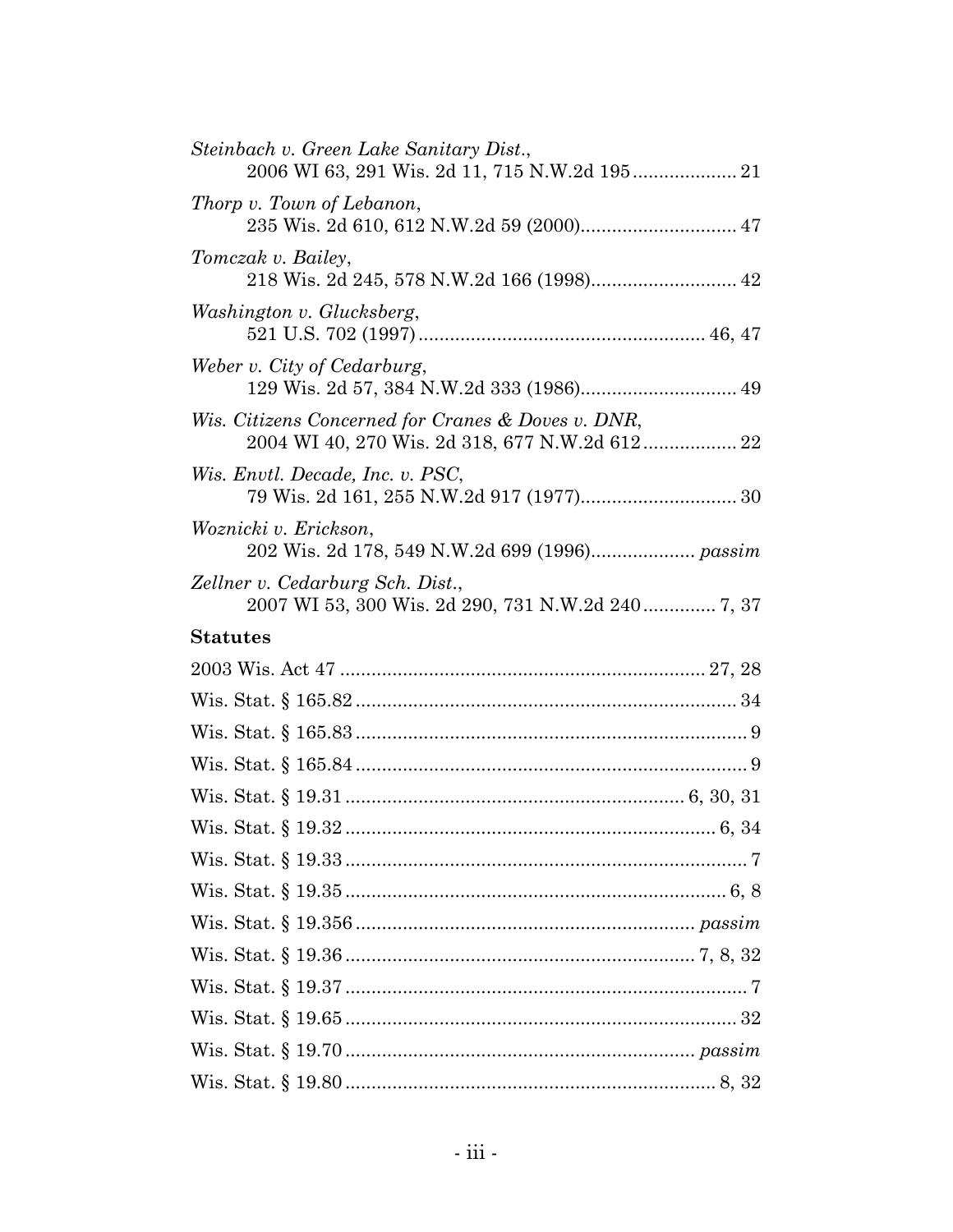*Steinbach v. Green Lake Sanitary Dist.*,
2006 WI 63, 291 Wis. 2d 11, 715 N.W.2d 195 .................... 21

*Thorp v. Town of Lebanon*,
235 Wis. 2d 610, 612 N.W.2d 59 (2000) .............................. 47

*Tomczak v. Bailey*,
218 Wis. 2d 245, 578 N.W.2d 166 (1998) ............................ 42

*Washington v. Glucksberg*,
521 U.S. 702 (1997) ...................................................... 46, 47

*Weber v. City of Cedarburg*,
129 Wis. 2d 57, 384 N.W.2d 333 (1986) .............................. 49

*Wis. Citizens Concerned for Cranes & Doves v. DNR*,
2004 WI 40, 270 Wis. 2d 318, 677 N.W.2d 612 .................. 22

*Wis. Envtl. Decade, Inc. v. PSC*,
79 Wis. 2d 161, 255 N.W.2d 917 (1977) .............................. 30

*Woznicki v. Erickson*,
202 Wis. 2d 178, 549 N.W.2d 699 (1996) .................... *passim*

*Zellner v. Cedarburg Sch. Dist.*,
2007 WI 53, 300 Wis. 2d 290, 731 N.W.2d 240 .............. 7, 37

**Statutes**

2003 Wis. Act 47 ...................................................................... 27, 28

Wis. Stat. § 165.82 ........................................................................ 34

Wis. Stat. § 165.83 .......................................................................... 9

Wis. Stat. § 165.84 .......................................................................... 9

Wis. Stat. § 19.31 ................................................................ 6, 30, 31

Wis. Stat. § 19.32 ...................................................................... 6, 34

Wis. Stat. § 19.33 ............................................................................ 7

Wis. Stat. § 19.35 ........................................................................ 6, 8

Wis. Stat. § 19.356 ................................................................ *passim*

Wis. Stat. § 19.36 ................................................................. 7, 8, 32

Wis. Stat. § 19.37 ............................................................................ 7

Wis. Stat. § 19.65 .......................................................................... 32

Wis. Stat. § 19.70 .................................................................. *passim*

Wis. Stat. § 19.80 ...................................................................... 8, 32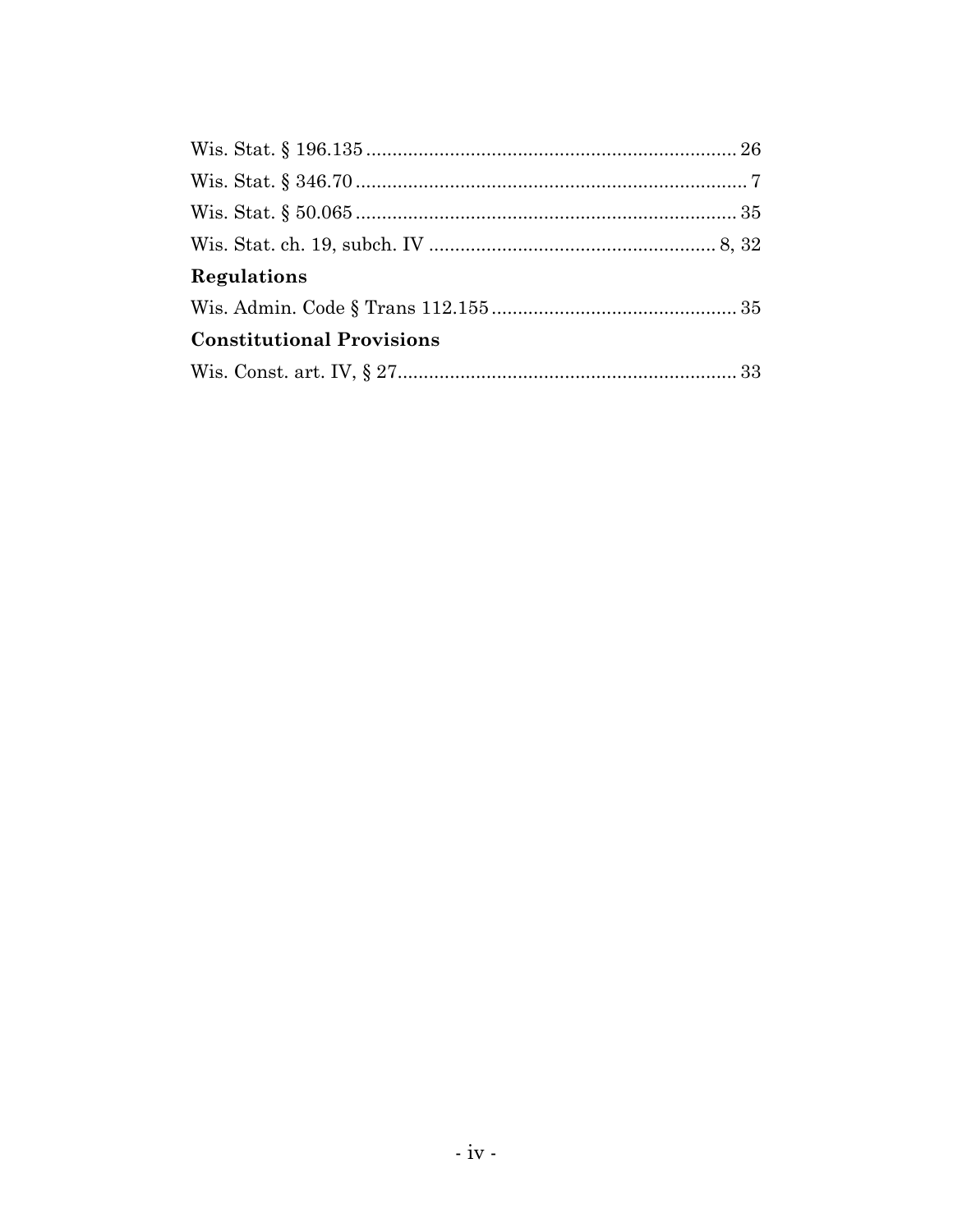Wis. Stat. § 196.135 ........................................................................ 26

Wis. Stat. § 346.70 ............................................................................ 7

Wis. Stat. § 50.065 .......................................................................... 35

Wis. Stat. ch. 19, subch. IV ....................................................... 8, 32

**Regulations**

Wis. Admin. Code § Trans 112.155 ............................................... 35

**Constitutional Provisions**

Wis. Const. art. IV, § 27.................................................................. 33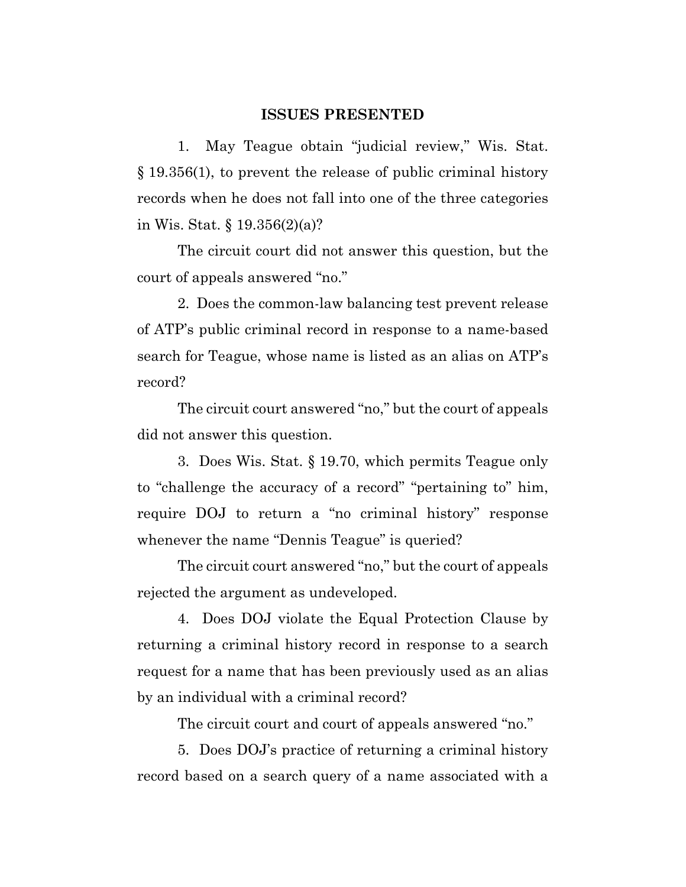## ISSUES PRESENTED

1. May Teague obtain "judicial review," Wis. Stat. § 19.356(1), to prevent the release of public criminal history records when he does not fall into one of the three categories in Wis. Stat. § 19.356(2)(a)?

The circuit court did not answer this question, but the court of appeals answered "no."

2. Does the common-law balancing test prevent release of ATP's public criminal record in response to a name-based search for Teague, whose name is listed as an alias on ATP's record?

The circuit court answered "no," but the court of appeals did not answer this question.

3. Does Wis. Stat. § 19.70, which permits Teague only to "challenge the accuracy of a record" "pertaining to" him, require DOJ to return a "no criminal history" response whenever the name "Dennis Teague" is queried?

The circuit court answered "no," but the court of appeals rejected the argument as undeveloped.

4. Does DOJ violate the Equal Protection Clause by returning a criminal history record in response to a search request for a name that has been previously used as an alias by an individual with a criminal record?

The circuit court and court of appeals answered "no."

5. Does DOJ's practice of returning a criminal history record based on a search query of a name associated with a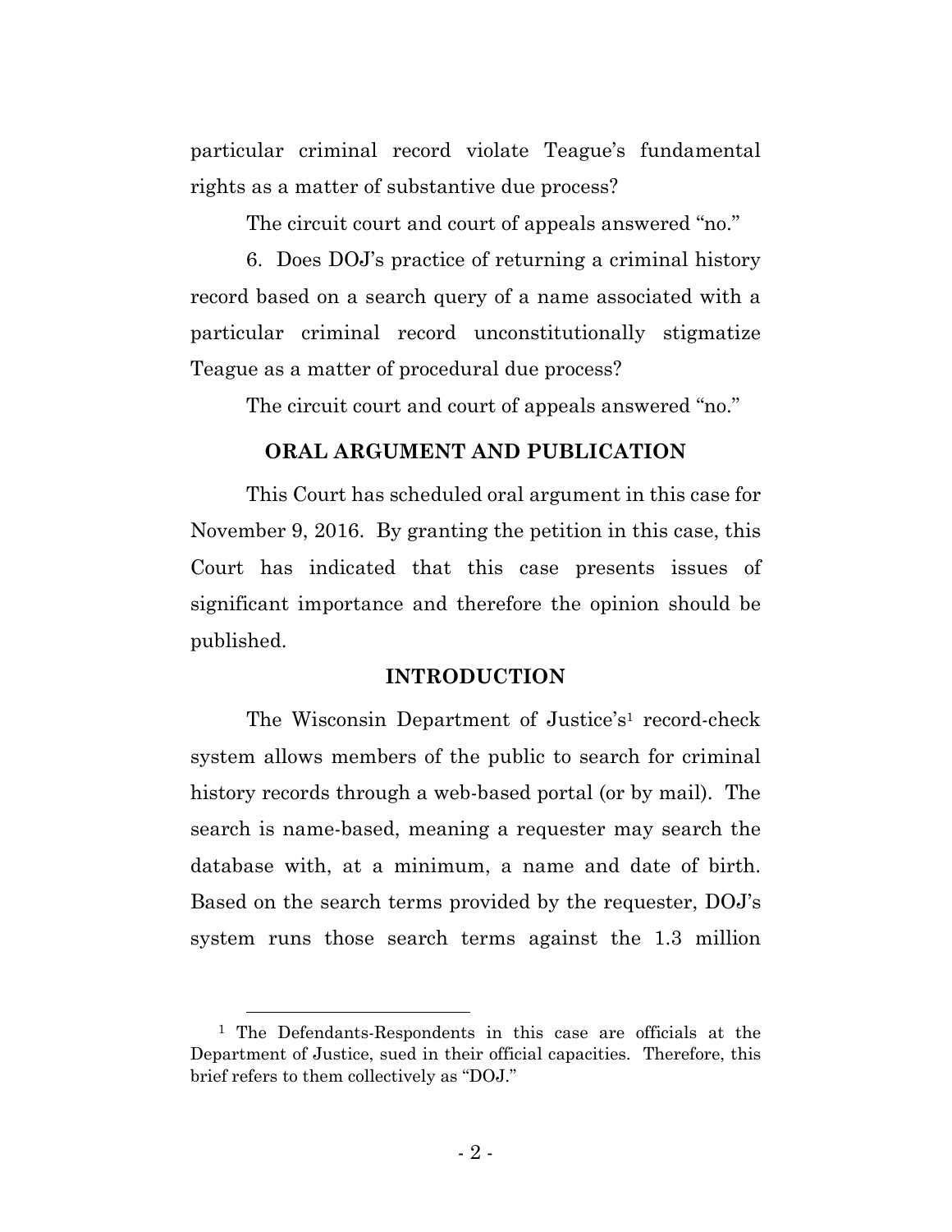particular criminal record violate Teague's fundamental rights as a matter of substantive due process?

The circuit court and court of appeals answered "no."

6. Does DOJ's practice of returning a criminal history record based on a search query of a name associated with a particular criminal record unconstitutionally stigmatize Teague as a matter of procedural due process?

The circuit court and court of appeals answered "no."

## ORAL ARGUMENT AND PUBLICATION

This Court has scheduled oral argument in this case for November 9, 2016. By granting the petition in this case, this Court has indicated that this case presents issues of significant importance and therefore the opinion should be published.

## INTRODUCTION

The Wisconsin Department of Justice's[1] record-check system allows members of the public to search for criminal history records through a web-based portal (or by mail). The search is name-based, meaning a requester may search the database with, at a minimum, a name and date of birth. Based on the search terms provided by the requester, DOJ's system runs those search terms against the 1.3 million

[1] The Defendants-Respondents in this case are officials at the Department of Justice, sued in their official capacities. Therefore, this brief refers to them collectively as "DOJ."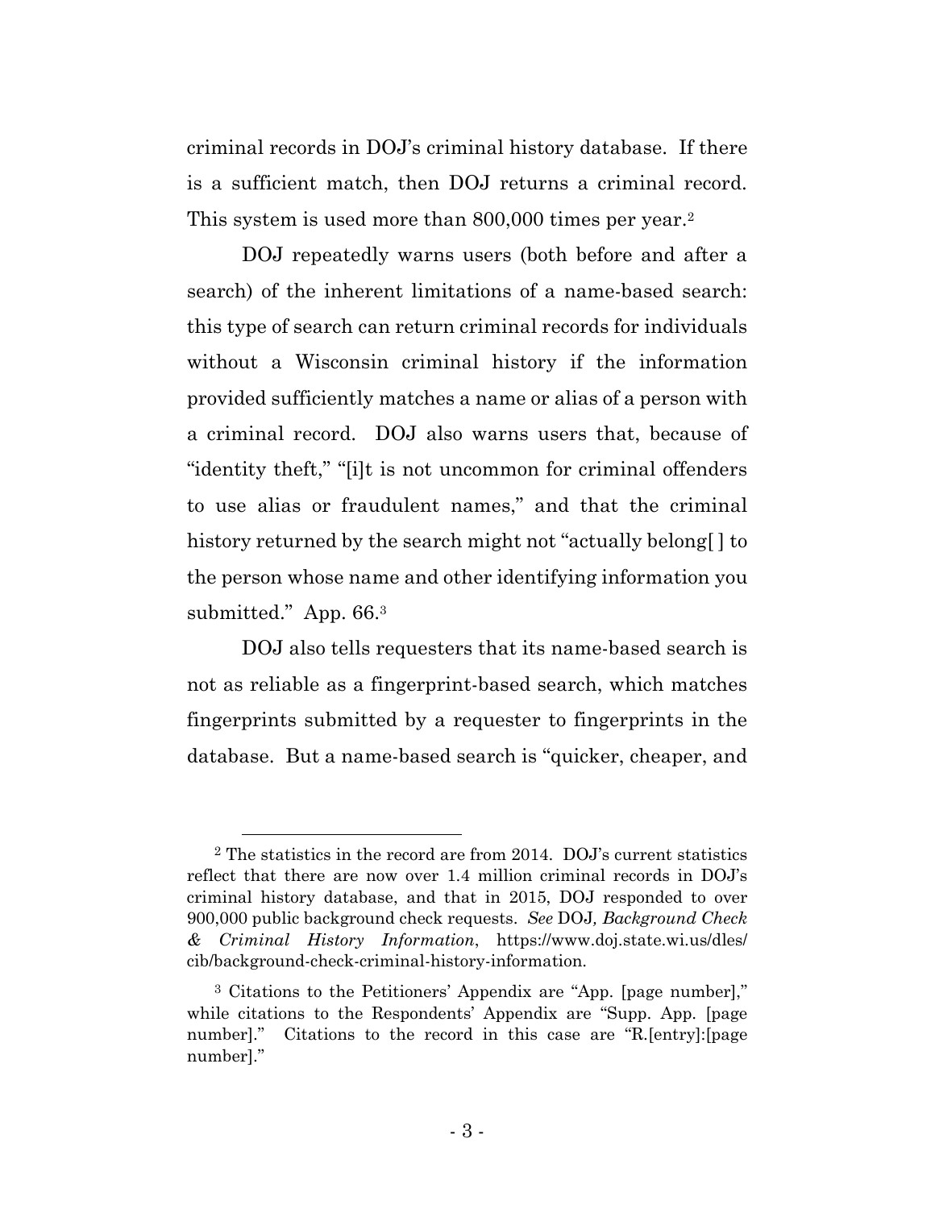criminal records in DOJ's criminal history database. If there is a sufficient match, then DOJ returns a criminal record. This system is used more than 800,000 times per year.[2]

DOJ repeatedly warns users (both before and after a search) of the inherent limitations of a name-based search: this type of search can return criminal records for individuals without a Wisconsin criminal history if the information provided sufficiently matches a name or alias of a person with a criminal record. DOJ also warns users that, because of "identity theft," "[i]t is not uncommon for criminal offenders to use alias or fraudulent names," and that the criminal history returned by the search might not "actually belong[ ] to the person whose name and other identifying information you submitted." App. 66.[3]

DOJ also tells requesters that its name-based search is not as reliable as a fingerprint-based search, which matches fingerprints submitted by a requester to fingerprints in the database. But a name-based search is "quicker, cheaper, and

---

[2] The statistics in the record are from 2014. DOJ's current statistics reflect that there are now over 1.4 million criminal records in DOJ's criminal history database, and that in 2015, DOJ responded to over 900,000 public background check requests. *See* DOJ*, Background Check & Criminal History Information*, https://www.doj.state.wi.us/dles/cib/background-check-criminal-history-information.

[3] Citations to the Petitioners' Appendix are "App. [page number]," while citations to the Respondents' Appendix are "Supp. App. [page number]." Citations to the record in this case are "R.[entry]:[page number]."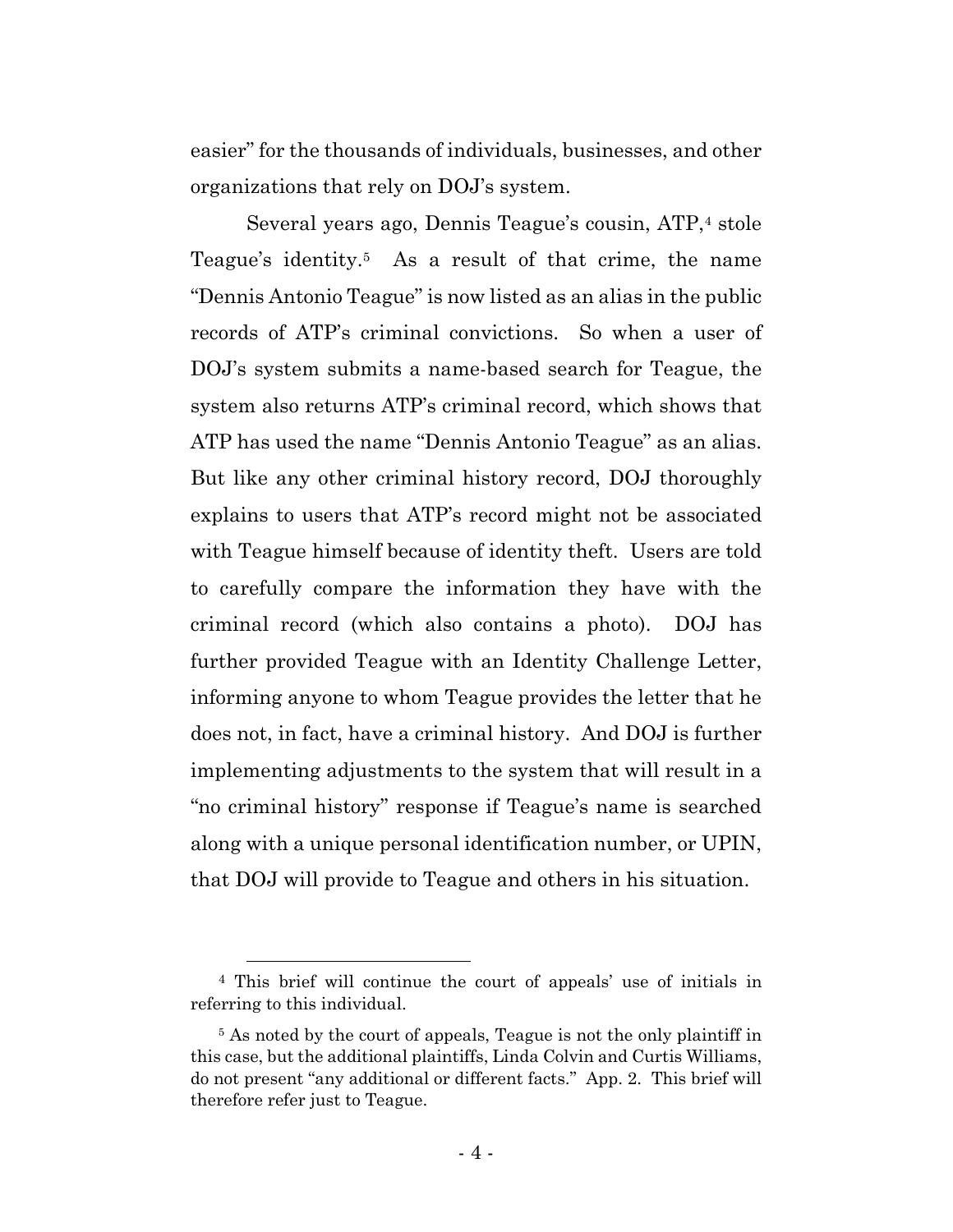easier" for the thousands of individuals, businesses, and other organizations that rely on DOJ's system.

Several years ago, Dennis Teague's cousin, ATP,[4] stole Teague's identity.[5] As a result of that crime, the name "Dennis Antonio Teague" is now listed as an alias in the public records of ATP's criminal convictions. So when a user of DOJ's system submits a name-based search for Teague, the system also returns ATP's criminal record, which shows that ATP has used the name "Dennis Antonio Teague" as an alias. But like any other criminal history record, DOJ thoroughly explains to users that ATP's record might not be associated with Teague himself because of identity theft. Users are told to carefully compare the information they have with the criminal record (which also contains a photo). DOJ has further provided Teague with an Identity Challenge Letter, informing anyone to whom Teague provides the letter that he does not, in fact, have a criminal history. And DOJ is further implementing adjustments to the system that will result in a "no criminal history" response if Teague's name is searched along with a unique personal identification number, or UPIN, that DOJ will provide to Teague and others in his situation.

---

[4] This brief will continue the court of appeals' use of initials in referring to this individual.

[5] As noted by the court of appeals, Teague is not the only plaintiff in this case, but the additional plaintiffs, Linda Colvin and Curtis Williams, do not present "any additional or different facts." App. 2. This brief will therefore refer just to Teague.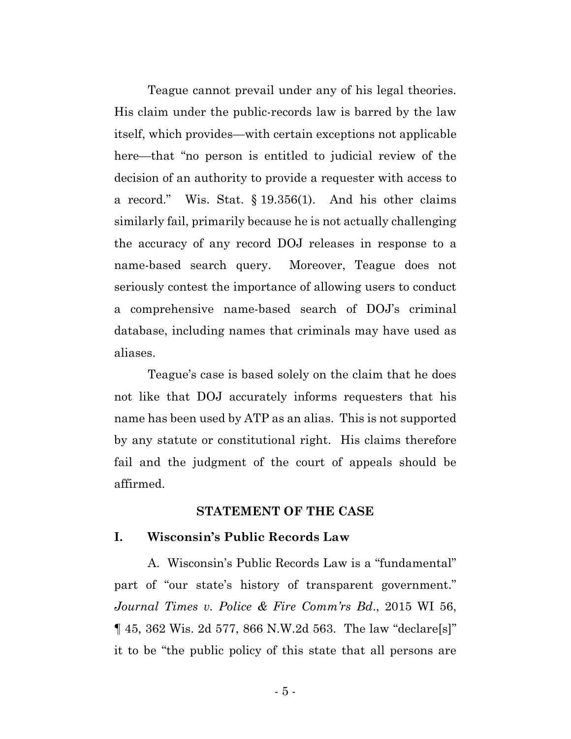Teague cannot prevail under any of his legal theories. His claim under the public-records law is barred by the law itself, which provides—with certain exceptions not applicable here—that "no person is entitled to judicial review of the decision of an authority to provide a requester with access to a record." Wis. Stat. § 19.356(1). And his other claims similarly fail, primarily because he is not actually challenging the accuracy of any record DOJ releases in response to a name-based search query. Moreover, Teague does not seriously contest the importance of allowing users to conduct a comprehensive name-based search of DOJ's criminal database, including names that criminals may have used as aliases.

Teague's case is based solely on the claim that he does not like that DOJ accurately informs requesters that his name has been used by ATP as an alias. This is not supported by any statute or constitutional right. His claims therefore fail and the judgment of the court of appeals should be affirmed.

## STATEMENT OF THE CASE

### I. Wisconsin's Public Records Law

A. Wisconsin's Public Records Law is a "fundamental" part of "our state's history of transparent government." *Journal Times v. Police & Fire Comm'rs Bd.*, 2015 WI 56, ¶ 45, 362 Wis. 2d 577, 866 N.W.2d 563. The law "declare[s]" it to be "the public policy of this state that all persons are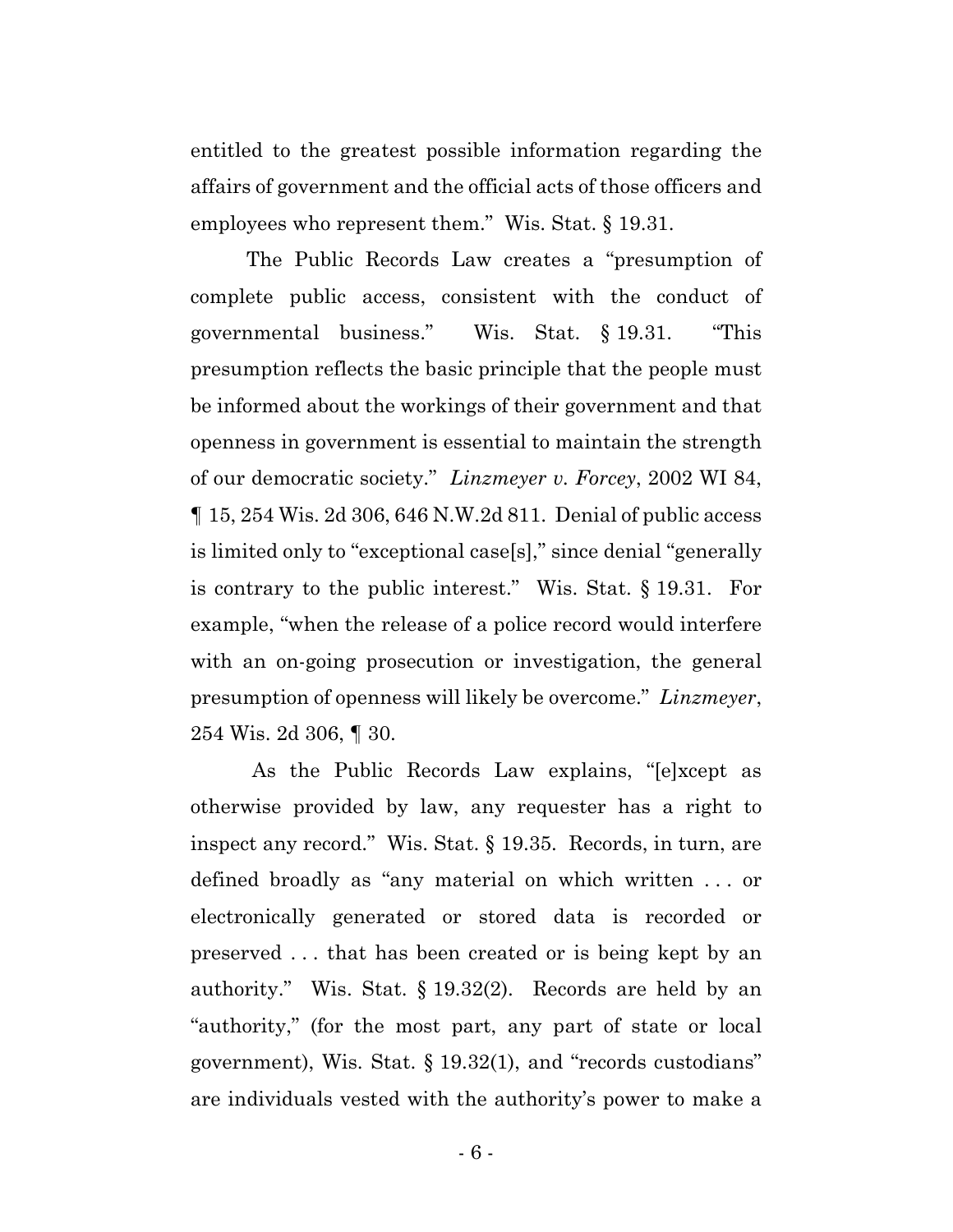entitled to the greatest possible information regarding the affairs of government and the official acts of those officers and employees who represent them." Wis. Stat. § 19.31.

The Public Records Law creates a "presumption of complete public access, consistent with the conduct of governmental business." Wis. Stat. § 19.31. "This presumption reflects the basic principle that the people must be informed about the workings of their government and that openness in government is essential to maintain the strength of our democratic society." *Linzmeyer v. Forcey*, 2002 WI 84, ¶ 15, 254 Wis. 2d 306, 646 N.W.2d 811. Denial of public access is limited only to "exceptional case[s]," since denial "generally is contrary to the public interest." Wis. Stat. § 19.31. For example, "when the release of a police record would interfere with an on-going prosecution or investigation, the general presumption of openness will likely be overcome." *Linzmeyer*, 254 Wis. 2d 306, ¶ 30.

As the Public Records Law explains, "[e]xcept as otherwise provided by law, any requester has a right to inspect any record." Wis. Stat. § 19.35. Records, in turn, are defined broadly as "any material on which written . . . or electronically generated or stored data is recorded or preserved . . . that has been created or is being kept by an authority." Wis. Stat. § 19.32(2). Records are held by an "authority," (for the most part, any part of state or local government), Wis. Stat. § 19.32(1), and "records custodians" are individuals vested with the authority's power to make a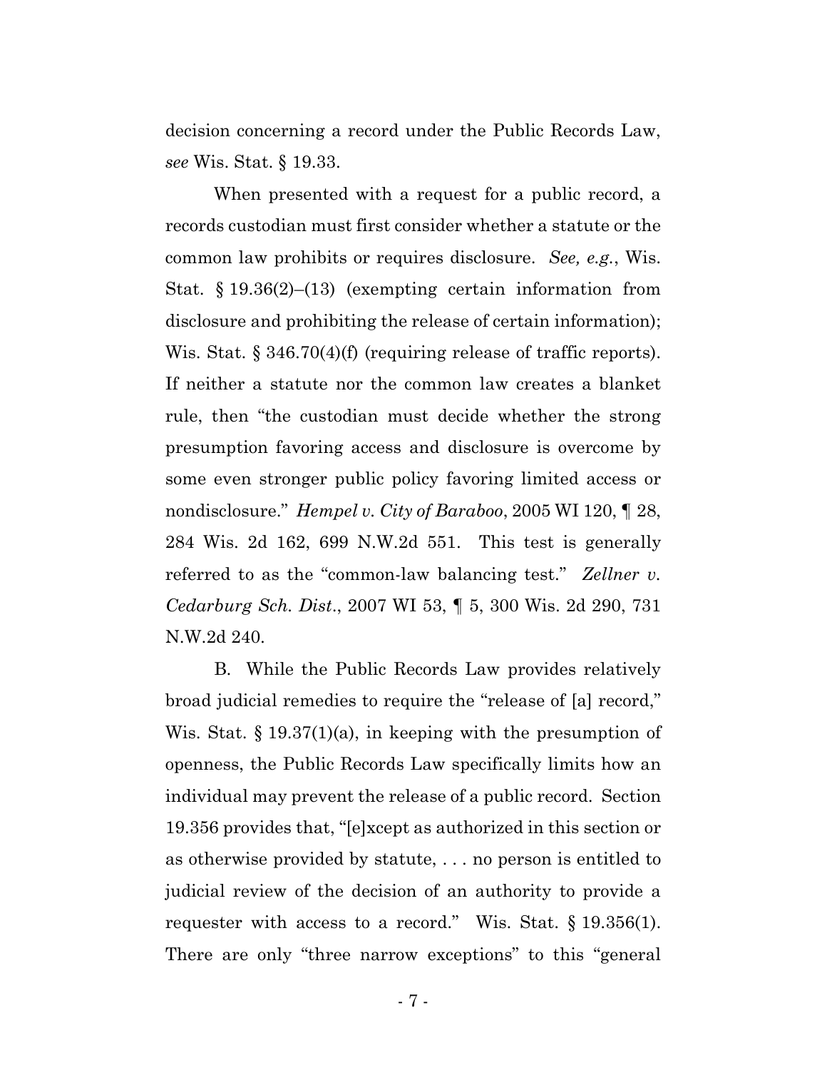decision concerning a record under the Public Records Law, *see* Wis. Stat. § 19.33.

When presented with a request for a public record, a records custodian must first consider whether a statute or the common law prohibits or requires disclosure. *See, e.g.*, Wis. Stat. § 19.36(2)–(13) (exempting certain information from disclosure and prohibiting the release of certain information); Wis. Stat. § 346.70(4)(f) (requiring release of traffic reports). If neither a statute nor the common law creates a blanket rule, then "the custodian must decide whether the strong presumption favoring access and disclosure is overcome by some even stronger public policy favoring limited access or nondisclosure." *Hempel v. City of Baraboo*, 2005 WI 120, ¶ 28, 284 Wis. 2d 162, 699 N.W.2d 551. This test is generally referred to as the "common-law balancing test." *Zellner v. Cedarburg Sch. Dist.*, 2007 WI 53, ¶ 5, 300 Wis. 2d 290, 731 N.W.2d 240.

B. While the Public Records Law provides relatively broad judicial remedies to require the "release of [a] record," Wis. Stat. § 19.37(1)(a), in keeping with the presumption of openness, the Public Records Law specifically limits how an individual may prevent the release of a public record. Section 19.356 provides that, "[e]xcept as authorized in this section or as otherwise provided by statute, . . . no person is entitled to judicial review of the decision of an authority to provide a requester with access to a record." Wis. Stat. § 19.356(1). There are only "three narrow exceptions" to this "general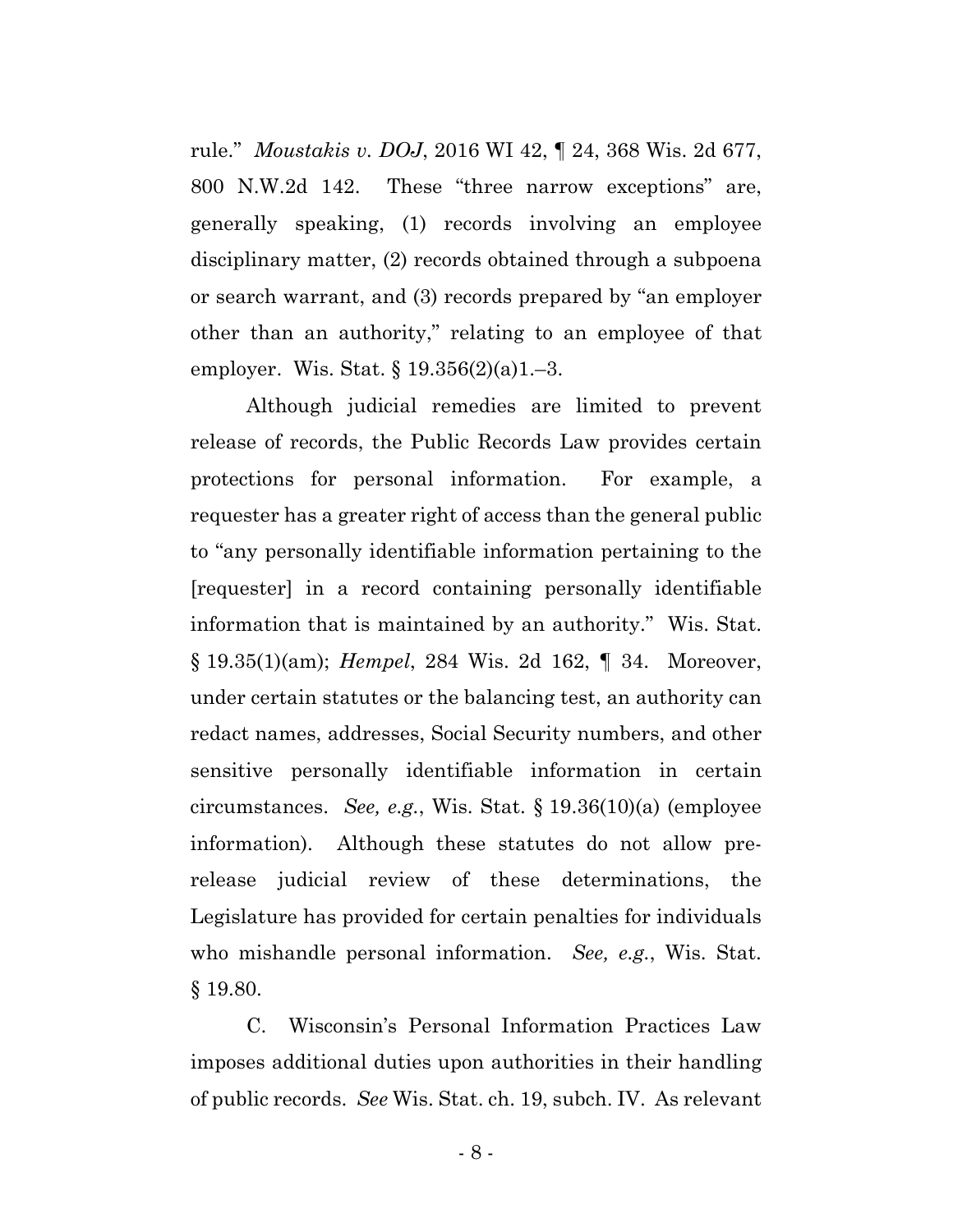rule." *Moustakis v. DOJ*, 2016 WI 42, ¶ 24, 368 Wis. 2d 677, 800 N.W.2d 142. These "three narrow exceptions" are, generally speaking, (1) records involving an employee disciplinary matter, (2) records obtained through a subpoena or search warrant, and (3) records prepared by "an employer other than an authority," relating to an employee of that employer. Wis. Stat. § 19.356(2)(a)1.–3.

Although judicial remedies are limited to prevent release of records, the Public Records Law provides certain protections for personal information. For example, a requester has a greater right of access than the general public to "any personally identifiable information pertaining to the [requester] in a record containing personally identifiable information that is maintained by an authority." Wis. Stat. § 19.35(1)(am); *Hempel*, 284 Wis. 2d 162, ¶ 34. Moreover, under certain statutes or the balancing test, an authority can redact names, addresses, Social Security numbers, and other sensitive personally identifiable information in certain circumstances. *See, e.g.*, Wis. Stat. § 19.36(10)(a) (employee information). Although these statutes do not allow pre-release judicial review of these determinations, the Legislature has provided for certain penalties for individuals who mishandle personal information. *See, e.g.*, Wis. Stat. § 19.80.

C. Wisconsin's Personal Information Practices Law imposes additional duties upon authorities in their handling of public records. *See* Wis. Stat. ch. 19, subch. IV. As relevant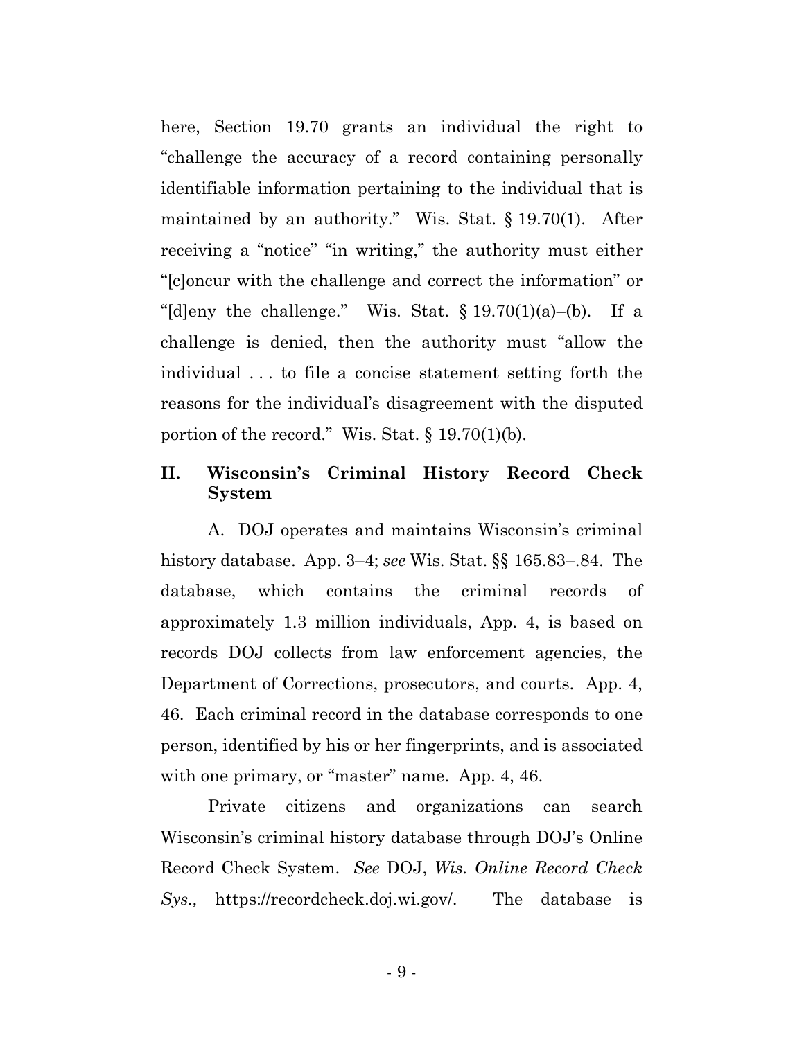here, Section 19.70 grants an individual the right to "challenge the accuracy of a record containing personally identifiable information pertaining to the individual that is maintained by an authority." Wis. Stat. § 19.70(1). After receiving a "notice" "in writing," the authority must either "[c]oncur with the challenge and correct the information" or "[d]eny the challenge." Wis. Stat. § 19.70(1)(a)–(b). If a challenge is denied, then the authority must "allow the individual . . . to file a concise statement setting forth the reasons for the individual's disagreement with the disputed portion of the record." Wis. Stat. § 19.70(1)(b).

## II. Wisconsin's Criminal History Record Check System

A. DOJ operates and maintains Wisconsin's criminal history database. App. 3–4; *see* Wis. Stat. §§ 165.83–.84. The database, which contains the criminal records of approximately 1.3 million individuals, App. 4, is based on records DOJ collects from law enforcement agencies, the Department of Corrections, prosecutors, and courts. App. 4, 46. Each criminal record in the database corresponds to one person, identified by his or her fingerprints, and is associated with one primary, or "master" name. App. 4, 46.

Private citizens and organizations can search Wisconsin's criminal history database through DOJ's Online Record Check System. *See* DOJ, *Wis. Online Record Check Sys.,* https://recordcheck.doj.wi.gov/. The database is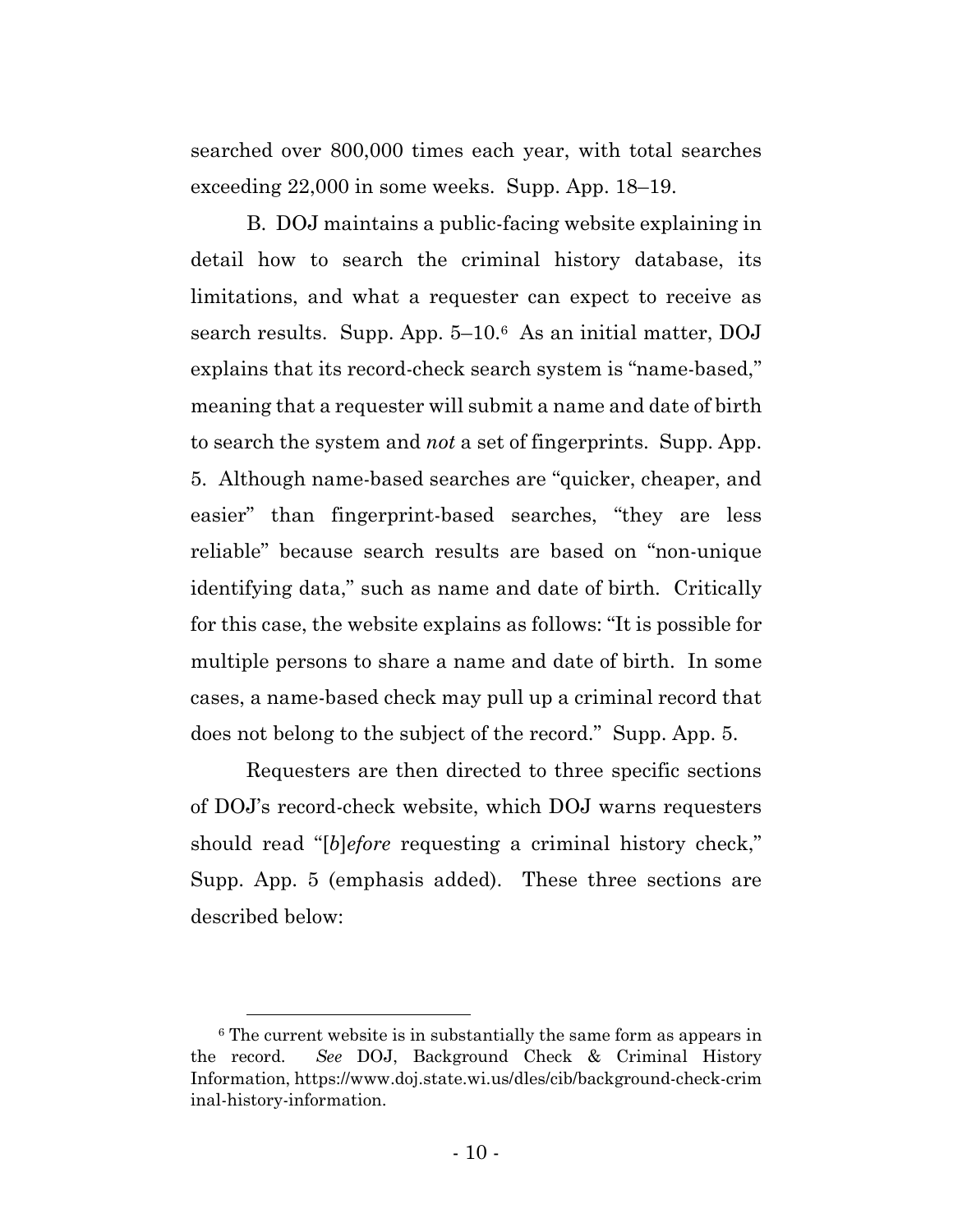searched over 800,000 times each year, with total searches exceeding 22,000 in some weeks. Supp. App. 18–19.

B. DOJ maintains a public-facing website explaining in detail how to search the criminal history database, its limitations, and what a requester can expect to receive as search results. Supp. App. 5–10.[6] As an initial matter, DOJ explains that its record-check search system is "name-based," meaning that a requester will submit a name and date of birth to search the system and *not* a set of fingerprints. Supp. App. 5. Although name-based searches are "quicker, cheaper, and easier" than fingerprint-based searches, "they are less reliable" because search results are based on "non-unique identifying data," such as name and date of birth. Critically for this case, the website explains as follows: "It is possible for multiple persons to share a name and date of birth. In some cases, a name-based check may pull up a criminal record that does not belong to the subject of the record." Supp. App. 5.

Requesters are then directed to three specific sections of DOJ's record-check website, which DOJ warns requesters should read "[*b*]*efore* requesting a criminal history check," Supp. App. 5 (emphasis added). These three sections are described below:

---

[6] The current website is in substantially the same form as appears in the record. *See* DOJ, Background Check & Criminal History Information, https://www.doj.state.wi.us/dles/cib/background-check-criminal-history-information.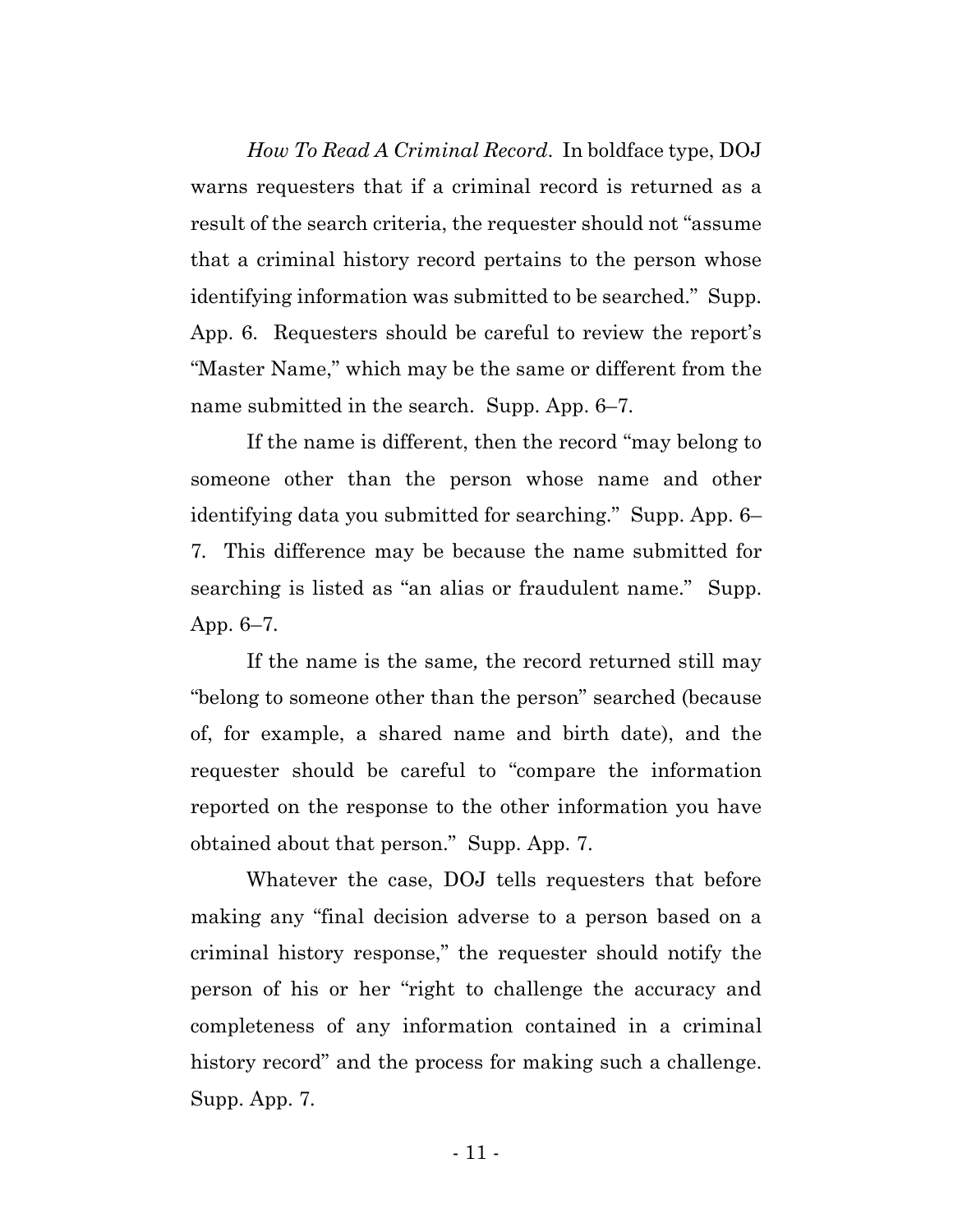*How To Read A Criminal Record*. In boldface type, DOJ warns requesters that if a criminal record is returned as a result of the search criteria, the requester should not "assume that a criminal history record pertains to the person whose identifying information was submitted to be searched." Supp. App. 6. Requesters should be careful to review the report's "Master Name," which may be the same or different from the name submitted in the search. Supp. App. 6–7.

If the name is different, then the record "may belong to someone other than the person whose name and other identifying data you submitted for searching." Supp. App. 6–7. This difference may be because the name submitted for searching is listed as "an alias or fraudulent name." Supp. App. 6–7.

If the name is the same*,* the record returned still may "belong to someone other than the person" searched (because of, for example, a shared name and birth date), and the requester should be careful to "compare the information reported on the response to the other information you have obtained about that person." Supp. App. 7.

Whatever the case, DOJ tells requesters that before making any "final decision adverse to a person based on a criminal history response," the requester should notify the person of his or her "right to challenge the accuracy and completeness of any information contained in a criminal history record" and the process for making such a challenge. Supp. App. 7.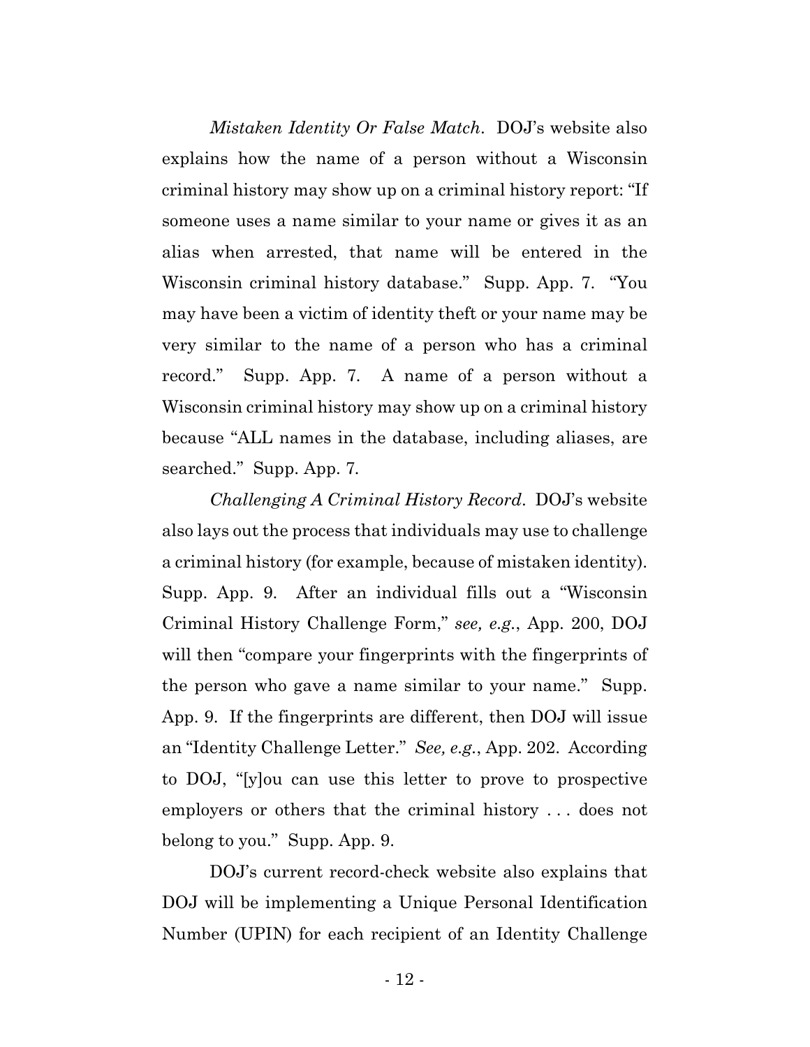*Mistaken Identity Or False Match*. DOJ's website also explains how the name of a person without a Wisconsin criminal history may show up on a criminal history report: "If someone uses a name similar to your name or gives it as an alias when arrested, that name will be entered in the Wisconsin criminal history database." Supp. App. 7. "You may have been a victim of identity theft or your name may be very similar to the name of a person who has a criminal record." Supp. App. 7. A name of a person without a Wisconsin criminal history may show up on a criminal history because "ALL names in the database, including aliases, are searched." Supp. App. 7.

*Challenging A Criminal History Record*. DOJ's website also lays out the process that individuals may use to challenge a criminal history (for example, because of mistaken identity). Supp. App. 9. After an individual fills out a "Wisconsin Criminal History Challenge Form," *see, e.g.*, App. 200, DOJ will then "compare your fingerprints with the fingerprints of the person who gave a name similar to your name." Supp. App. 9. If the fingerprints are different, then DOJ will issue an "Identity Challenge Letter." *See, e.g.*, App. 202. According to DOJ, "[y]ou can use this letter to prove to prospective employers or others that the criminal history . . . does not belong to you." Supp. App. 9.

DOJ's current record-check website also explains that DOJ will be implementing a Unique Personal Identification Number (UPIN) for each recipient of an Identity Challenge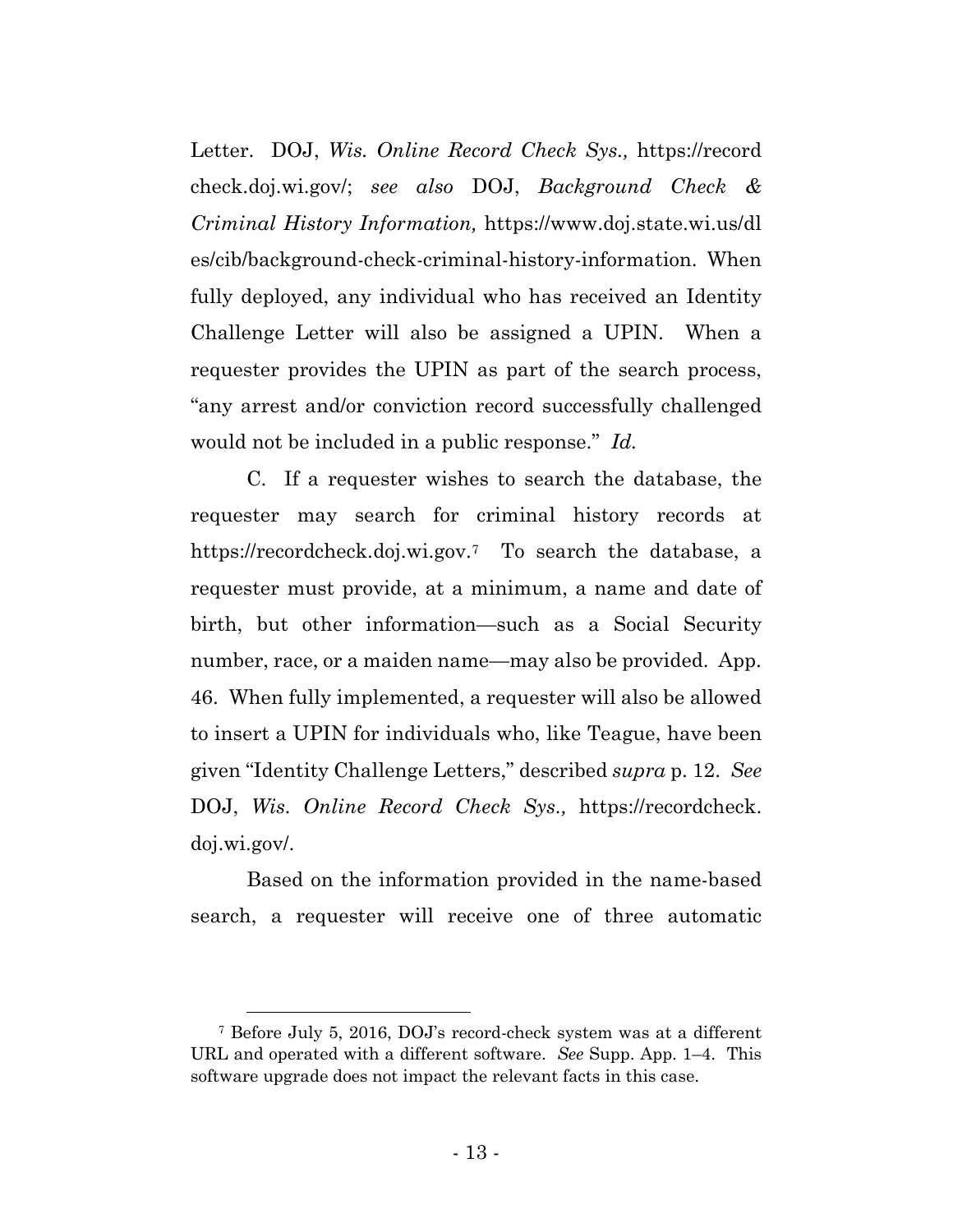Letter. DOJ, *Wis. Online Record Check Sys.,* https://recordcheck.doj.wi.gov/; *see also* DOJ, *Background Check & Criminal History Information,* https://www.doj.state.wi.us/dles/cib/background-check-criminal-history-information. When fully deployed, any individual who has received an Identity Challenge Letter will also be assigned a UPIN. When a requester provides the UPIN as part of the search process, "any arrest and/or conviction record successfully challenged would not be included in a public response." *Id.*

C. If a requester wishes to search the database, the requester may search for criminal history records at https://recordcheck.doj.wi.gov.[7] To search the database, a requester must provide, at a minimum, a name and date of birth, but other information—such as a Social Security number, race, or a maiden name—may also be provided. App. 46. When fully implemented, a requester will also be allowed to insert a UPIN for individuals who, like Teague, have been given "Identity Challenge Letters," described *supra* p. 12. *See* DOJ, *Wis. Online Record Check Sys.,* https://recordcheck.doj.wi.gov/.

Based on the information provided in the name-based search, a requester will receive one of three automatic

---

[7] Before July 5, 2016, DOJ's record-check system was at a different URL and operated with a different software. *See* Supp. App. 1–4. This software upgrade does not impact the relevant facts in this case.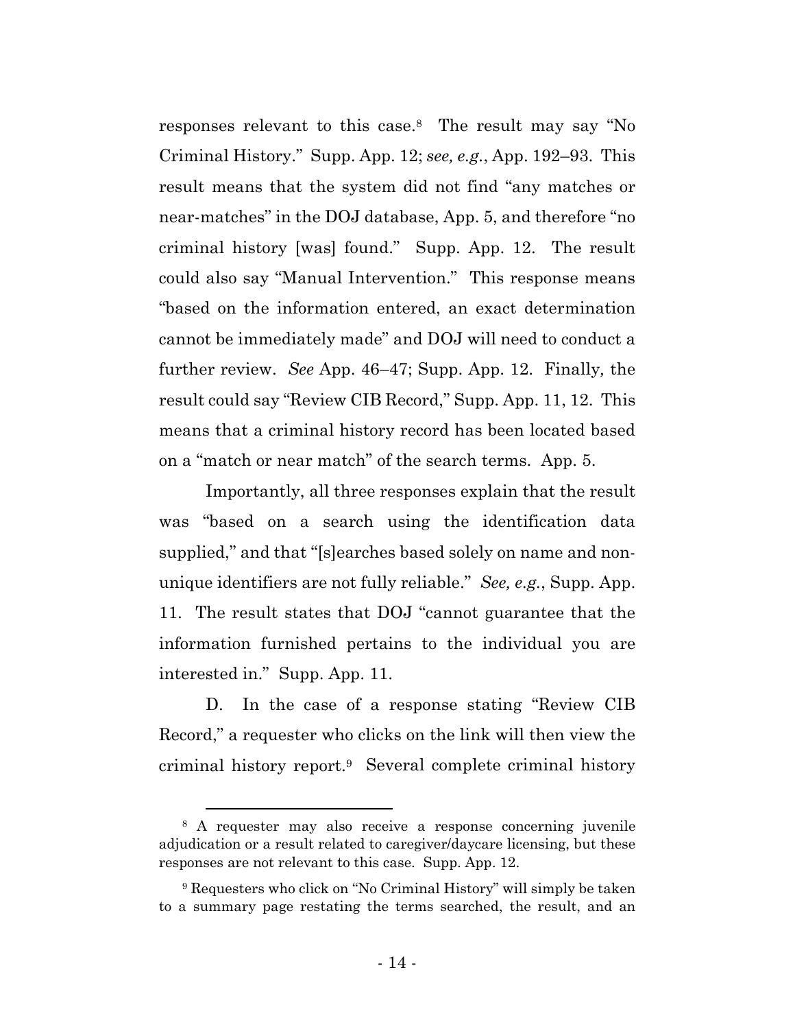responses relevant to this case.[8] The result may say "No Criminal History." Supp. App. 12; *see, e.g.*, App. 192–93. This result means that the system did not find "any matches or near-matches" in the DOJ database, App. 5, and therefore "no criminal history [was] found." Supp. App. 12. The result could also say "Manual Intervention." This response means "based on the information entered, an exact determination cannot be immediately made" and DOJ will need to conduct a further review. *See* App. 46–47; Supp. App. 12. Finally, the result could say "Review CIB Record," Supp. App. 11, 12. This means that a criminal history record has been located based on a "match or near match" of the search terms. App. 5.

Importantly, all three responses explain that the result was "based on a search using the identification data supplied," and that "[s]earches based solely on name and non-unique identifiers are not fully reliable." *See, e.g.*, Supp. App. 11. The result states that DOJ "cannot guarantee that the information furnished pertains to the individual you are interested in." Supp. App. 11.

D. In the case of a response stating "Review CIB Record," a requester who clicks on the link will then view the criminal history report.[9] Several complete criminal history

---

[8] A requester may also receive a response concerning juvenile adjudication or a result related to caregiver/daycare licensing, but these responses are not relevant to this case. Supp. App. 12.

[9] Requesters who click on "No Criminal History" will simply be taken to a summary page restating the terms searched, the result, and an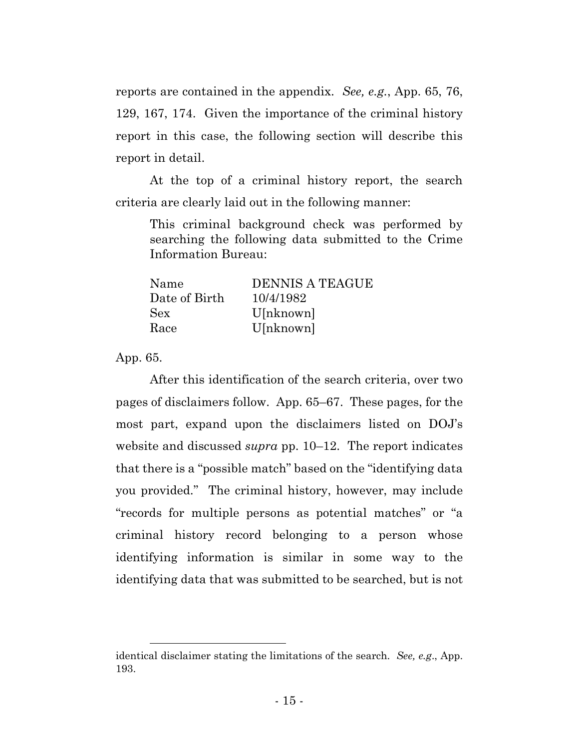reports are contained in the appendix. *See, e.g.*, App. 65, 76, 129, 167, 174. Given the importance of the criminal history report in this case, the following section will describe this report in detail.

At the top of a criminal history report, the search criteria are clearly laid out in the following manner:

> This criminal background check was performed by searching the following data submitted to the Crime Information Bureau:
>
> | | |
> |---|---|
> | Name | DENNIS A TEAGUE |
> | Date of Birth | 10/4/1982 |
> | Sex | U[nknown] |
> | Race | U[nknown] |

App. 65.

After this identification of the search criteria, over two pages of disclaimers follow. App. 65–67. These pages, for the most part, expand upon the disclaimers listed on DOJ's website and discussed *supra* pp. 10–12. The report indicates that there is a "possible match" based on the "identifying data you provided." The criminal history, however, may include "records for multiple persons as potential matches" or "a criminal history record belonging to a person whose identifying information is similar in some way to the identifying data that was submitted to be searched, but is not

---

identical disclaimer stating the limitations of the search. *See, e.g.*, App. 193.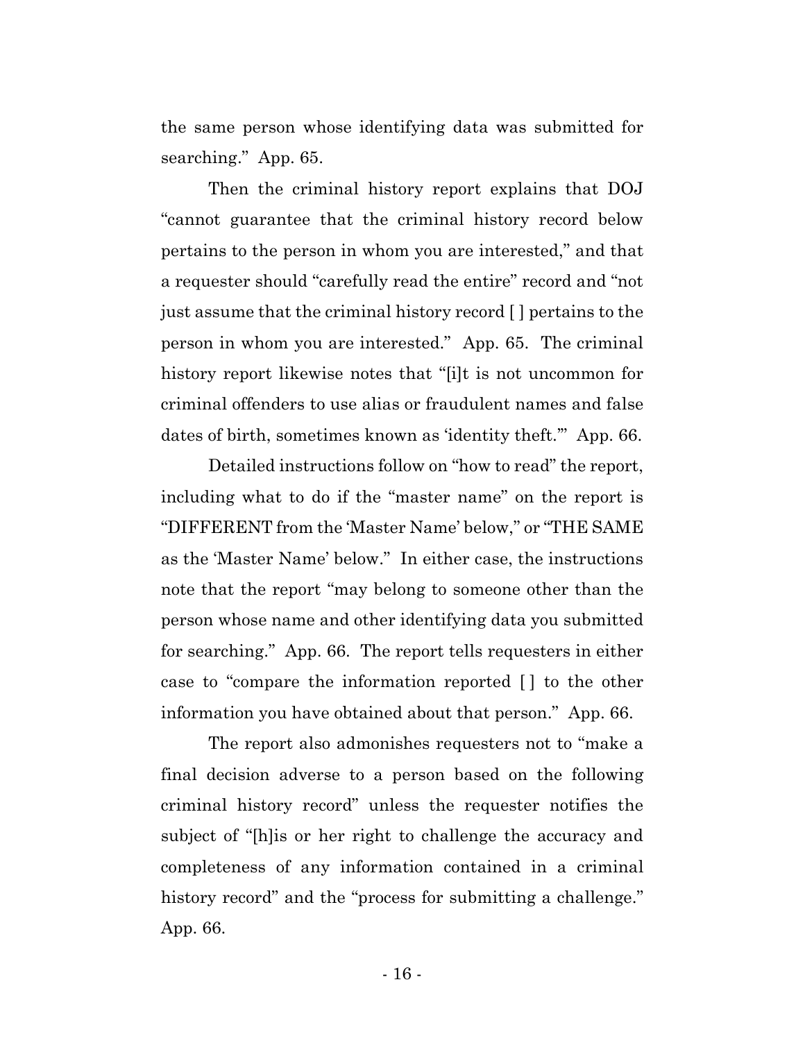the same person whose identifying data was submitted for searching." App. 65.

Then the criminal history report explains that DOJ "cannot guarantee that the criminal history record below pertains to the person in whom you are interested," and that a requester should "carefully read the entire" record and "not just assume that the criminal history record [ ] pertains to the person in whom you are interested." App. 65. The criminal history report likewise notes that "[i]t is not uncommon for criminal offenders to use alias or fraudulent names and false dates of birth, sometimes known as 'identity theft.'" App. 66.

Detailed instructions follow on "how to read" the report, including what to do if the "master name" on the report is "DIFFERENT from the 'Master Name' below," or "THE SAME as the 'Master Name' below." In either case, the instructions note that the report "may belong to someone other than the person whose name and other identifying data you submitted for searching." App. 66. The report tells requesters in either case to "compare the information reported [ ] to the other information you have obtained about that person." App. 66.

The report also admonishes requesters not to "make a final decision adverse to a person based on the following criminal history record" unless the requester notifies the subject of "[h]is or her right to challenge the accuracy and completeness of any information contained in a criminal history record" and the "process for submitting a challenge." App. 66.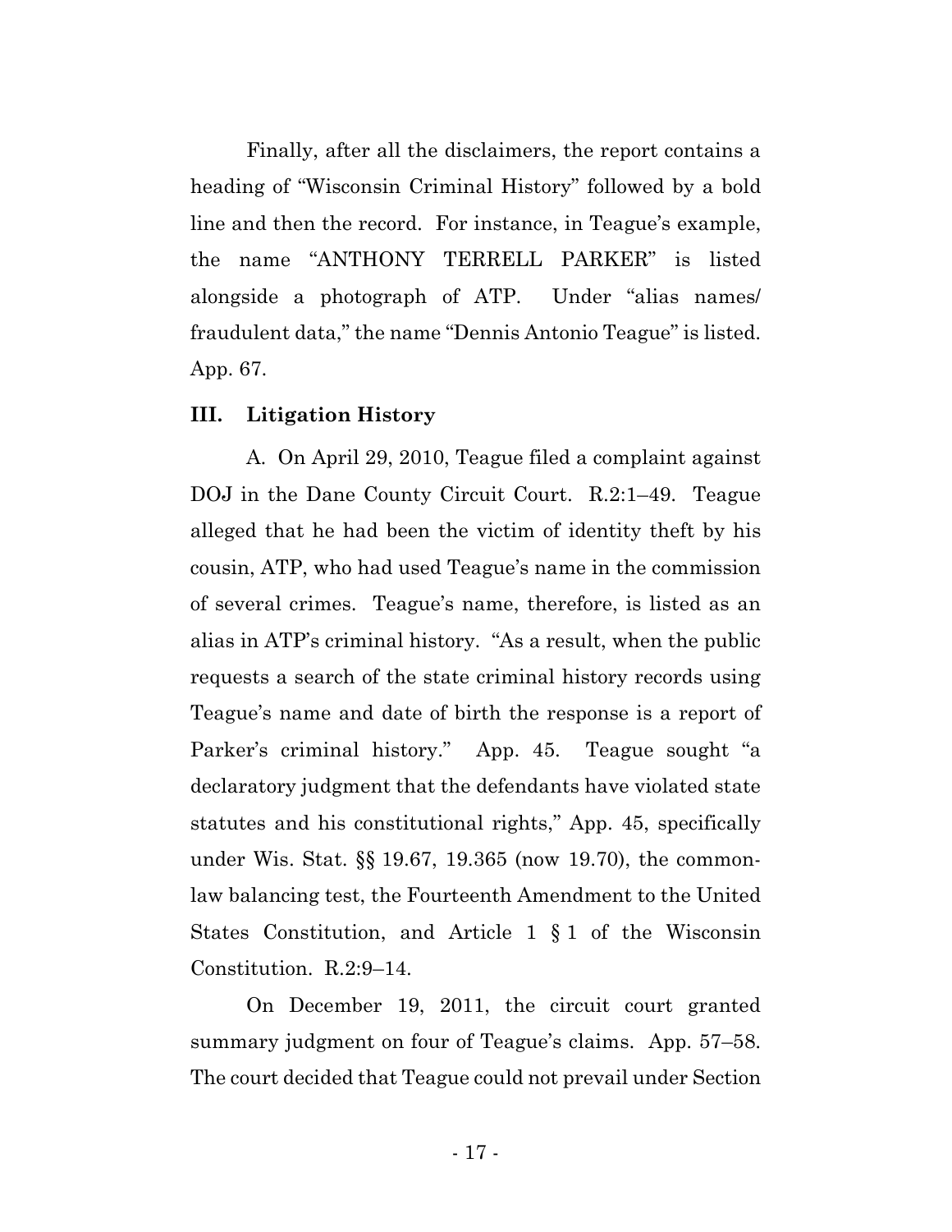Finally, after all the disclaimers, the report contains a heading of "Wisconsin Criminal History" followed by a bold line and then the record. For instance, in Teague's example, the name "ANTHONY TERRELL PARKER" is listed alongside a photograph of ATP. Under "alias names/ fraudulent data," the name "Dennis Antonio Teague" is listed. App. 67.

### III. Litigation History

A. On April 29, 2010, Teague filed a complaint against DOJ in the Dane County Circuit Court. R.2:1–49. Teague alleged that he had been the victim of identity theft by his cousin, ATP, who had used Teague's name in the commission of several crimes. Teague's name, therefore, is listed as an alias in ATP's criminal history. "As a result, when the public requests a search of the state criminal history records using Teague's name and date of birth the response is a report of Parker's criminal history." App. 45. Teague sought "a declaratory judgment that the defendants have violated state statutes and his constitutional rights," App. 45, specifically under Wis. Stat. §§ 19.67, 19.365 (now 19.70), the common-law balancing test, the Fourteenth Amendment to the United States Constitution, and Article 1 § 1 of the Wisconsin Constitution. R.2:9–14.

On December 19, 2011, the circuit court granted summary judgment on four of Teague's claims. App. 57–58. The court decided that Teague could not prevail under Section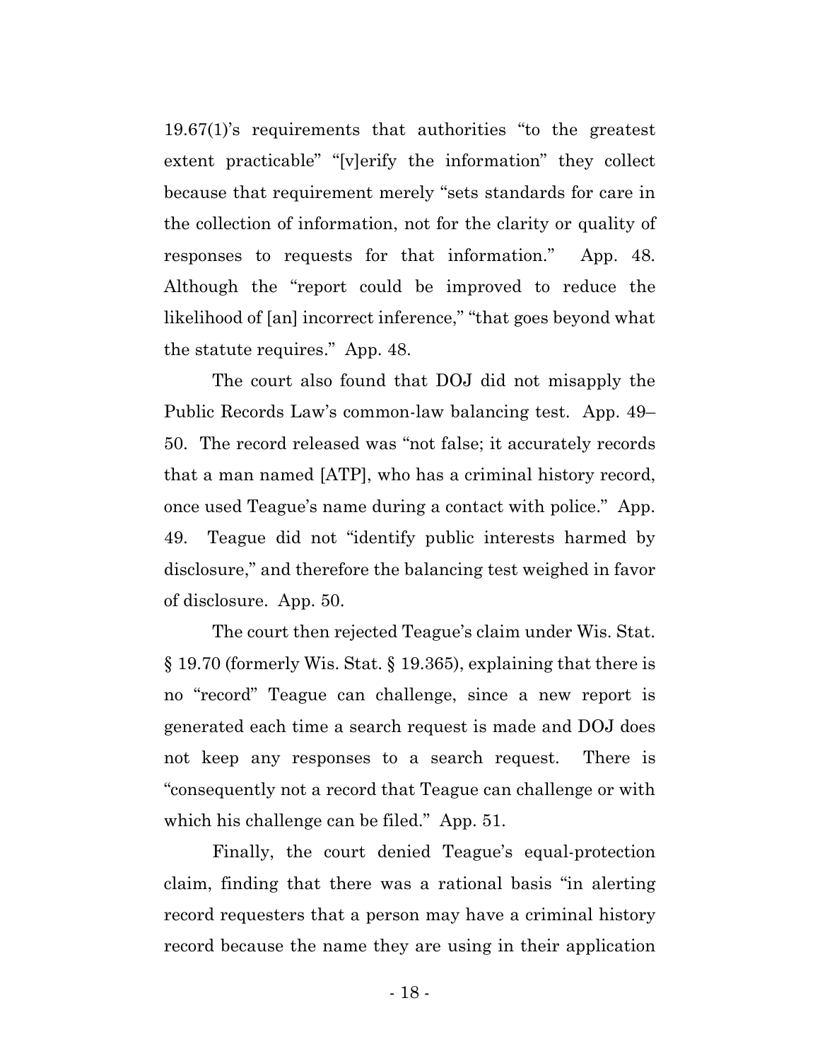19.67(1)'s requirements that authorities "to the greatest extent practicable" "[v]erify the information" they collect because that requirement merely "sets standards for care in the collection of information, not for the clarity or quality of responses to requests for that information." App. 48. Although the "report could be improved to reduce the likelihood of [an] incorrect inference," "that goes beyond what the statute requires." App. 48.

The court also found that DOJ did not misapply the Public Records Law's common-law balancing test. App. 49–50. The record released was "not false; it accurately records that a man named [ATP], who has a criminal history record, once used Teague's name during a contact with police." App. 49. Teague did not "identify public interests harmed by disclosure," and therefore the balancing test weighed in favor of disclosure. App. 50.

The court then rejected Teague's claim under Wis. Stat. § 19.70 (formerly Wis. Stat. § 19.365), explaining that there is no "record" Teague can challenge, since a new report is generated each time a search request is made and DOJ does not keep any responses to a search request. There is "consequently not a record that Teague can challenge or with which his challenge can be filed." App. 51.

Finally, the court denied Teague's equal-protection claim, finding that there was a rational basis "in alerting record requesters that a person may have a criminal history record because the name they are using in their application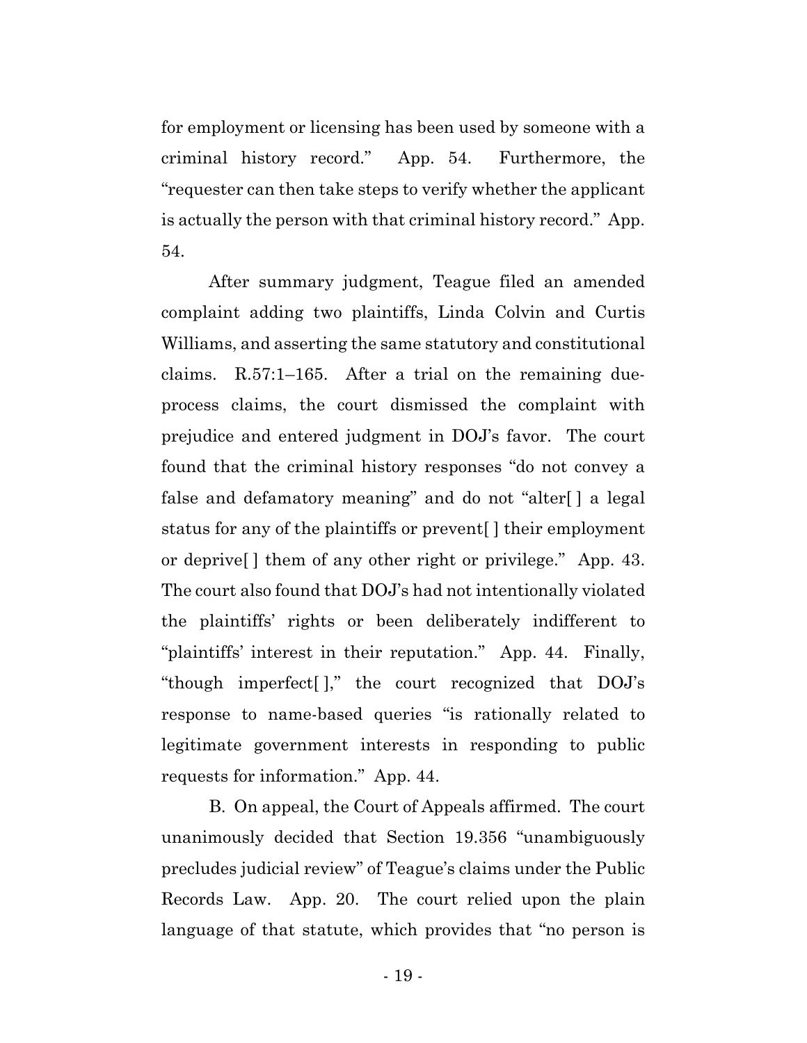for employment or licensing has been used by someone with a criminal history record." App. 54. Furthermore, the "requester can then take steps to verify whether the applicant is actually the person with that criminal history record." App. 54.

After summary judgment, Teague filed an amended complaint adding two plaintiffs, Linda Colvin and Curtis Williams, and asserting the same statutory and constitutional claims. R.57:1–165. After a trial on the remaining due-process claims, the court dismissed the complaint with prejudice and entered judgment in DOJ's favor. The court found that the criminal history responses "do not convey a false and defamatory meaning" and do not "alter[ ] a legal status for any of the plaintiffs or prevent[ ] their employment or deprive[ ] them of any other right or privilege." App. 43. The court also found that DOJ's had not intentionally violated the plaintiffs' rights or been deliberately indifferent to "plaintiffs' interest in their reputation." App. 44. Finally, "though imperfect[ ]," the court recognized that DOJ's response to name-based queries "is rationally related to legitimate government interests in responding to public requests for information." App. 44.

B. On appeal, the Court of Appeals affirmed. The court unanimously decided that Section 19.356 "unambiguously precludes judicial review" of Teague's claims under the Public Records Law. App. 20. The court relied upon the plain language of that statute, which provides that "no person is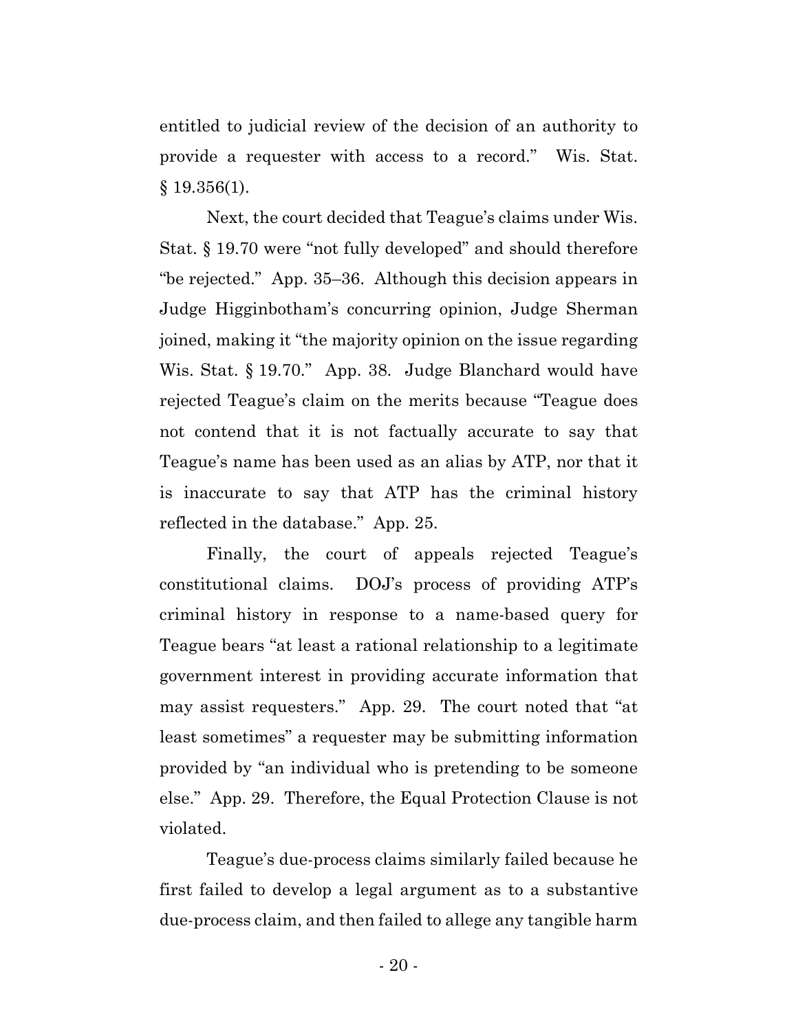entitled to judicial review of the decision of an authority to provide a requester with access to a record." Wis. Stat. § 19.356(1).

Next, the court decided that Teague's claims under Wis. Stat. § 19.70 were "not fully developed" and should therefore "be rejected." App. 35–36. Although this decision appears in Judge Higginbotham's concurring opinion, Judge Sherman joined, making it "the majority opinion on the issue regarding Wis. Stat. § 19.70." App. 38. Judge Blanchard would have rejected Teague's claim on the merits because "Teague does not contend that it is not factually accurate to say that Teague's name has been used as an alias by ATP, nor that it is inaccurate to say that ATP has the criminal history reflected in the database." App. 25.

Finally, the court of appeals rejected Teague's constitutional claims. DOJ's process of providing ATP's criminal history in response to a name-based query for Teague bears "at least a rational relationship to a legitimate government interest in providing accurate information that may assist requesters." App. 29. The court noted that "at least sometimes" a requester may be submitting information provided by "an individual who is pretending to be someone else." App. 29. Therefore, the Equal Protection Clause is not violated.

Teague's due-process claims similarly failed because he first failed to develop a legal argument as to a substantive due-process claim, and then failed to allege any tangible harm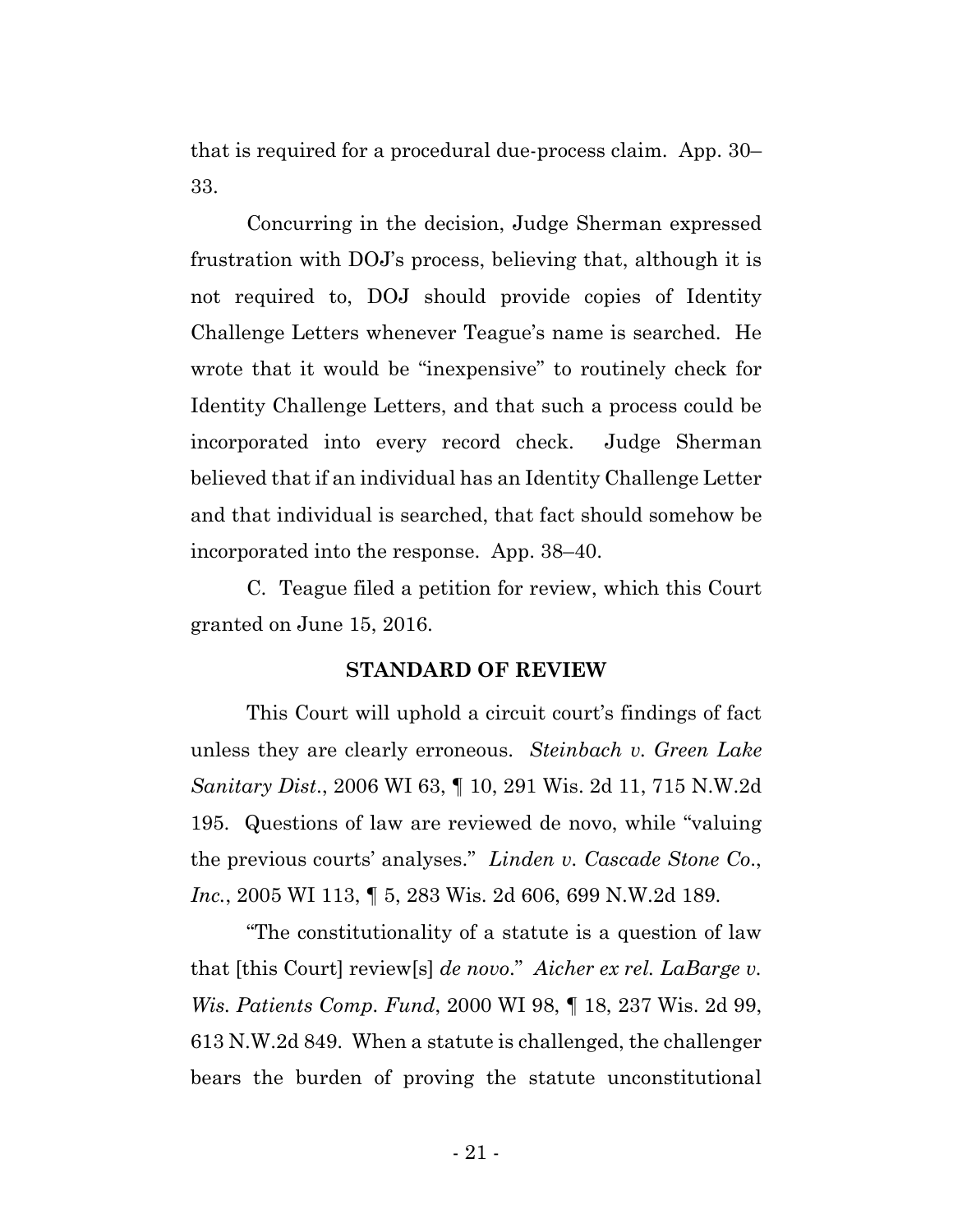that is required for a procedural due-process claim. App. 30–33.

Concurring in the decision, Judge Sherman expressed frustration with DOJ's process, believing that, although it is not required to, DOJ should provide copies of Identity Challenge Letters whenever Teague's name is searched. He wrote that it would be "inexpensive" to routinely check for Identity Challenge Letters, and that such a process could be incorporated into every record check. Judge Sherman believed that if an individual has an Identity Challenge Letter and that individual is searched, that fact should somehow be incorporated into the response. App. 38–40.

C. Teague filed a petition for review, which this Court granted on June 15, 2016.

## STANDARD OF REVIEW

This Court will uphold a circuit court's findings of fact unless they are clearly erroneous. *Steinbach v. Green Lake Sanitary Dist.*, 2006 WI 63, ¶ 10, 291 Wis. 2d 11, 715 N.W.2d 195. Questions of law are reviewed de novo, while "valuing the previous courts' analyses." *Linden v. Cascade Stone Co., Inc.*, 2005 WI 113, ¶ 5, 283 Wis. 2d 606, 699 N.W.2d 189.

"The constitutionality of a statute is a question of law that [this Court] review[s] *de novo*." *Aicher ex rel. LaBarge v. Wis. Patients Comp. Fund*, 2000 WI 98, ¶ 18, 237 Wis. 2d 99, 613 N.W.2d 849. When a statute is challenged, the challenger bears the burden of proving the statute unconstitutional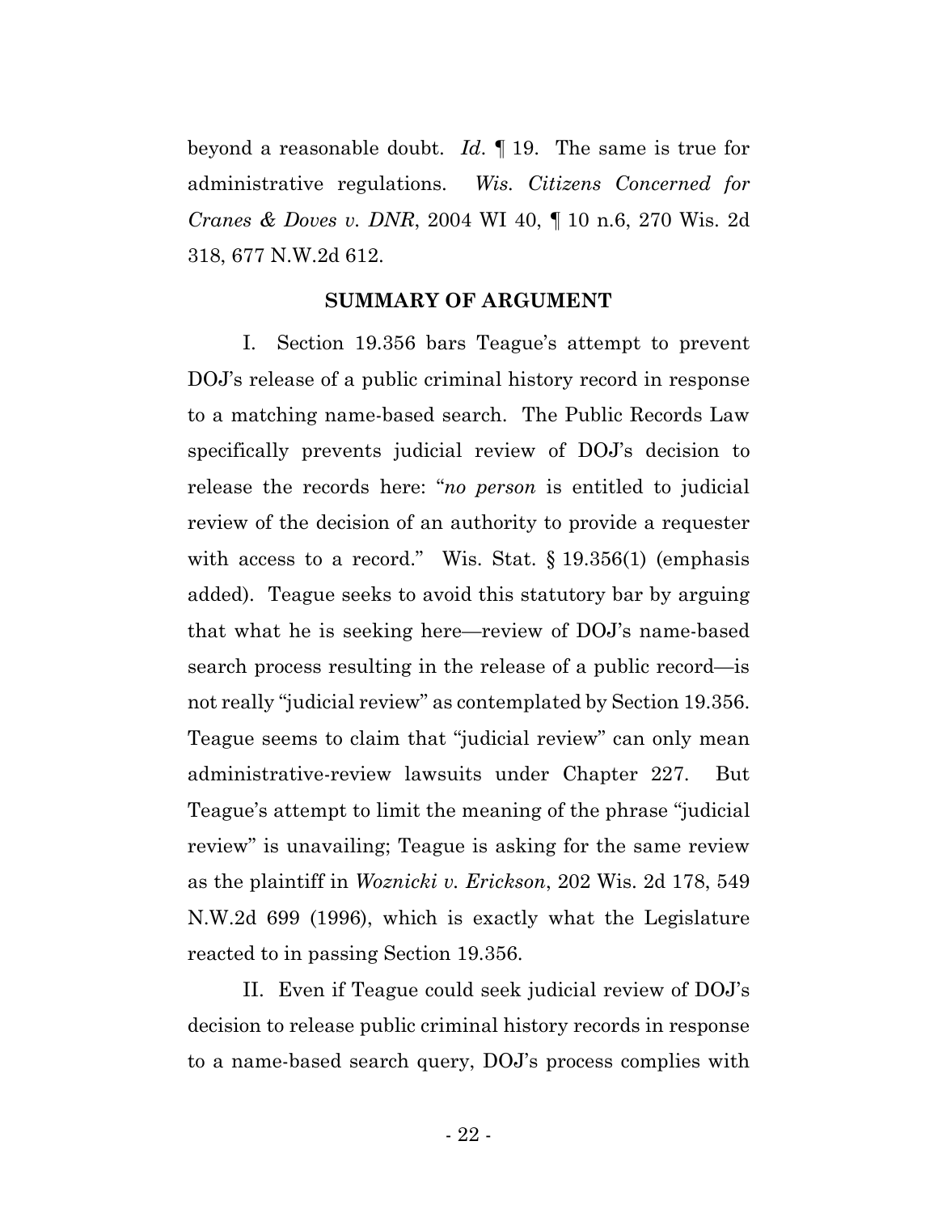beyond a reasonable doubt. *Id.* ¶ 19. The same is true for administrative regulations. *Wis. Citizens Concerned for Cranes & Doves v. DNR*, 2004 WI 40, ¶ 10 n.6, 270 Wis. 2d 318, 677 N.W.2d 612.

## SUMMARY OF ARGUMENT

I. Section 19.356 bars Teague's attempt to prevent DOJ's release of a public criminal history record in response to a matching name-based search. The Public Records Law specifically prevents judicial review of DOJ's decision to release the records here: "*no person* is entitled to judicial review of the decision of an authority to provide a requester with access to a record." Wis. Stat. § 19.356(1) (emphasis added). Teague seeks to avoid this statutory bar by arguing that what he is seeking here—review of DOJ's name-based search process resulting in the release of a public record—is not really "judicial review" as contemplated by Section 19.356. Teague seems to claim that "judicial review" can only mean administrative-review lawsuits under Chapter 227. But Teague's attempt to limit the meaning of the phrase "judicial review" is unavailing; Teague is asking for the same review as the plaintiff in *Woznicki v. Erickson*, 202 Wis. 2d 178, 549 N.W.2d 699 (1996), which is exactly what the Legislature reacted to in passing Section 19.356.

II. Even if Teague could seek judicial review of DOJ's decision to release public criminal history records in response to a name-based search query, DOJ's process complies with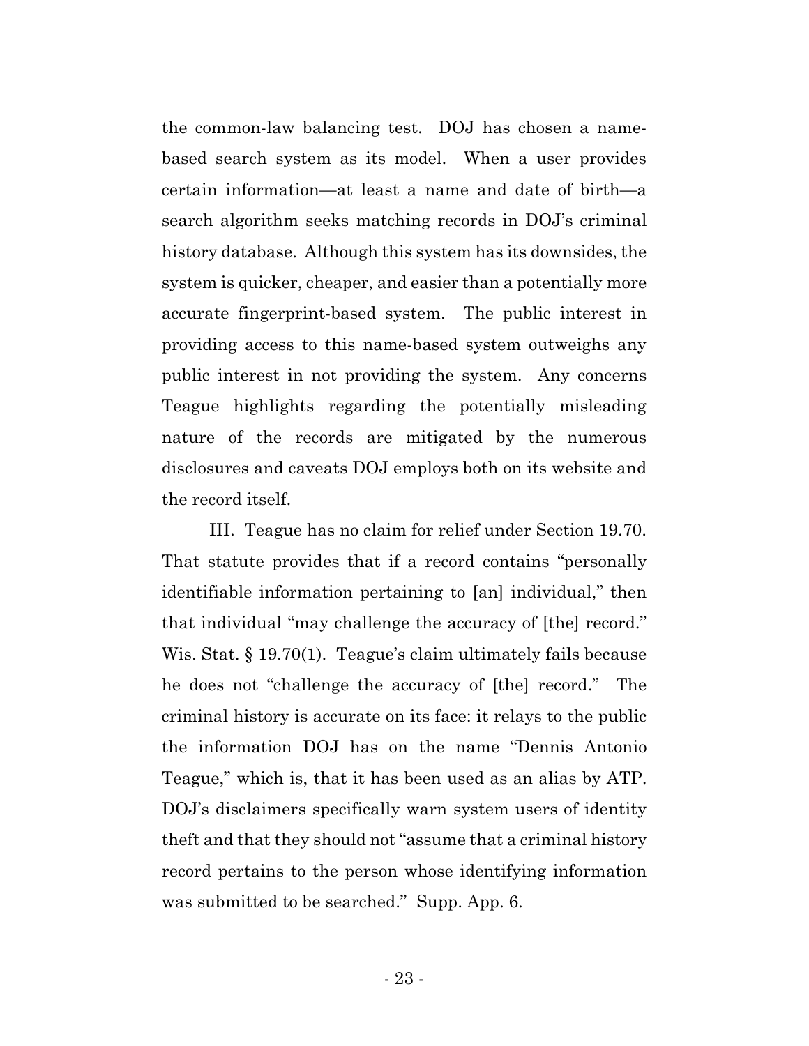the common-law balancing test. DOJ has chosen a name-based search system as its model. When a user provides certain information—at least a name and date of birth—a search algorithm seeks matching records in DOJ's criminal history database. Although this system has its downsides, the system is quicker, cheaper, and easier than a potentially more accurate fingerprint-based system. The public interest in providing access to this name-based system outweighs any public interest in not providing the system. Any concerns Teague highlights regarding the potentially misleading nature of the records are mitigated by the numerous disclosures and caveats DOJ employs both on its website and the record itself.

III. Teague has no claim for relief under Section 19.70. That statute provides that if a record contains "personally identifiable information pertaining to [an] individual," then that individual "may challenge the accuracy of [the] record." Wis. Stat. § 19.70(1). Teague's claim ultimately fails because he does not "challenge the accuracy of [the] record." The criminal history is accurate on its face: it relays to the public the information DOJ has on the name "Dennis Antonio Teague," which is, that it has been used as an alias by ATP. DOJ's disclaimers specifically warn system users of identity theft and that they should not "assume that a criminal history record pertains to the person whose identifying information was submitted to be searched." Supp. App. 6.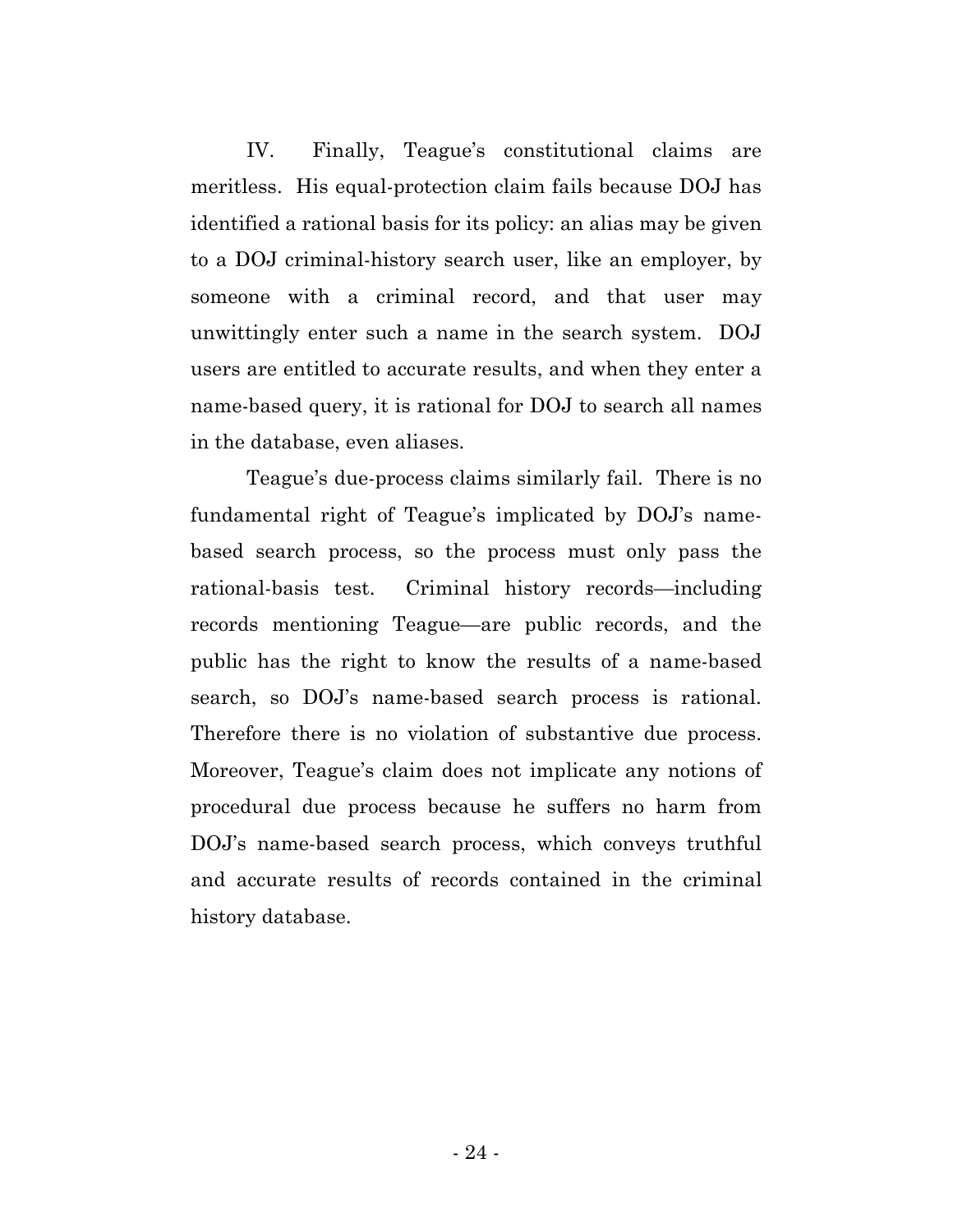IV. Finally, Teague's constitutional claims are meritless. His equal-protection claim fails because DOJ has identified a rational basis for its policy: an alias may be given to a DOJ criminal-history search user, like an employer, by someone with a criminal record, and that user may unwittingly enter such a name in the search system. DOJ users are entitled to accurate results, and when they enter a name-based query, it is rational for DOJ to search all names in the database, even aliases.

Teague's due-process claims similarly fail. There is no fundamental right of Teague's implicated by DOJ's name-based search process, so the process must only pass the rational-basis test. Criminal history records—including records mentioning Teague—are public records, and the public has the right to know the results of a name-based search, so DOJ's name-based search process is rational. Therefore there is no violation of substantive due process. Moreover, Teague's claim does not implicate any notions of procedural due process because he suffers no harm from DOJ's name-based search process, which conveys truthful and accurate results of records contained in the criminal history database.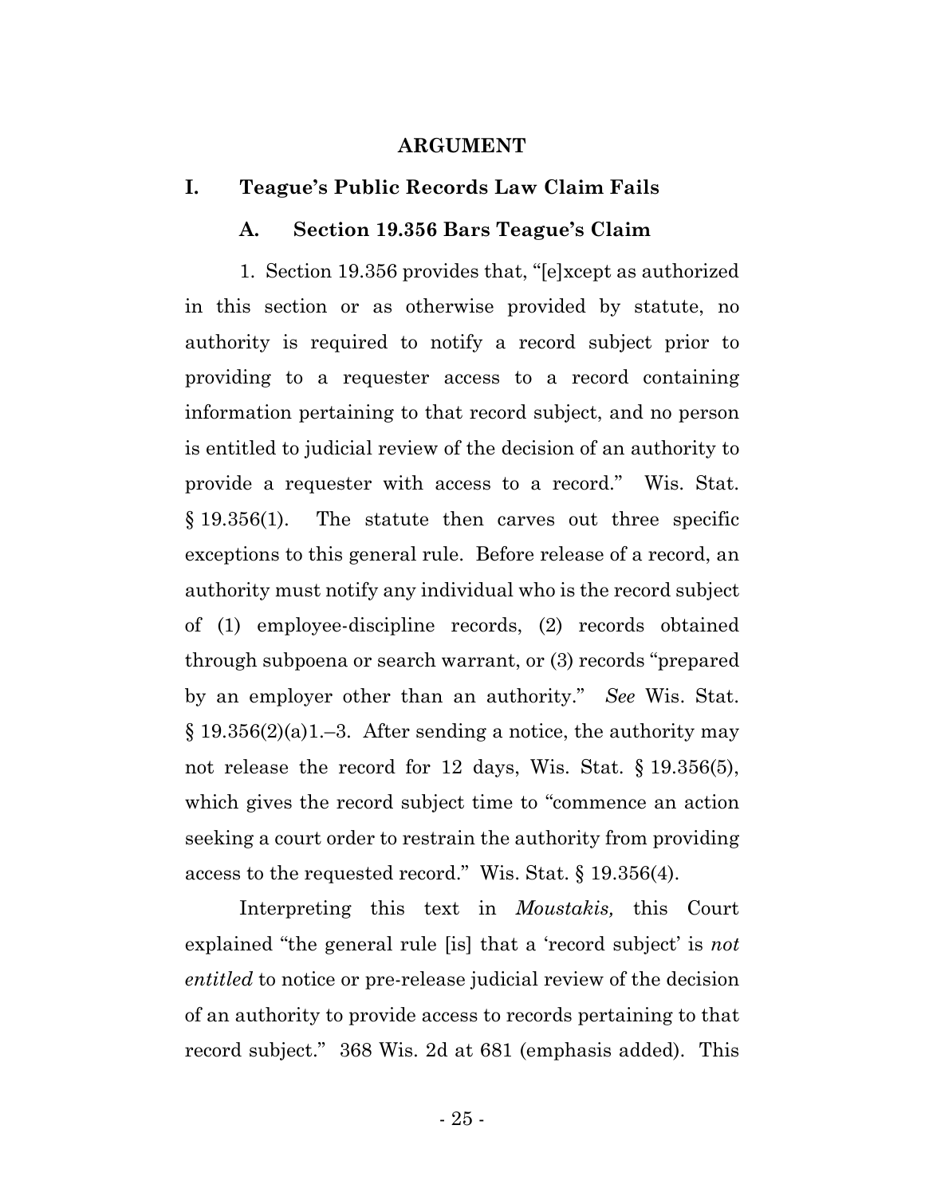## ARGUMENT

### I. Teague's Public Records Law Claim Fails

#### A. Section 19.356 Bars Teague's Claim

1. Section 19.356 provides that, "[e]xcept as authorized in this section or as otherwise provided by statute, no authority is required to notify a record subject prior to providing to a requester access to a record containing information pertaining to that record subject, and no person is entitled to judicial review of the decision of an authority to provide a requester with access to a record." Wis. Stat. § 19.356(1). The statute then carves out three specific exceptions to this general rule. Before release of a record, an authority must notify any individual who is the record subject of (1) employee-discipline records, (2) records obtained through subpoena or search warrant, or (3) records "prepared by an employer other than an authority." *See* Wis. Stat. § 19.356(2)(a)1.–3. After sending a notice, the authority may not release the record for 12 days, Wis. Stat. § 19.356(5), which gives the record subject time to "commence an action seeking a court order to restrain the authority from providing access to the requested record." Wis. Stat. § 19.356(4).

Interpreting this text in *Moustakis,* this Court explained "the general rule [is] that a 'record subject' is *not entitled* to notice or pre-release judicial review of the decision of an authority to provide access to records pertaining to that record subject." 368 Wis. 2d at 681 (emphasis added). This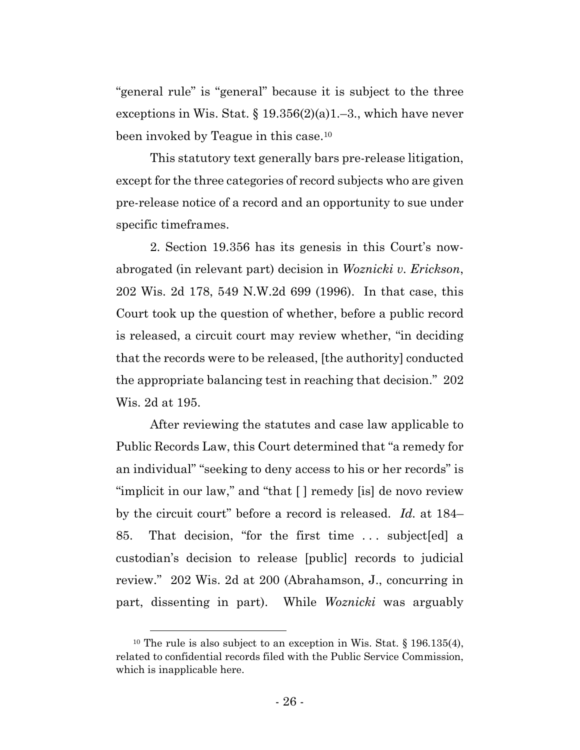"general rule" is "general" because it is subject to the three exceptions in Wis. Stat. § 19.356(2)(a)1.–3., which have never been invoked by Teague in this case.[10]

This statutory text generally bars pre-release litigation, except for the three categories of record subjects who are given pre-release notice of a record and an opportunity to sue under specific timeframes.

2. Section 19.356 has its genesis in this Court's now-abrogated (in relevant part) decision in *Woznicki v. Erickson*, 202 Wis. 2d 178, 549 N.W.2d 699 (1996). In that case, this Court took up the question of whether, before a public record is released, a circuit court may review whether, "in deciding that the records were to be released, [the authority] conducted the appropriate balancing test in reaching that decision." 202 Wis. 2d at 195.

After reviewing the statutes and case law applicable to Public Records Law, this Court determined that "a remedy for an individual" "seeking to deny access to his or her records" is "implicit in our law," and "that [ ] remedy [is] de novo review by the circuit court" before a record is released. *Id.* at 184–85. That decision, "for the first time . . . subject[ed] a custodian's decision to release [public] records to judicial review." 202 Wis. 2d at 200 (Abrahamson, J., concurring in part, dissenting in part). While *Woznicki* was arguably

[10] The rule is also subject to an exception in Wis. Stat. § 196.135(4), related to confidential records filed with the Public Service Commission, which is inapplicable here.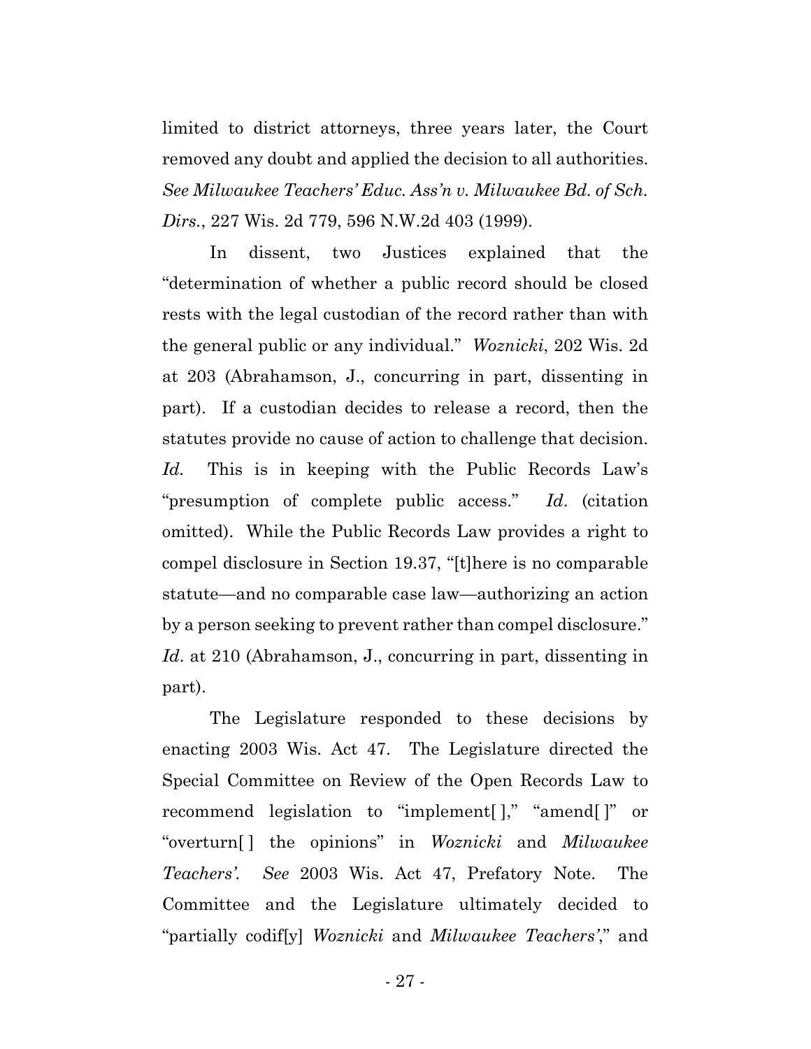limited to district attorneys, three years later, the Court removed any doubt and applied the decision to all authorities. *See Milwaukee Teachers' Educ. Ass'n v. Milwaukee Bd. of Sch. Dirs.*, 227 Wis. 2d 779, 596 N.W.2d 403 (1999).

In dissent, two Justices explained that the "determination of whether a public record should be closed rests with the legal custodian of the record rather than with the general public or any individual." *Woznicki*, 202 Wis. 2d at 203 (Abrahamson, J., concurring in part, dissenting in part). If a custodian decides to release a record, then the statutes provide no cause of action to challenge that decision. *Id.* This is in keeping with the Public Records Law's "presumption of complete public access." *Id*. (citation omitted). While the Public Records Law provides a right to compel disclosure in Section 19.37, "[t]here is no comparable statute—and no comparable case law—authorizing an action by a person seeking to prevent rather than compel disclosure." *Id*. at 210 (Abrahamson, J., concurring in part, dissenting in part).

The Legislature responded to these decisions by enacting 2003 Wis. Act 47. The Legislature directed the Special Committee on Review of the Open Records Law to recommend legislation to "implement[ ]," "amend[ ]" or "overturn[ ] the opinions" in *Woznicki* and *Milwaukee Teachers'*. *See* 2003 Wis. Act 47, Prefatory Note. The Committee and the Legislature ultimately decided to "partially codif[y] *Woznicki* and *Milwaukee Teachers'*," and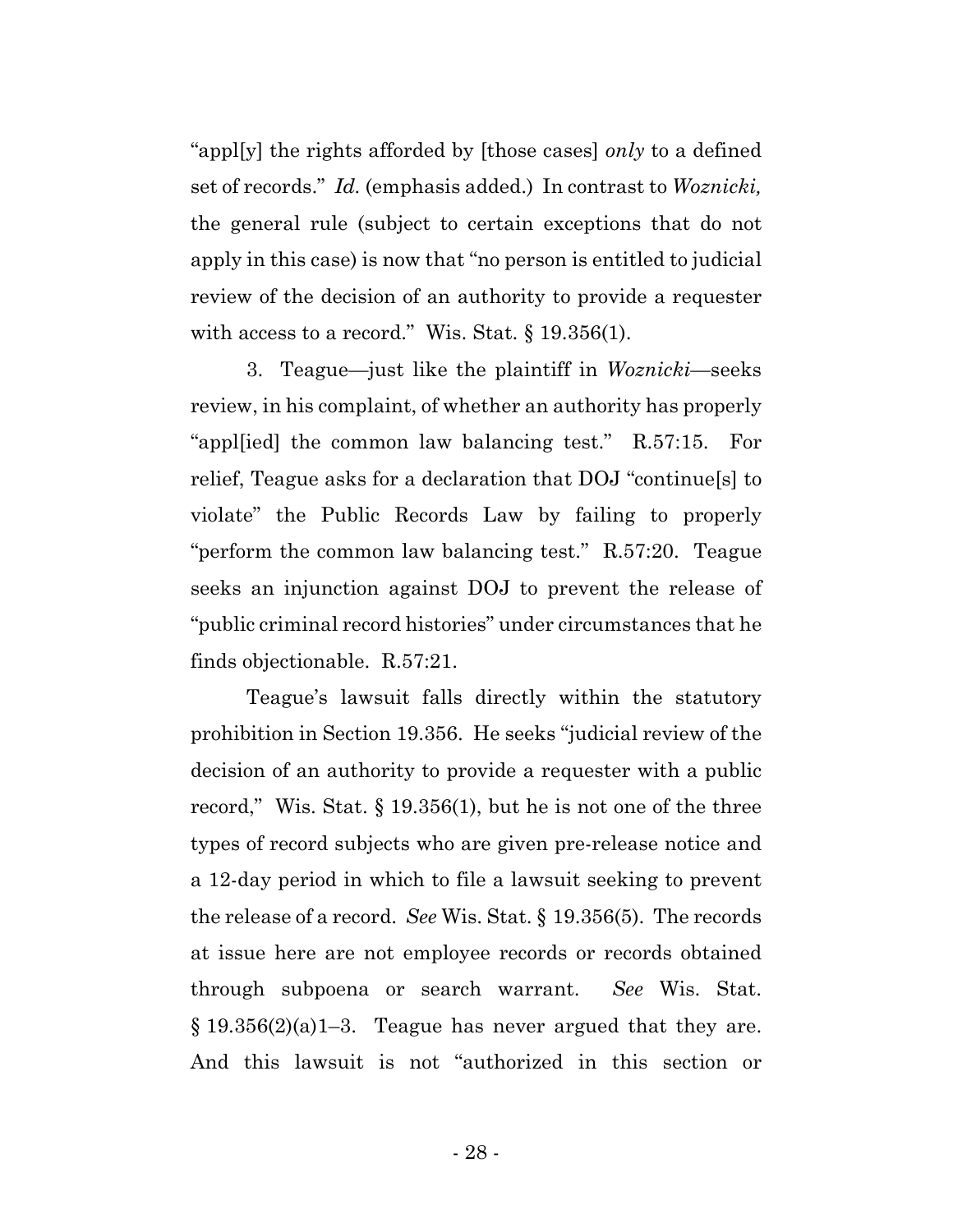"appl[y] the rights afforded by [those cases] *only* to a defined set of records." *Id.* (emphasis added.) In contrast to *Woznicki,* the general rule (subject to certain exceptions that do not apply in this case) is now that "no person is entitled to judicial review of the decision of an authority to provide a requester with access to a record." Wis. Stat. § 19.356(1).

3. Teague—just like the plaintiff in *Woznicki*—seeks review, in his complaint, of whether an authority has properly "appl[ied] the common law balancing test." R.57:15. For relief, Teague asks for a declaration that DOJ "continue[s] to violate" the Public Records Law by failing to properly "perform the common law balancing test." R.57:20. Teague seeks an injunction against DOJ to prevent the release of "public criminal record histories" under circumstances that he finds objectionable. R.57:21.

Teague's lawsuit falls directly within the statutory prohibition in Section 19.356. He seeks "judicial review of the decision of an authority to provide a requester with a public record," Wis. Stat. § 19.356(1), but he is not one of the three types of record subjects who are given pre-release notice and a 12-day period in which to file a lawsuit seeking to prevent the release of a record. *See* Wis. Stat. § 19.356(5). The records at issue here are not employee records or records obtained through subpoena or search warrant. *See* Wis. Stat. § 19.356(2)(a)1–3. Teague has never argued that they are. And this lawsuit is not "authorized in this section or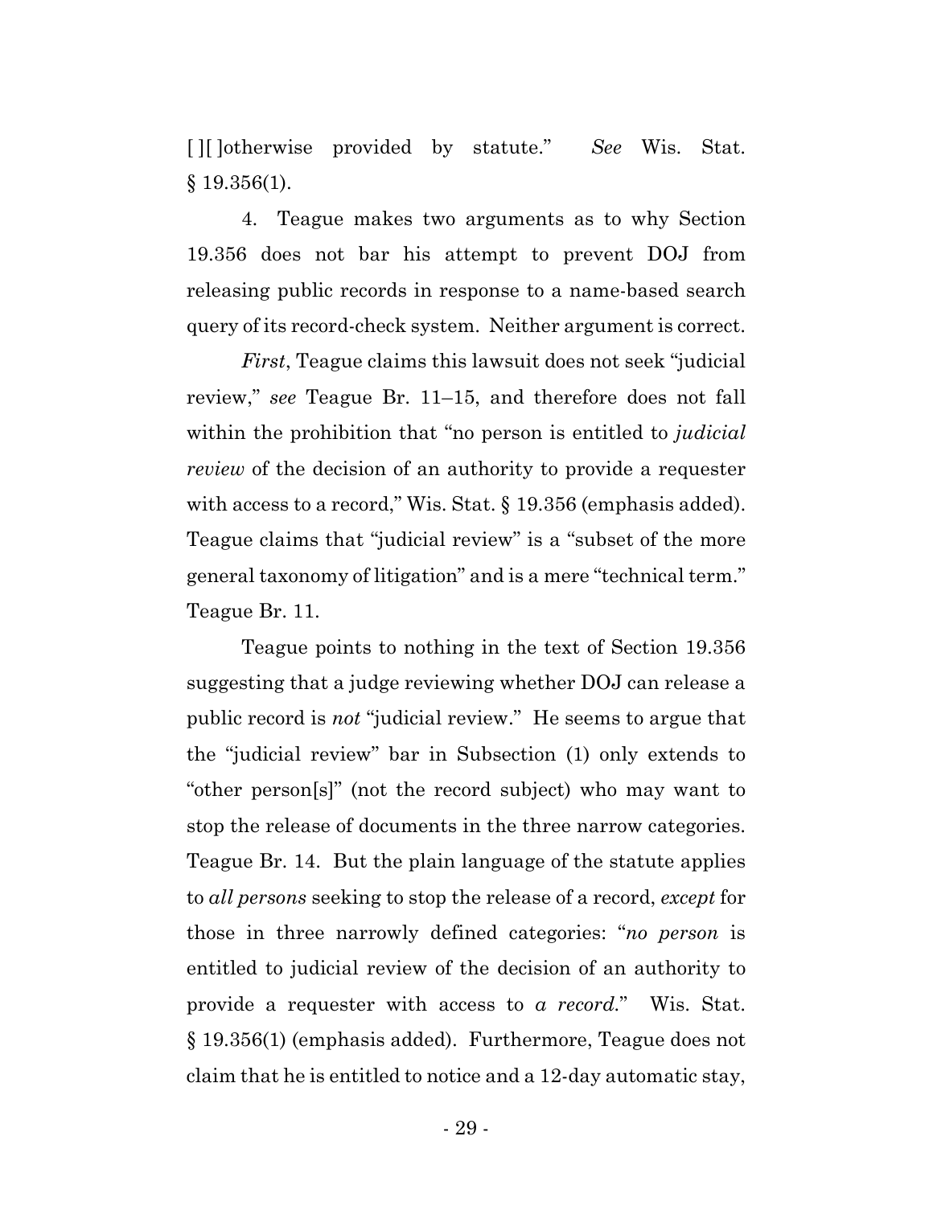[ ][ ]otherwise provided by statute." *See* Wis. Stat. § 19.356(1).

4. Teague makes two arguments as to why Section 19.356 does not bar his attempt to prevent DOJ from releasing public records in response to a name-based search query of its record-check system. Neither argument is correct.

*First*, Teague claims this lawsuit does not seek "judicial review," *see* Teague Br. 11–15, and therefore does not fall within the prohibition that "no person is entitled to *judicial review* of the decision of an authority to provide a requester with access to a record," Wis. Stat. § 19.356 (emphasis added). Teague claims that "judicial review" is a "subset of the more general taxonomy of litigation" and is a mere "technical term." Teague Br. 11.

Teague points to nothing in the text of Section 19.356 suggesting that a judge reviewing whether DOJ can release a public record is *not* "judicial review." He seems to argue that the "judicial review" bar in Subsection (1) only extends to "other person[s]" (not the record subject) who may want to stop the release of documents in the three narrow categories. Teague Br. 14. But the plain language of the statute applies to *all persons* seeking to stop the release of a record, *except* for those in three narrowly defined categories: "*no person* is entitled to judicial review of the decision of an authority to provide a requester with access to *a record*." Wis. Stat. § 19.356(1) (emphasis added). Furthermore, Teague does not claim that he is entitled to notice and a 12-day automatic stay,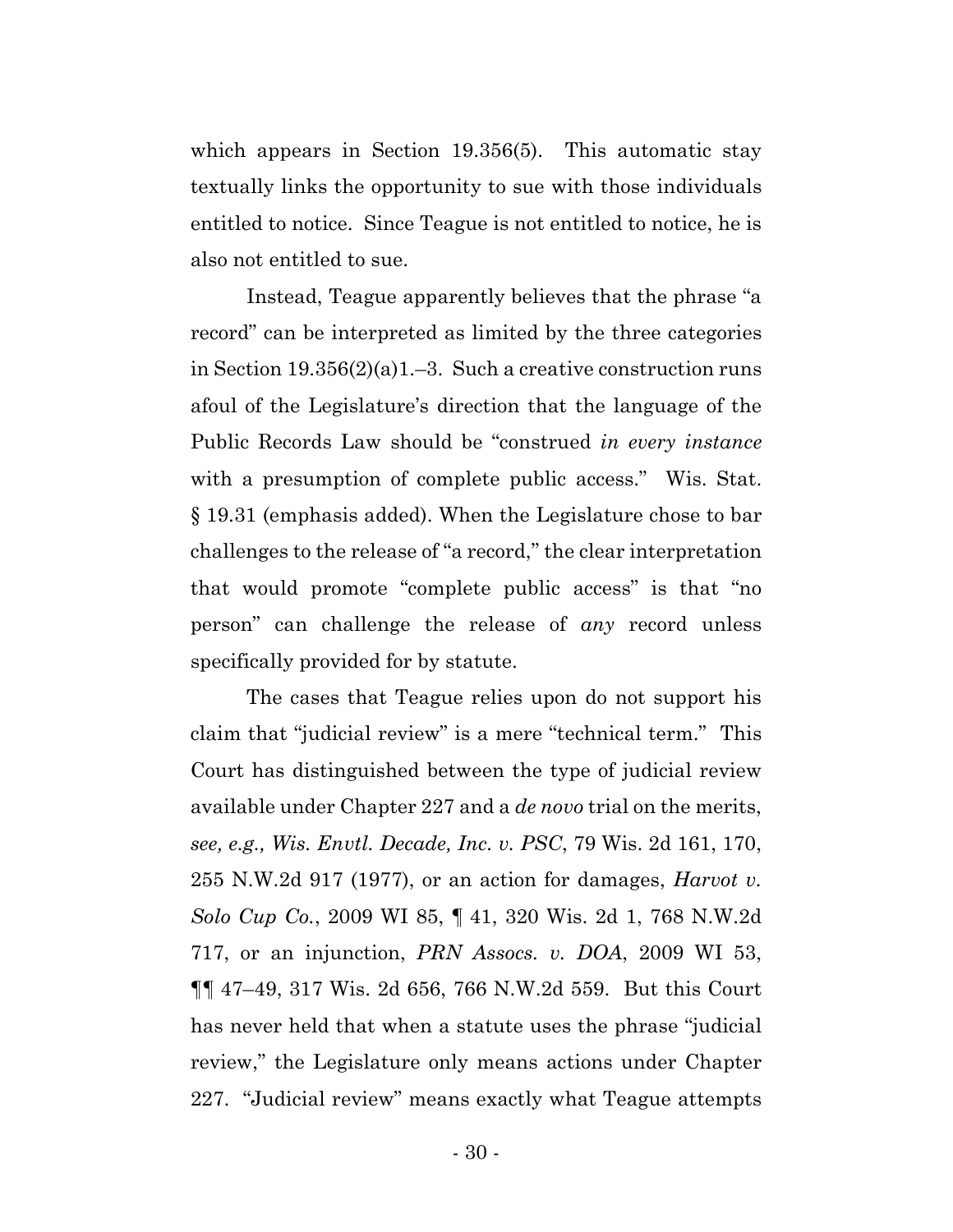which appears in Section 19.356(5). This automatic stay textually links the opportunity to sue with those individuals entitled to notice. Since Teague is not entitled to notice, he is also not entitled to sue.

Instead, Teague apparently believes that the phrase "a record" can be interpreted as limited by the three categories in Section 19.356(2)(a)1.–3. Such a creative construction runs afoul of the Legislature's direction that the language of the Public Records Law should be "construed *in every instance* with a presumption of complete public access." Wis. Stat. § 19.31 (emphasis added). When the Legislature chose to bar challenges to the release of "a record," the clear interpretation that would promote "complete public access" is that "no person" can challenge the release of *any* record unless specifically provided for by statute.

The cases that Teague relies upon do not support his claim that "judicial review" is a mere "technical term." This Court has distinguished between the type of judicial review available under Chapter 227 and a *de novo* trial on the merits, *see, e.g., Wis. Envtl. Decade, Inc. v. PSC*, 79 Wis. 2d 161, 170, 255 N.W.2d 917 (1977), or an action for damages, *Harvot v. Solo Cup Co.*, 2009 WI 85, ¶ 41, 320 Wis. 2d 1, 768 N.W.2d 717, or an injunction, *PRN Assocs. v. DOA*, 2009 WI 53, ¶¶ 47–49, 317 Wis. 2d 656, 766 N.W.2d 559. But this Court has never held that when a statute uses the phrase "judicial review," the Legislature only means actions under Chapter 227. "Judicial review" means exactly what Teague attempts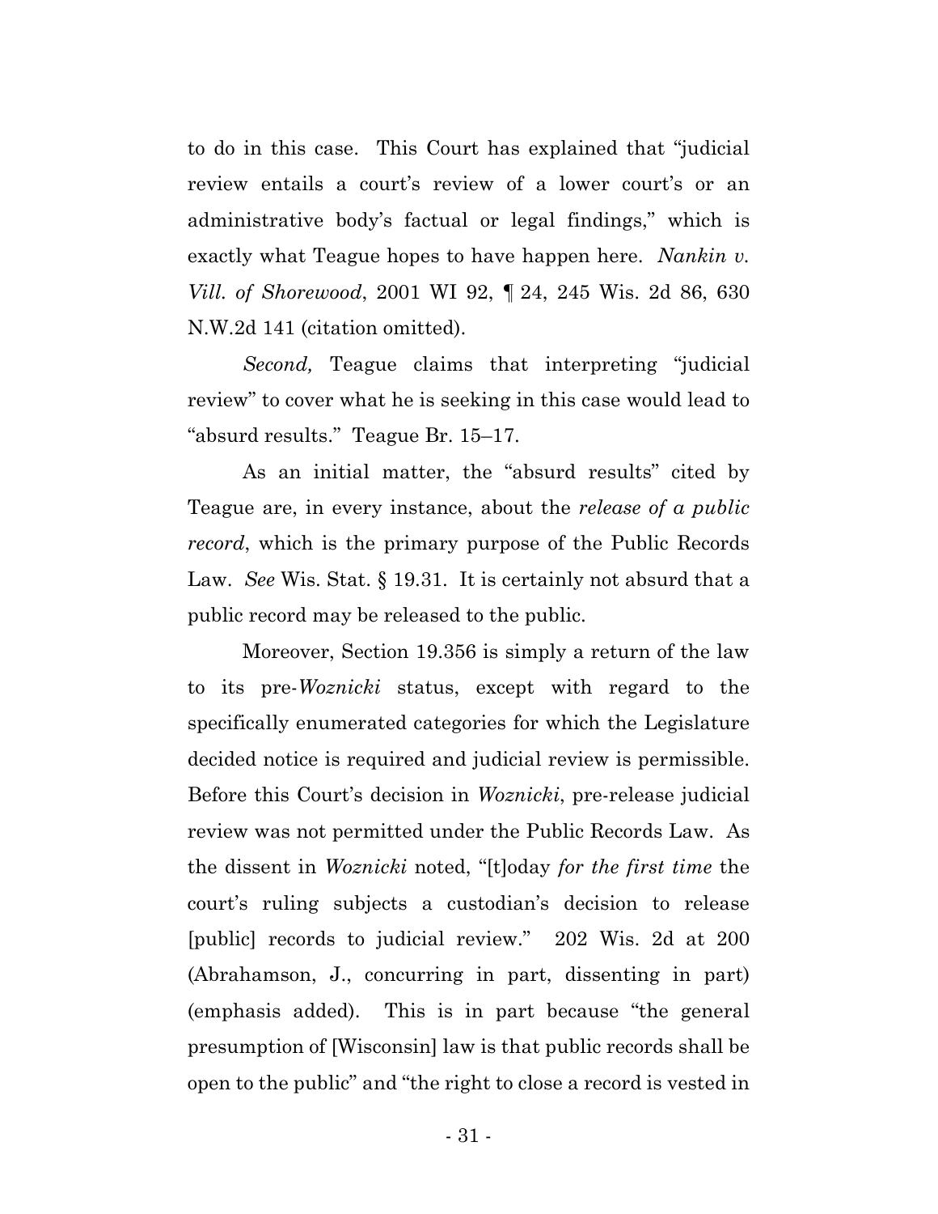to do in this case. This Court has explained that "judicial review entails a court's review of a lower court's or an administrative body's factual or legal findings," which is exactly what Teague hopes to have happen here. *Nankin v. Vill. of Shorewood*, 2001 WI 92, ¶ 24, 245 Wis. 2d 86, 630 N.W.2d 141 (citation omitted).

*Second,* Teague claims that interpreting "judicial review" to cover what he is seeking in this case would lead to "absurd results." Teague Br. 15–17.

As an initial matter, the "absurd results" cited by Teague are, in every instance, about the *release of a public record*, which is the primary purpose of the Public Records Law. *See* Wis. Stat. § 19.31. It is certainly not absurd that a public record may be released to the public.

Moreover, Section 19.356 is simply a return of the law to its pre-*Woznicki* status, except with regard to the specifically enumerated categories for which the Legislature decided notice is required and judicial review is permissible. Before this Court's decision in *Woznicki*, pre-release judicial review was not permitted under the Public Records Law. As the dissent in *Woznicki* noted, "[t]oday *for the first time* the court's ruling subjects a custodian's decision to release [public] records to judicial review." 202 Wis. 2d at 200 (Abrahamson, J., concurring in part, dissenting in part) (emphasis added). This is in part because "the general presumption of [Wisconsin] law is that public records shall be open to the public" and "the right to close a record is vested in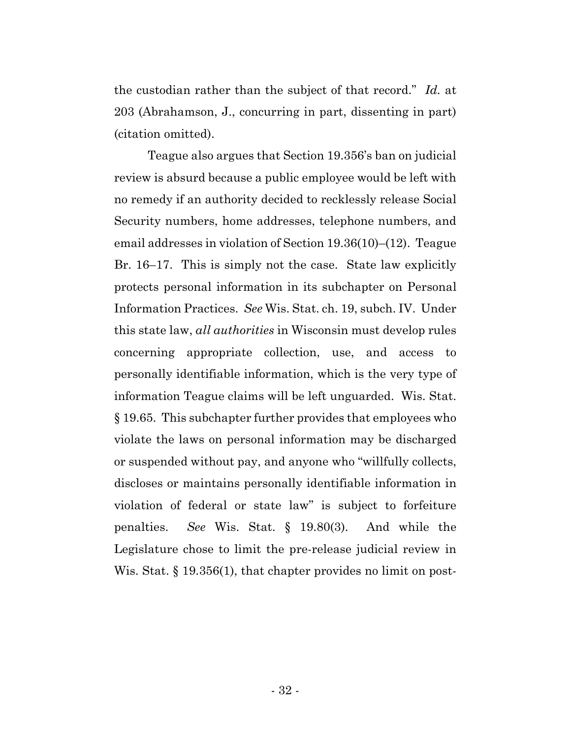the custodian rather than the subject of that record." *Id.* at 203 (Abrahamson, J., concurring in part, dissenting in part) (citation omitted).

Teague also argues that Section 19.356's ban on judicial review is absurd because a public employee would be left with no remedy if an authority decided to recklessly release Social Security numbers, home addresses, telephone numbers, and email addresses in violation of Section 19.36(10)–(12). Teague Br. 16–17. This is simply not the case. State law explicitly protects personal information in its subchapter on Personal Information Practices. *See* Wis. Stat. ch. 19, subch. IV. Under this state law, *all authorities* in Wisconsin must develop rules concerning appropriate collection, use, and access to personally identifiable information, which is the very type of information Teague claims will be left unguarded. Wis. Stat. § 19.65. This subchapter further provides that employees who violate the laws on personal information may be discharged or suspended without pay, and anyone who "willfully collects, discloses or maintains personally identifiable information in violation of federal or state law" is subject to forfeiture penalties. *See* Wis. Stat. § 19.80(3). And while the Legislature chose to limit the pre-release judicial review in Wis. Stat. § 19.356(1), that chapter provides no limit on post-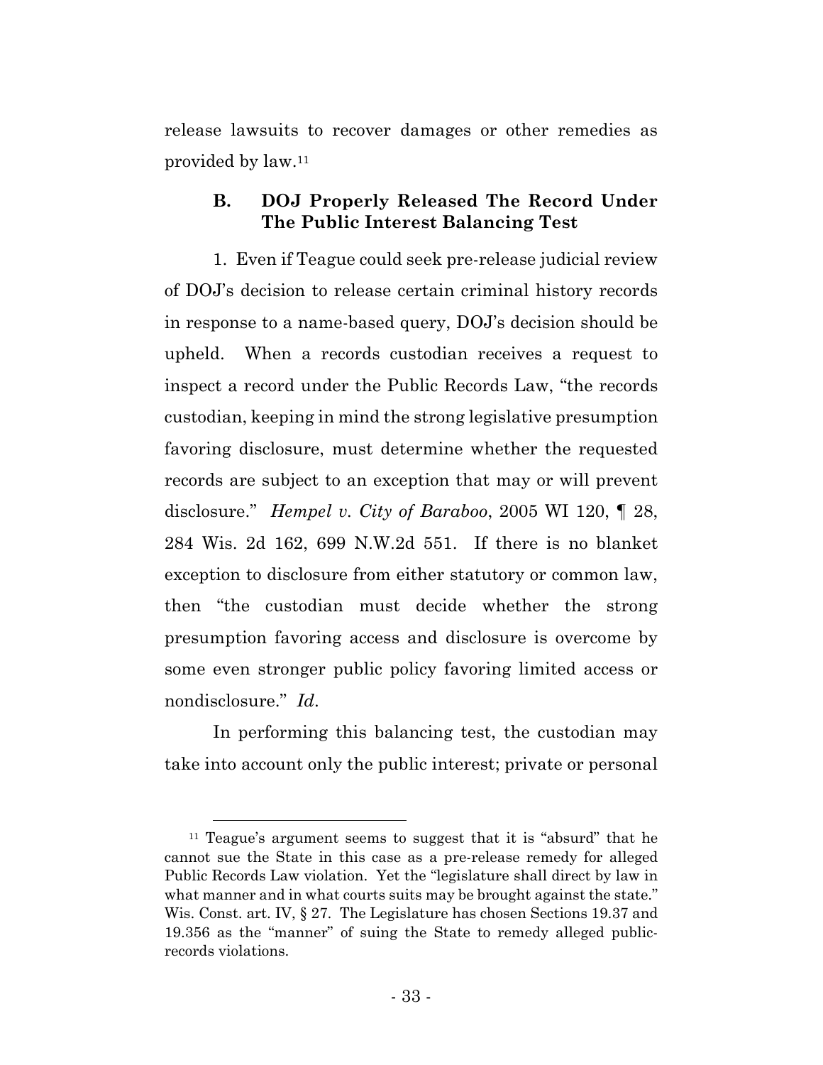release lawsuits to recover damages or other remedies as provided by law.[11]

### B. DOJ Properly Released The Record Under The Public Interest Balancing Test

1. Even if Teague could seek pre-release judicial review of DOJ's decision to release certain criminal history records in response to a name-based query, DOJ's decision should be upheld. When a records custodian receives a request to inspect a record under the Public Records Law, "the records custodian, keeping in mind the strong legislative presumption favoring disclosure, must determine whether the requested records are subject to an exception that may or will prevent disclosure." *Hempel v. City of Baraboo*, 2005 WI 120, ¶ 28, 284 Wis. 2d 162, 699 N.W.2d 551. If there is no blanket exception to disclosure from either statutory or common law, then "the custodian must decide whether the strong presumption favoring access and disclosure is overcome by some even stronger public policy favoring limited access or nondisclosure." *Id*.

In performing this balancing test, the custodian may take into account only the public interest; private or personal

---

[11] Teague's argument seems to suggest that it is "absurd" that he cannot sue the State in this case as a pre-release remedy for alleged Public Records Law violation. Yet the "legislature shall direct by law in what manner and in what courts suits may be brought against the state." Wis. Const. art. IV, § 27. The Legislature has chosen Sections 19.37 and 19.356 as the "manner" of suing the State to remedy alleged public-records violations.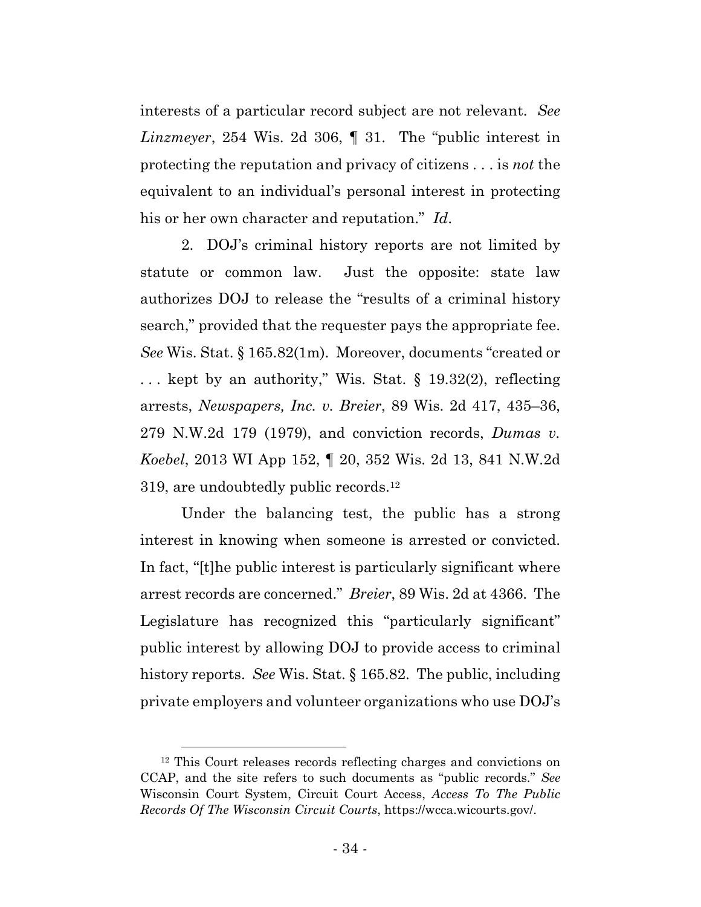interests of a particular record subject are not relevant. *See Linzmeyer*, 254 Wis. 2d 306, ¶ 31. The "public interest in protecting the reputation and privacy of citizens . . . is *not* the equivalent to an individual's personal interest in protecting his or her own character and reputation." *Id*.

2. DOJ's criminal history reports are not limited by statute or common law. Just the opposite: state law authorizes DOJ to release the "results of a criminal history search," provided that the requester pays the appropriate fee. *See* Wis. Stat. § 165.82(1m). Moreover, documents "created or . . . kept by an authority," Wis. Stat. § 19.32(2), reflecting arrests, *Newspapers, Inc. v. Breier*, 89 Wis. 2d 417, 435–36, 279 N.W.2d 179 (1979), and conviction records, *Dumas v. Koebel*, 2013 WI App 152, ¶ 20, 352 Wis. 2d 13, 841 N.W.2d 319, are undoubtedly public records.[12]

Under the balancing test, the public has a strong interest in knowing when someone is arrested or convicted. In fact, "[t]he public interest is particularly significant where arrest records are concerned." *Breier*, 89 Wis. 2d at 4366. The Legislature has recognized this "particularly significant" public interest by allowing DOJ to provide access to criminal history reports. *See* Wis. Stat. § 165.82. The public, including private employers and volunteer organizations who use DOJ's

[12] This Court releases records reflecting charges and convictions on CCAP, and the site refers to such documents as "public records." *See* Wisconsin Court System, Circuit Court Access, *Access To The Public Records Of The Wisconsin Circuit Courts*, https://wcca.wicourts.gov/.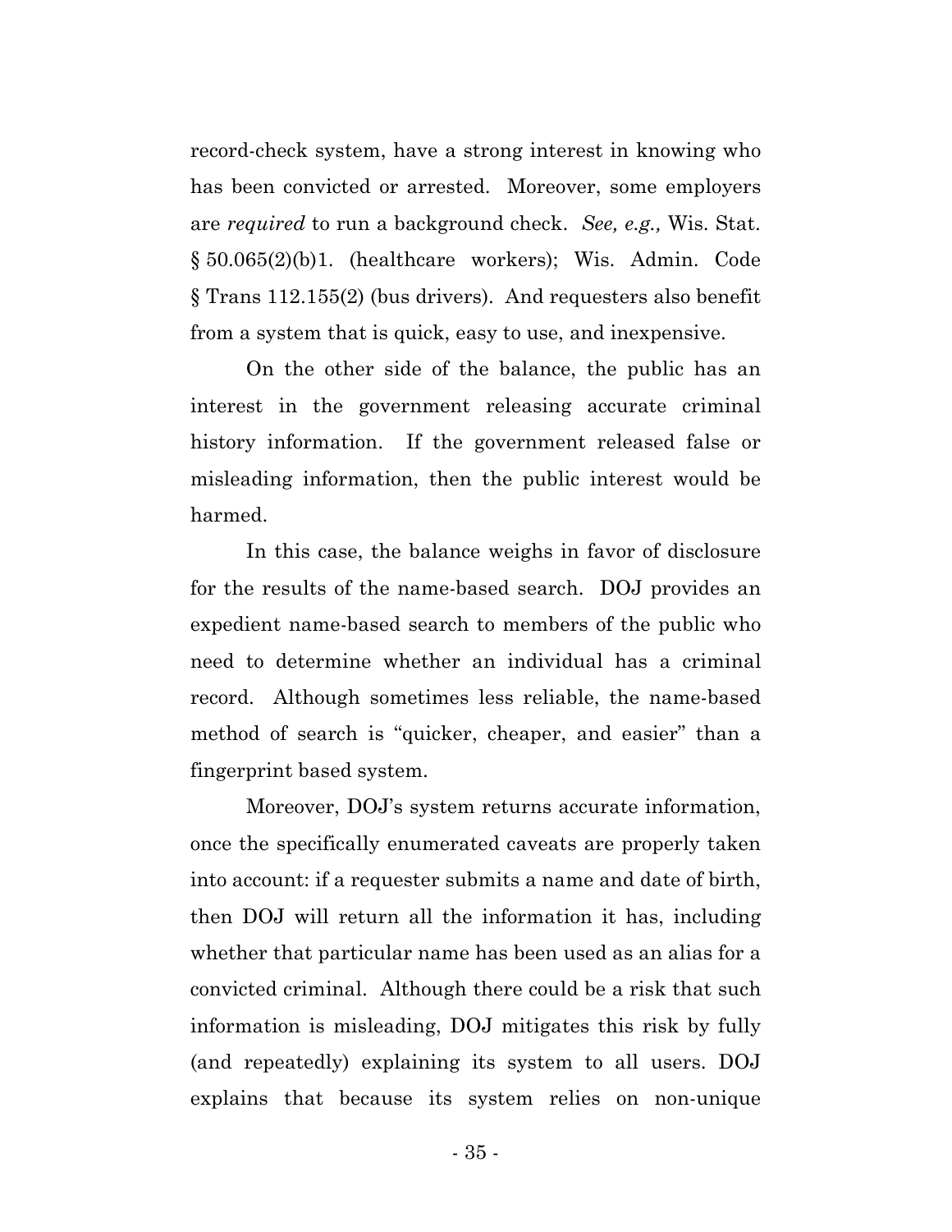record-check system, have a strong interest in knowing who has been convicted or arrested. Moreover, some employers are *required* to run a background check. *See, e.g.,* Wis. Stat. § 50.065(2)(b)1. (healthcare workers); Wis. Admin. Code § Trans 112.155(2) (bus drivers). And requesters also benefit from a system that is quick, easy to use, and inexpensive.

On the other side of the balance, the public has an interest in the government releasing accurate criminal history information. If the government released false or misleading information, then the public interest would be harmed.

In this case, the balance weighs in favor of disclosure for the results of the name-based search. DOJ provides an expedient name-based search to members of the public who need to determine whether an individual has a criminal record. Although sometimes less reliable, the name-based method of search is "quicker, cheaper, and easier" than a fingerprint based system.

Moreover, DOJ's system returns accurate information, once the specifically enumerated caveats are properly taken into account: if a requester submits a name and date of birth, then DOJ will return all the information it has, including whether that particular name has been used as an alias for a convicted criminal. Although there could be a risk that such information is misleading, DOJ mitigates this risk by fully (and repeatedly) explaining its system to all users. DOJ explains that because its system relies on non-unique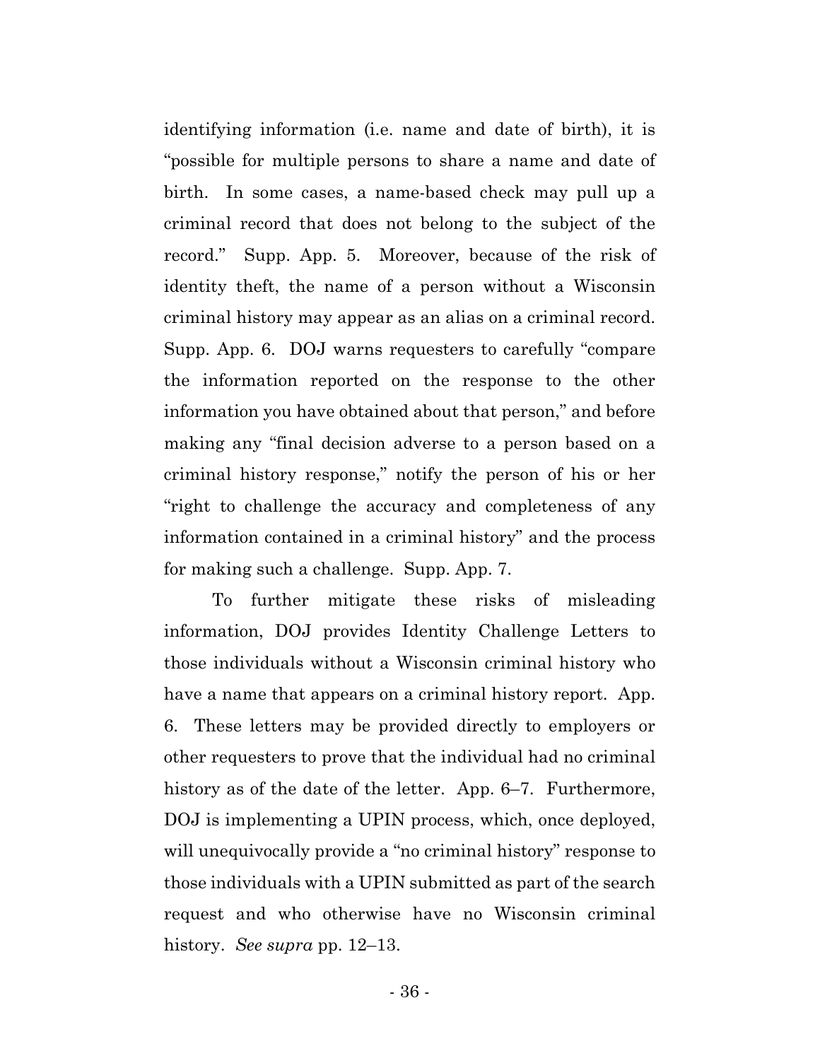identifying information (i.e. name and date of birth), it is "possible for multiple persons to share a name and date of birth. In some cases, a name-based check may pull up a criminal record that does not belong to the subject of the record." Supp. App. 5. Moreover, because of the risk of identity theft, the name of a person without a Wisconsin criminal history may appear as an alias on a criminal record. Supp. App. 6. DOJ warns requesters to carefully "compare the information reported on the response to the other information you have obtained about that person," and before making any "final decision adverse to a person based on a criminal history response," notify the person of his or her "right to challenge the accuracy and completeness of any information contained in a criminal history" and the process for making such a challenge. Supp. App. 7.

To further mitigate these risks of misleading information, DOJ provides Identity Challenge Letters to those individuals without a Wisconsin criminal history who have a name that appears on a criminal history report. App. 6. These letters may be provided directly to employers or other requesters to prove that the individual had no criminal history as of the date of the letter. App. 6–7. Furthermore, DOJ is implementing a UPIN process, which, once deployed, will unequivocally provide a "no criminal history" response to those individuals with a UPIN submitted as part of the search request and who otherwise have no Wisconsin criminal history. *See supra* pp. 12–13.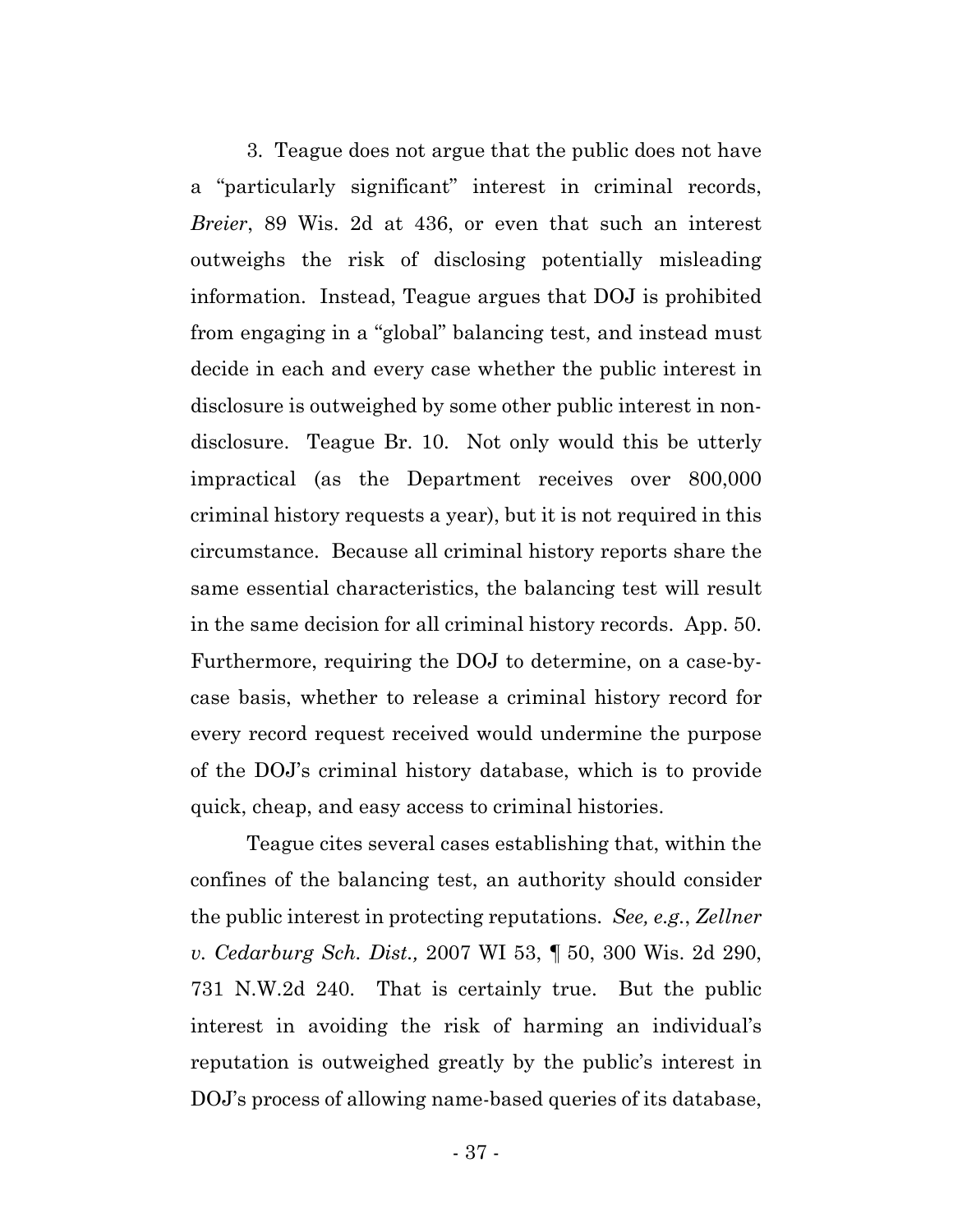3. Teague does not argue that the public does not have a "particularly significant" interest in criminal records, *Breier*, 89 Wis. 2d at 436, or even that such an interest outweighs the risk of disclosing potentially misleading information. Instead, Teague argues that DOJ is prohibited from engaging in a "global" balancing test, and instead must decide in each and every case whether the public interest in disclosure is outweighed by some other public interest in non-disclosure. Teague Br. 10. Not only would this be utterly impractical (as the Department receives over 800,000 criminal history requests a year), but it is not required in this circumstance. Because all criminal history reports share the same essential characteristics, the balancing test will result in the same decision for all criminal history records. App. 50. Furthermore, requiring the DOJ to determine, on a case-by-case basis, whether to release a criminal history record for every record request received would undermine the purpose of the DOJ's criminal history database, which is to provide quick, cheap, and easy access to criminal histories.

Teague cites several cases establishing that, within the confines of the balancing test, an authority should consider the public interest in protecting reputations. *See, e.g.*, *Zellner v. Cedarburg Sch. Dist.,* 2007 WI 53, ¶ 50, 300 Wis. 2d 290, 731 N.W.2d 240. That is certainly true. But the public interest in avoiding the risk of harming an individual's reputation is outweighed greatly by the public's interest in DOJ's process of allowing name-based queries of its database,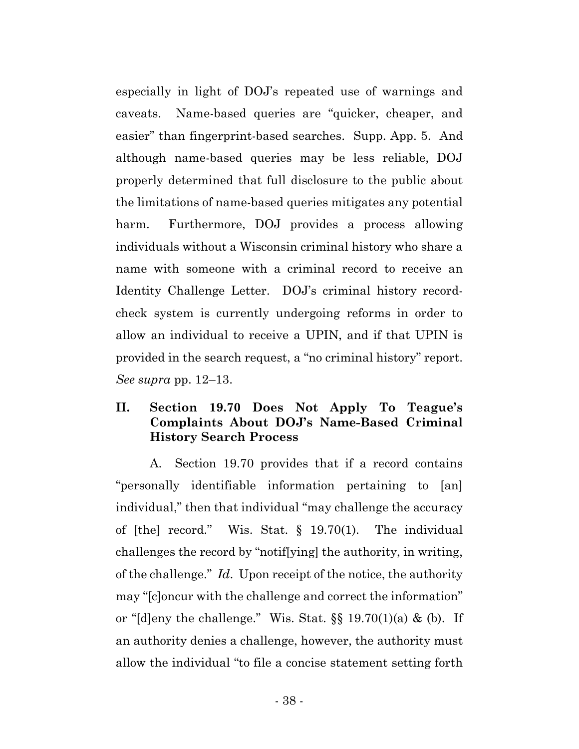especially in light of DOJ's repeated use of warnings and caveats. Name-based queries are "quicker, cheaper, and easier" than fingerprint-based searches. Supp. App. 5. And although name-based queries may be less reliable, DOJ properly determined that full disclosure to the public about the limitations of name-based queries mitigates any potential harm. Furthermore, DOJ provides a process allowing individuals without a Wisconsin criminal history who share a name with someone with a criminal record to receive an Identity Challenge Letter. DOJ's criminal history record-check system is currently undergoing reforms in order to allow an individual to receive a UPIN, and if that UPIN is provided in the search request, a "no criminal history" report. *See supra* pp. 12–13.

## II. Section 19.70 Does Not Apply To Teague's Complaints About DOJ's Name-Based Criminal History Search Process

A. Section 19.70 provides that if a record contains "personally identifiable information pertaining to [an] individual," then that individual "may challenge the accuracy of [the] record." Wis. Stat. § 19.70(1). The individual challenges the record by "notif[ying] the authority, in writing, of the challenge." *Id*. Upon receipt of the notice, the authority may "[c]oncur with the challenge and correct the information" or "[d]eny the challenge." Wis. Stat. §§ 19.70(1)(a) & (b). If an authority denies a challenge, however, the authority must allow the individual "to file a concise statement setting forth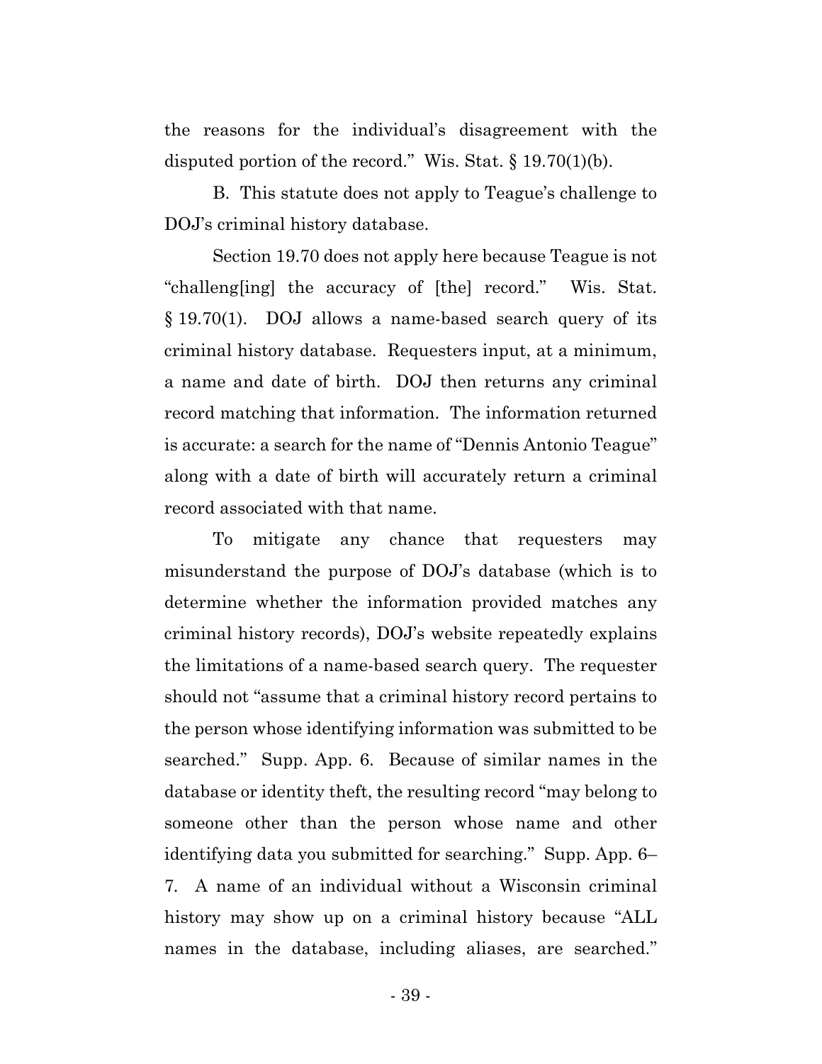the reasons for the individual's disagreement with the disputed portion of the record." Wis. Stat. § 19.70(1)(b).

B. This statute does not apply to Teague's challenge to DOJ's criminal history database.

Section 19.70 does not apply here because Teague is not "challeng[ing] the accuracy of [the] record." Wis. Stat. § 19.70(1). DOJ allows a name-based search query of its criminal history database. Requesters input, at a minimum, a name and date of birth. DOJ then returns any criminal record matching that information. The information returned is accurate: a search for the name of "Dennis Antonio Teague" along with a date of birth will accurately return a criminal record associated with that name.

To mitigate any chance that requesters may misunderstand the purpose of DOJ's database (which is to determine whether the information provided matches any criminal history records), DOJ's website repeatedly explains the limitations of a name-based search query. The requester should not "assume that a criminal history record pertains to the person whose identifying information was submitted to be searched." Supp. App. 6. Because of similar names in the database or identity theft, the resulting record "may belong to someone other than the person whose name and other identifying data you submitted for searching." Supp. App. 6–7. A name of an individual without a Wisconsin criminal history may show up on a criminal history because "ALL names in the database, including aliases, are searched."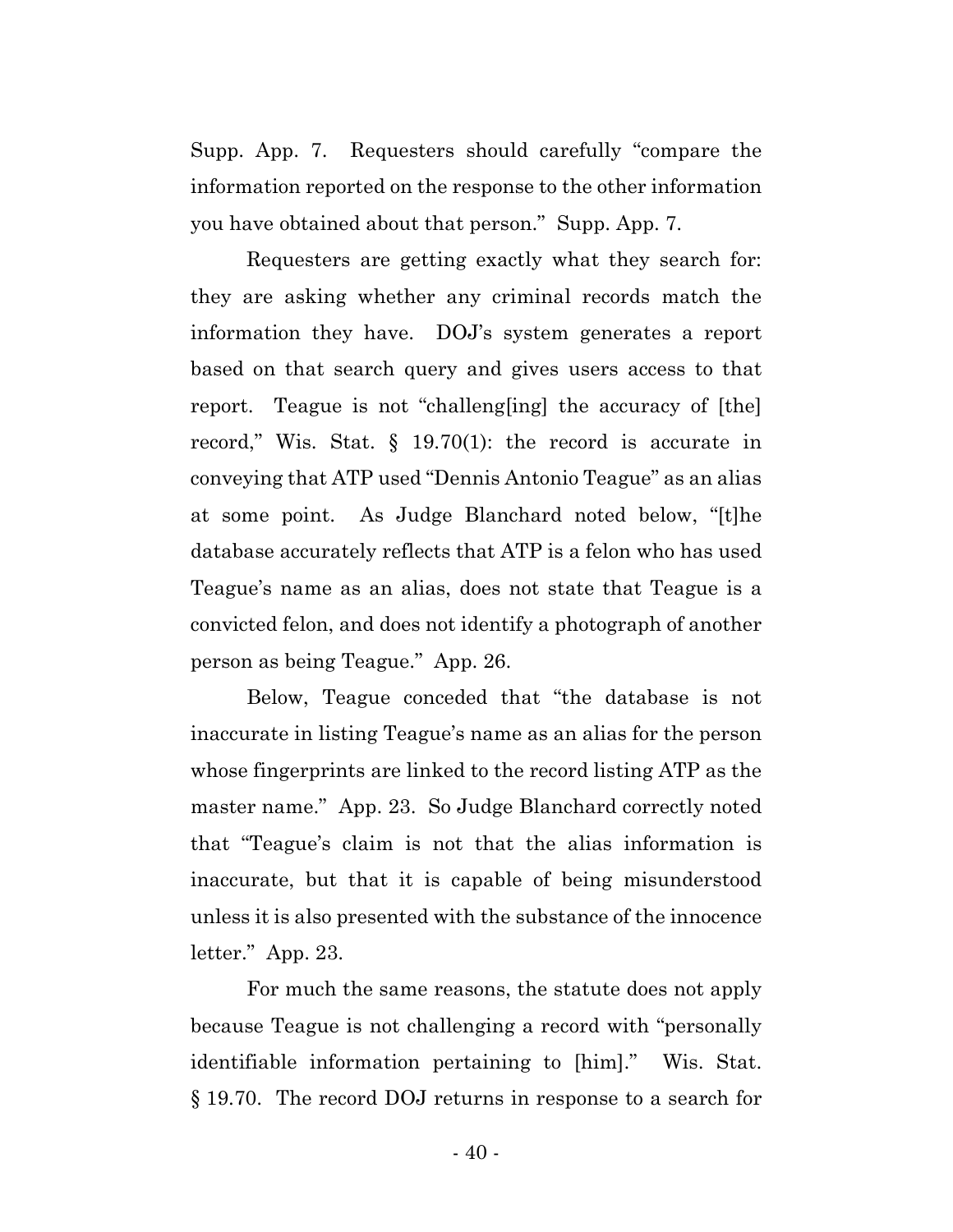Supp. App. 7. Requesters should carefully "compare the information reported on the response to the other information you have obtained about that person." Supp. App. 7.

Requesters are getting exactly what they search for: they are asking whether any criminal records match the information they have. DOJ's system generates a report based on that search query and gives users access to that report. Teague is not "challeng[ing] the accuracy of [the] record," Wis. Stat. § 19.70(1): the record is accurate in conveying that ATP used "Dennis Antonio Teague" as an alias at some point. As Judge Blanchard noted below, "[t]he database accurately reflects that ATP is a felon who has used Teague's name as an alias, does not state that Teague is a convicted felon, and does not identify a photograph of another person as being Teague." App. 26.

Below, Teague conceded that "the database is not inaccurate in listing Teague's name as an alias for the person whose fingerprints are linked to the record listing ATP as the master name." App. 23. So Judge Blanchard correctly noted that "Teague's claim is not that the alias information is inaccurate, but that it is capable of being misunderstood unless it is also presented with the substance of the innocence letter." App. 23.

For much the same reasons, the statute does not apply because Teague is not challenging a record with "personally identifiable information pertaining to [him]." Wis. Stat. § 19.70. The record DOJ returns in response to a search for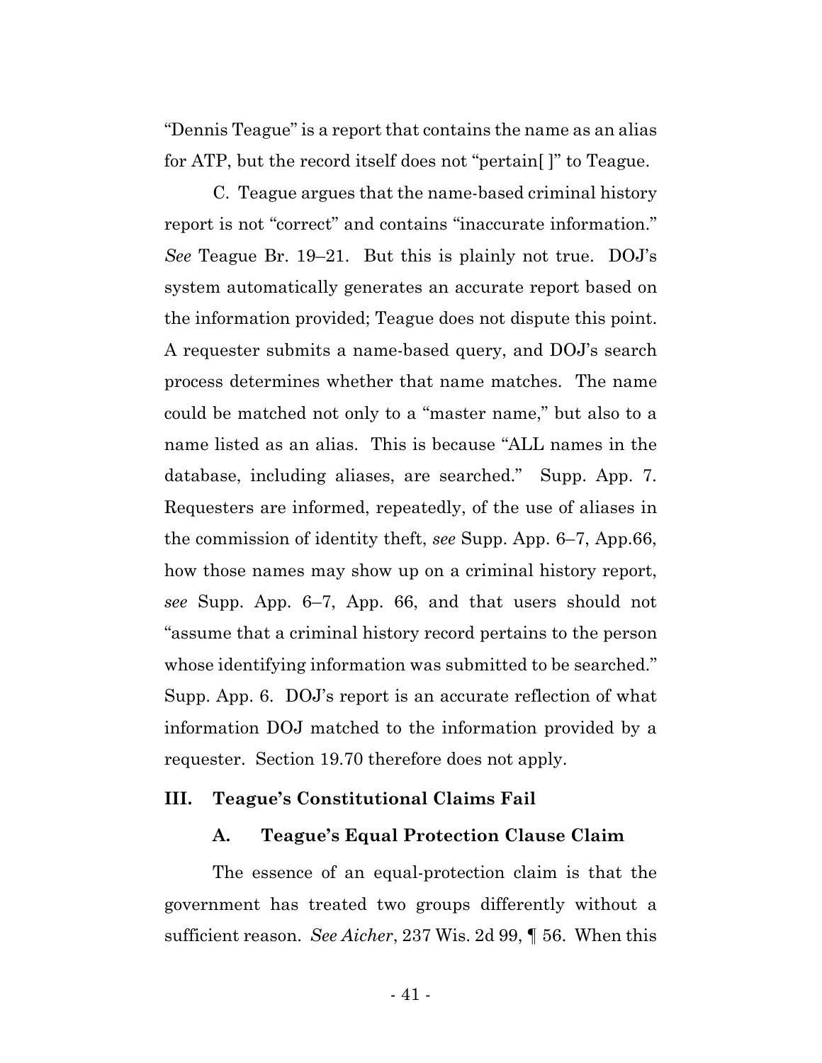"Dennis Teague" is a report that contains the name as an alias for ATP, but the record itself does not "pertain[ ]" to Teague.

C. Teague argues that the name-based criminal history report is not "correct" and contains "inaccurate information." *See* Teague Br. 19–21. But this is plainly not true. DOJ's system automatically generates an accurate report based on the information provided; Teague does not dispute this point. A requester submits a name-based query, and DOJ's search process determines whether that name matches. The name could be matched not only to a "master name," but also to a name listed as an alias. This is because "ALL names in the database, including aliases, are searched." Supp. App. 7. Requesters are informed, repeatedly, of the use of aliases in the commission of identity theft, *see* Supp. App. 6–7, App.66, how those names may show up on a criminal history report, *see* Supp. App. 6–7, App. 66, and that users should not "assume that a criminal history record pertains to the person whose identifying information was submitted to be searched." Supp. App. 6. DOJ's report is an accurate reflection of what information DOJ matched to the information provided by a requester. Section 19.70 therefore does not apply.

## III. Teague's Constitutional Claims Fail

### A. Teague's Equal Protection Clause Claim

The essence of an equal-protection claim is that the government has treated two groups differently without a sufficient reason. *See Aicher*, 237 Wis. 2d 99, ¶ 56. When this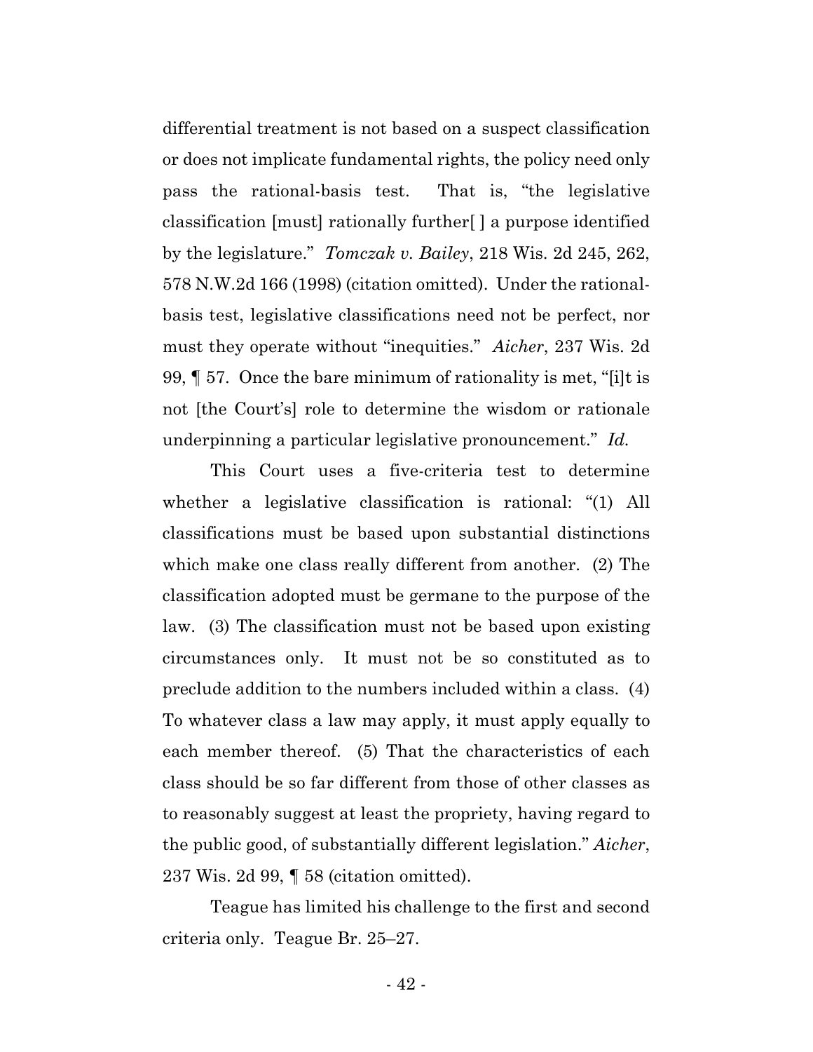differential treatment is not based on a suspect classification or does not implicate fundamental rights, the policy need only pass the rational-basis test. That is, "the legislative classification [must] rationally further[ ] a purpose identified by the legislature." *Tomczak v. Bailey*, 218 Wis. 2d 245, 262, 578 N.W.2d 166 (1998) (citation omitted). Under the rational-basis test, legislative classifications need not be perfect, nor must they operate without "inequities." *Aicher*, 237 Wis. 2d 99, ¶ 57. Once the bare minimum of rationality is met, "[i]t is not [the Court's] role to determine the wisdom or rationale underpinning a particular legislative pronouncement." *Id.*

This Court uses a five-criteria test to determine whether a legislative classification is rational: "(1) All classifications must be based upon substantial distinctions which make one class really different from another. (2) The classification adopted must be germane to the purpose of the law. (3) The classification must not be based upon existing circumstances only. It must not be so constituted as to preclude addition to the numbers included within a class. (4) To whatever class a law may apply, it must apply equally to each member thereof. (5) That the characteristics of each class should be so far different from those of other classes as to reasonably suggest at least the propriety, having regard to the public good, of substantially different legislation." *Aicher*, 237 Wis. 2d 99, ¶ 58 (citation omitted).

Teague has limited his challenge to the first and second criteria only. Teague Br. 25–27.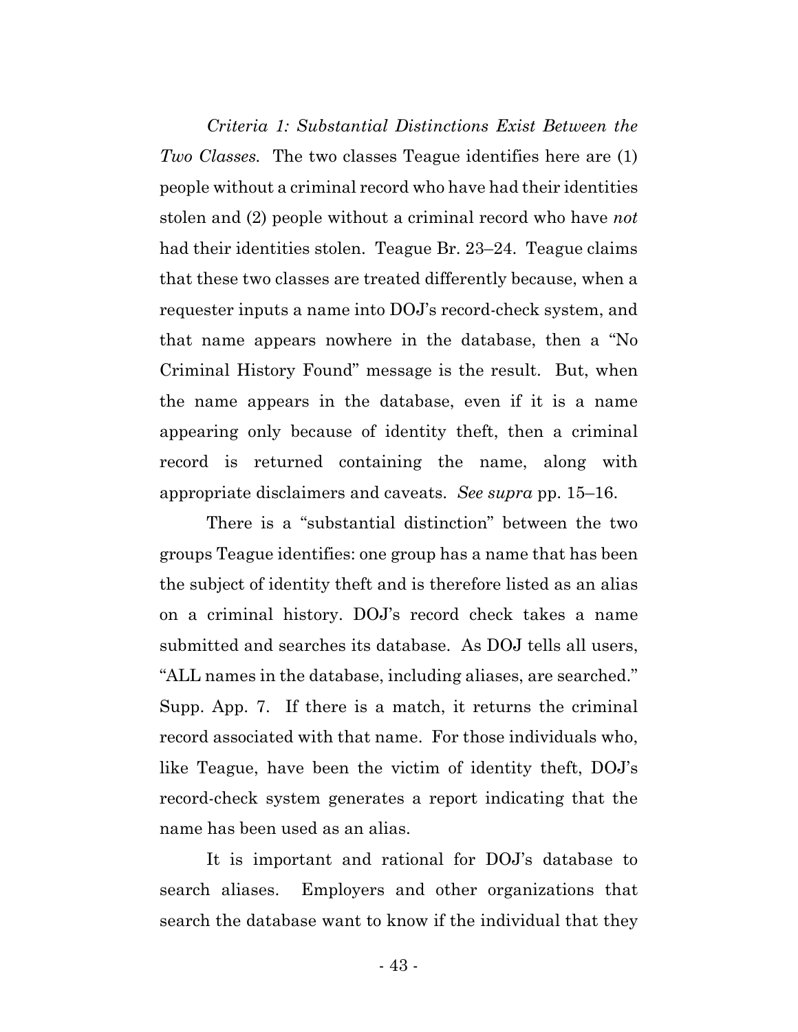*Criteria 1: Substantial Distinctions Exist Between the Two Classes.* The two classes Teague identifies here are (1) people without a criminal record who have had their identities stolen and (2) people without a criminal record who have *not* had their identities stolen. Teague Br. 23–24. Teague claims that these two classes are treated differently because, when a requester inputs a name into DOJ's record-check system, and that name appears nowhere in the database, then a "No Criminal History Found" message is the result. But, when the name appears in the database, even if it is a name appearing only because of identity theft, then a criminal record is returned containing the name, along with appropriate disclaimers and caveats. *See supra* pp. 15–16.

There is a "substantial distinction" between the two groups Teague identifies: one group has a name that has been the subject of identity theft and is therefore listed as an alias on a criminal history. DOJ's record check takes a name submitted and searches its database. As DOJ tells all users, "ALL names in the database, including aliases, are searched." Supp. App. 7. If there is a match, it returns the criminal record associated with that name. For those individuals who, like Teague, have been the victim of identity theft, DOJ's record-check system generates a report indicating that the name has been used as an alias.

It is important and rational for DOJ's database to search aliases. Employers and other organizations that search the database want to know if the individual that they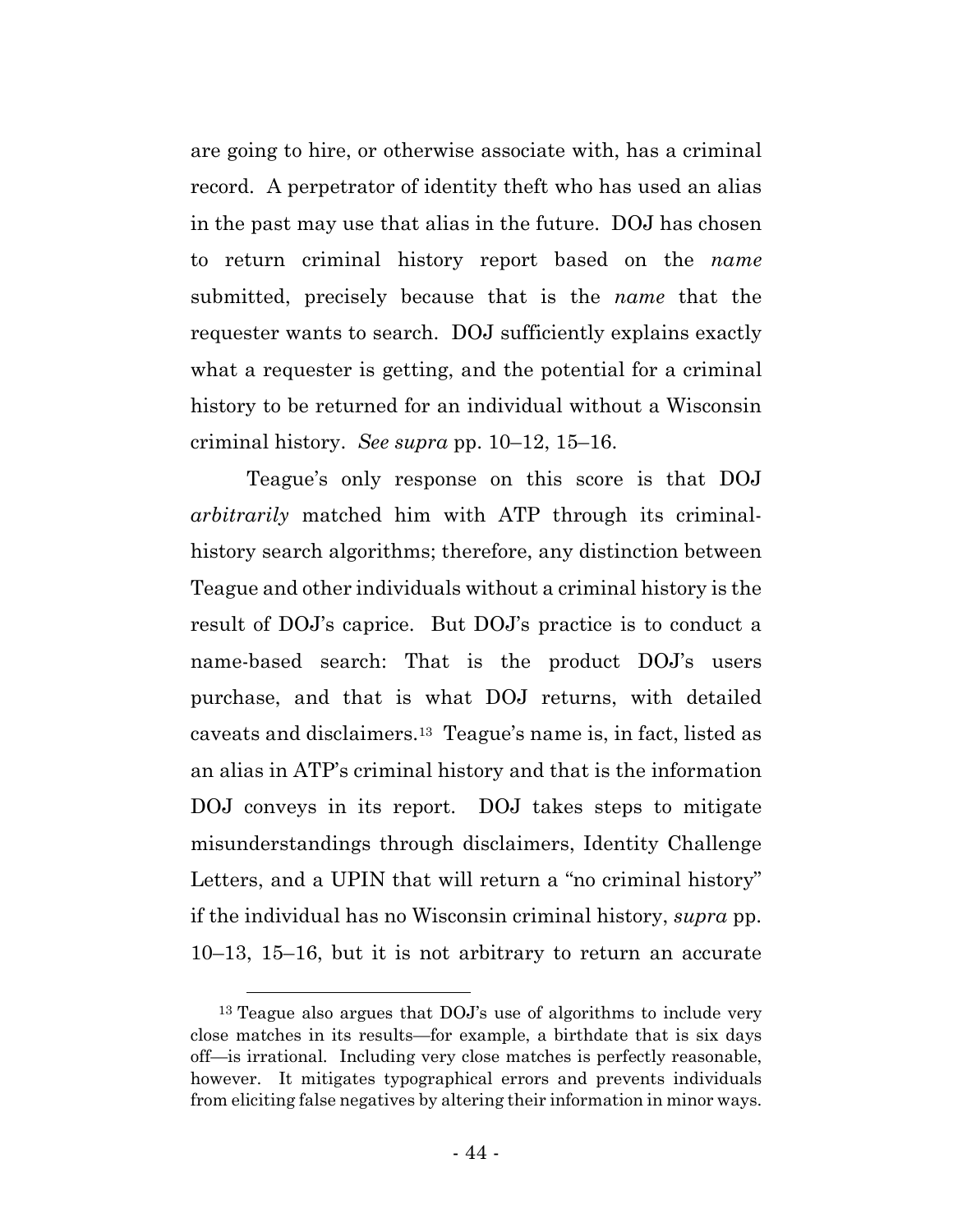are going to hire, or otherwise associate with, has a criminal record. A perpetrator of identity theft who has used an alias in the past may use that alias in the future. DOJ has chosen to return criminal history report based on the *name* submitted, precisely because that is the *name* that the requester wants to search. DOJ sufficiently explains exactly what a requester is getting, and the potential for a criminal history to be returned for an individual without a Wisconsin criminal history. *See supra* pp. 10–12, 15–16.

Teague's only response on this score is that DOJ *arbitrarily* matched him with ATP through its criminal-history search algorithms; therefore, any distinction between Teague and other individuals without a criminal history is the result of DOJ's caprice. But DOJ's practice is to conduct a name-based search: That is the product DOJ's users purchase, and that is what DOJ returns, with detailed caveats and disclaimers.[13] Teague's name is, in fact, listed as an alias in ATP's criminal history and that is the information DOJ conveys in its report. DOJ takes steps to mitigate misunderstandings through disclaimers, Identity Challenge Letters, and a UPIN that will return a "no criminal history" if the individual has no Wisconsin criminal history, *supra* pp. 10–13, 15–16, but it is not arbitrary to return an accurate

[13] Teague also argues that DOJ's use of algorithms to include very close matches in its results—for example, a birthdate that is six days off—is irrational. Including very close matches is perfectly reasonable, however. It mitigates typographical errors and prevents individuals from eliciting false negatives by altering their information in minor ways.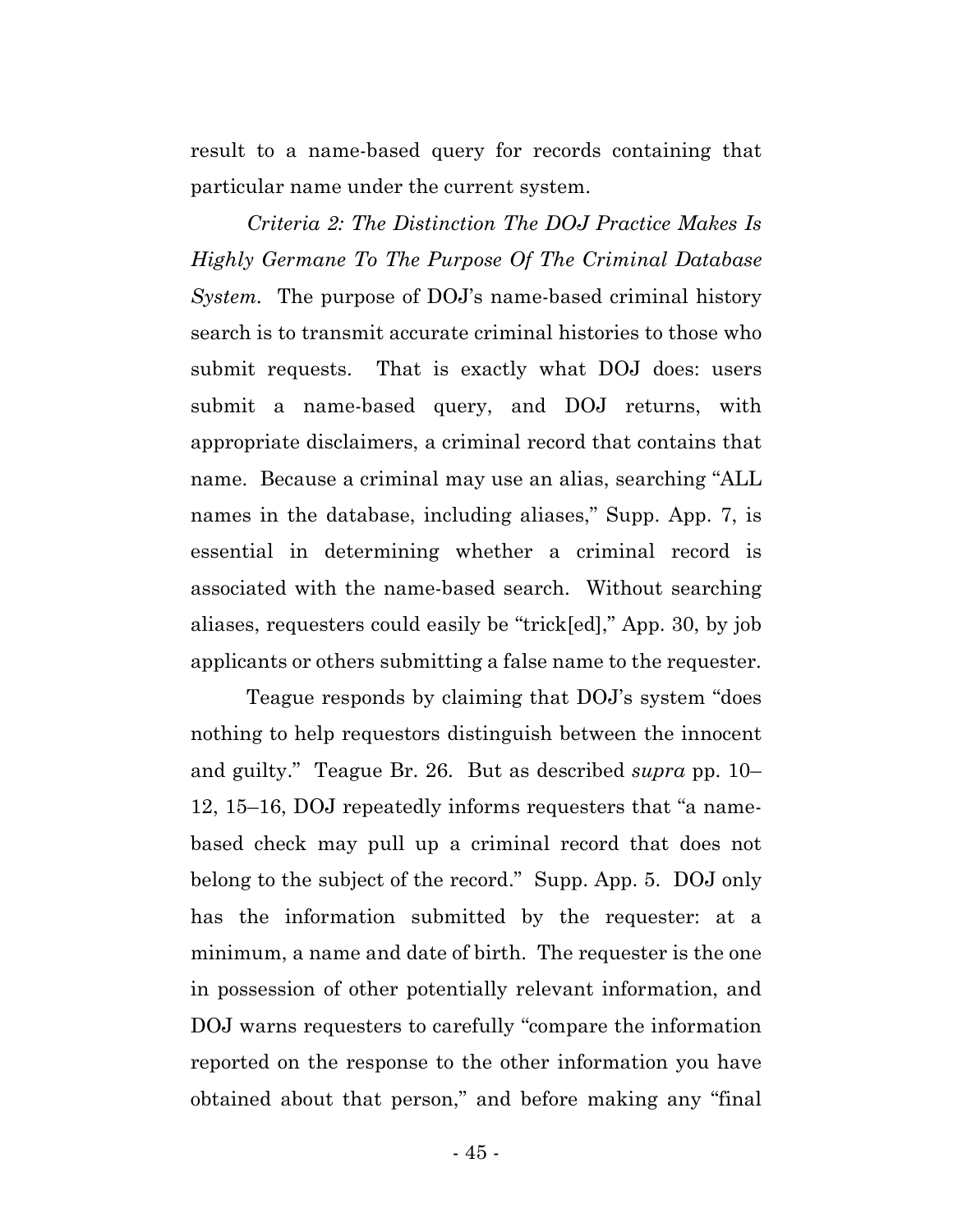result to a name-based query for records containing that particular name under the current system.

*Criteria 2: The Distinction The DOJ Practice Makes Is Highly Germane To The Purpose Of The Criminal Database System*. The purpose of DOJ's name-based criminal history search is to transmit accurate criminal histories to those who submit requests. That is exactly what DOJ does: users submit a name-based query, and DOJ returns, with appropriate disclaimers, a criminal record that contains that name. Because a criminal may use an alias, searching "ALL names in the database, including aliases," Supp. App. 7, is essential in determining whether a criminal record is associated with the name-based search. Without searching aliases, requesters could easily be "trick[ed]," App. 30, by job applicants or others submitting a false name to the requester.

Teague responds by claiming that DOJ's system "does nothing to help requestors distinguish between the innocent and guilty." Teague Br. 26. But as described *supra* pp. 10–12, 15–16, DOJ repeatedly informs requesters that "a name-based check may pull up a criminal record that does not belong to the subject of the record." Supp. App. 5. DOJ only has the information submitted by the requester: at a minimum, a name and date of birth. The requester is the one in possession of other potentially relevant information, and DOJ warns requesters to carefully "compare the information reported on the response to the other information you have obtained about that person," and before making any "final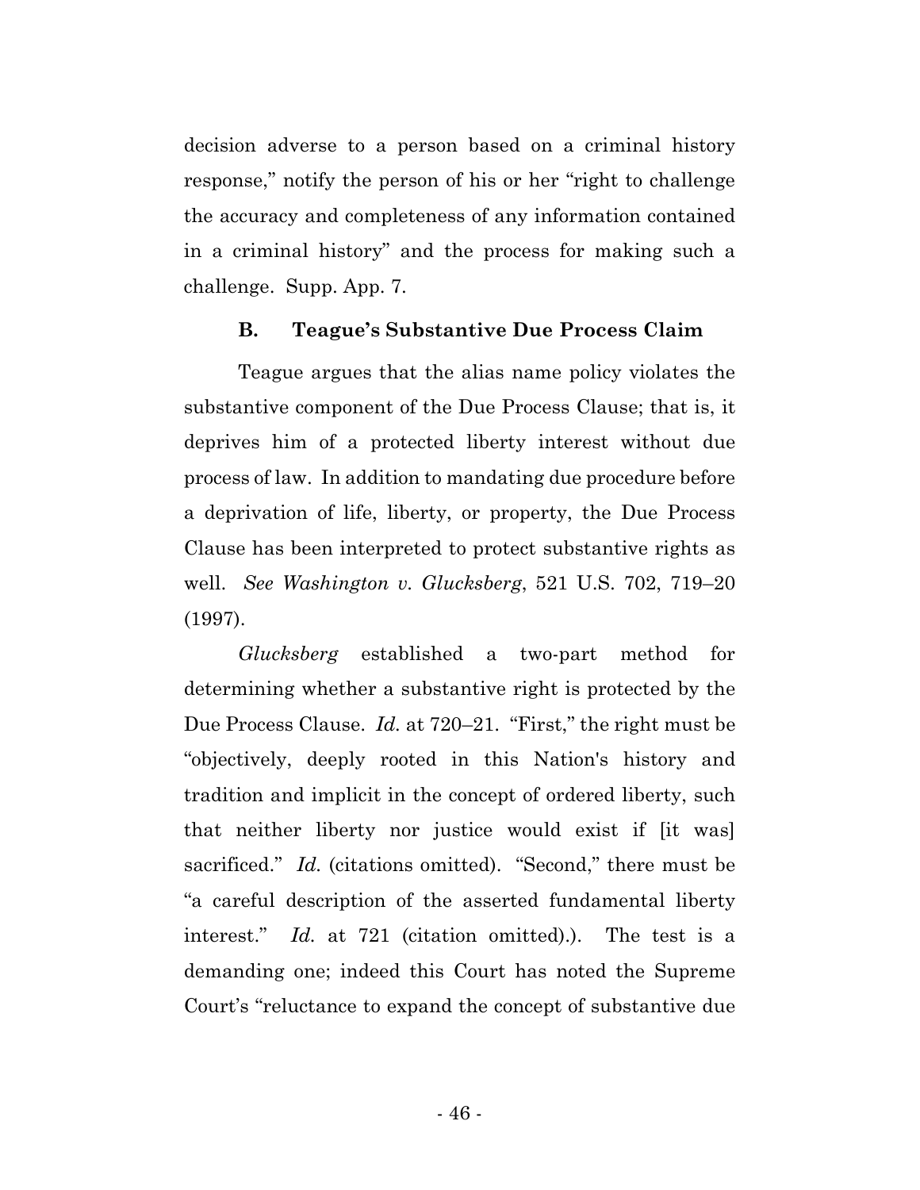decision adverse to a person based on a criminal history response," notify the person of his or her "right to challenge the accuracy and completeness of any information contained in a criminal history" and the process for making such a challenge. Supp. App. 7.

### B. Teague's Substantive Due Process Claim

Teague argues that the alias name policy violates the substantive component of the Due Process Clause; that is, it deprives him of a protected liberty interest without due process of law. In addition to mandating due procedure before a deprivation of life, liberty, or property, the Due Process Clause has been interpreted to protect substantive rights as well. *See Washington v. Glucksberg*, 521 U.S. 702, 719–20 (1997).

*Glucksberg* established a two-part method for determining whether a substantive right is protected by the Due Process Clause. *Id.* at 720–21. "First," the right must be "objectively, deeply rooted in this Nation's history and tradition and implicit in the concept of ordered liberty, such that neither liberty nor justice would exist if [it was] sacrificed." *Id.* (citations omitted). "Second," there must be "a careful description of the asserted fundamental liberty interest." *Id.* at 721 (citation omitted).). The test is a demanding one; indeed this Court has noted the Supreme Court's "reluctance to expand the concept of substantive due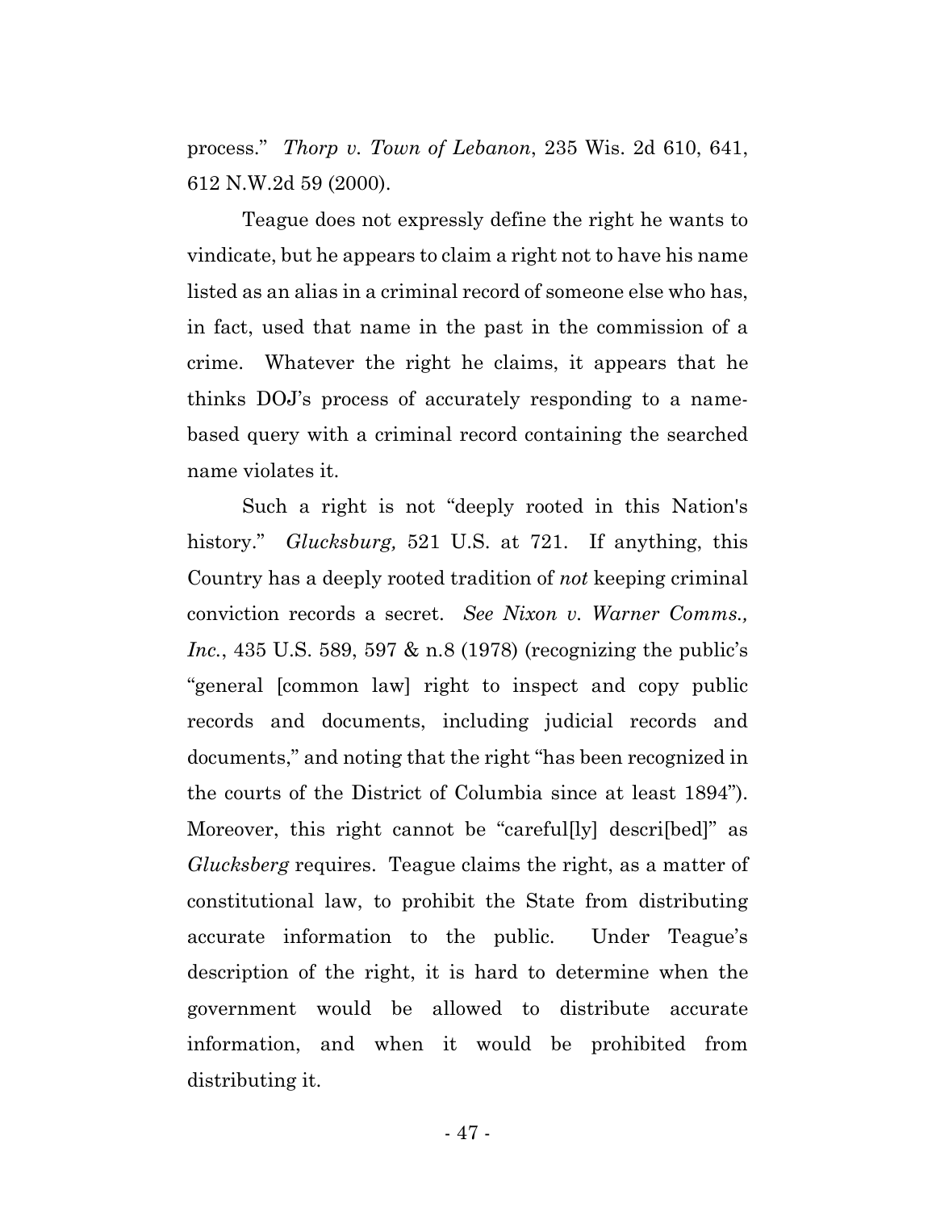process." *Thorp v. Town of Lebanon*, 235 Wis. 2d 610, 641, 612 N.W.2d 59 (2000).

Teague does not expressly define the right he wants to vindicate, but he appears to claim a right not to have his name listed as an alias in a criminal record of someone else who has, in fact, used that name in the past in the commission of a crime. Whatever the right he claims, it appears that he thinks DOJ's process of accurately responding to a name-based query with a criminal record containing the searched name violates it.

Such a right is not "deeply rooted in this Nation's history." *Glucksburg,* 521 U.S. at 721. If anything, this Country has a deeply rooted tradition of *not* keeping criminal conviction records a secret. *See Nixon v. Warner Comms., Inc.*, 435 U.S. 589, 597 & n.8 (1978) (recognizing the public's "general [common law] right to inspect and copy public records and documents, including judicial records and documents," and noting that the right "has been recognized in the courts of the District of Columbia since at least 1894"). Moreover, this right cannot be "careful[ly] descri[bed]" as *Glucksberg* requires. Teague claims the right, as a matter of constitutional law, to prohibit the State from distributing accurate information to the public. Under Teague's description of the right, it is hard to determine when the government would be allowed to distribute accurate information, and when it would be prohibited from distributing it.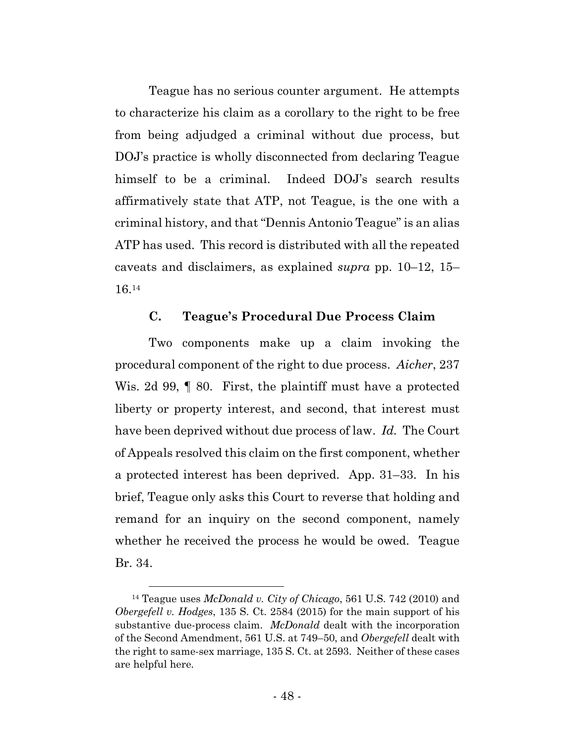Teague has no serious counter argument. He attempts to characterize his claim as a corollary to the right to be free from being adjudged a criminal without due process, but DOJ's practice is wholly disconnected from declaring Teague himself to be a criminal. Indeed DOJ's search results affirmatively state that ATP, not Teague, is the one with a criminal history, and that "Dennis Antonio Teague" is an alias ATP has used. This record is distributed with all the repeated caveats and disclaimers, as explained *supra* pp. 10–12, 15–16.[14]

### C. Teague's Procedural Due Process Claim

Two components make up a claim invoking the procedural component of the right to due process. *Aicher*, 237 Wis. 2d 99, ¶ 80. First, the plaintiff must have a protected liberty or property interest, and second, that interest must have been deprived without due process of law. *Id.* The Court of Appeals resolved this claim on the first component, whether a protected interest has been deprived. App. 31–33. In his brief, Teague only asks this Court to reverse that holding and remand for an inquiry on the second component, namely whether he received the process he would be owed. Teague Br. 34.

[14] Teague uses *McDonald v. City of Chicago*, 561 U.S. 742 (2010) and *Obergefell v. Hodges*, 135 S. Ct. 2584 (2015) for the main support of his substantive due-process claim. *McDonald* dealt with the incorporation of the Second Amendment, 561 U.S. at 749–50, and *Obergefell* dealt with the right to same-sex marriage, 135 S. Ct. at 2593. Neither of these cases are helpful here.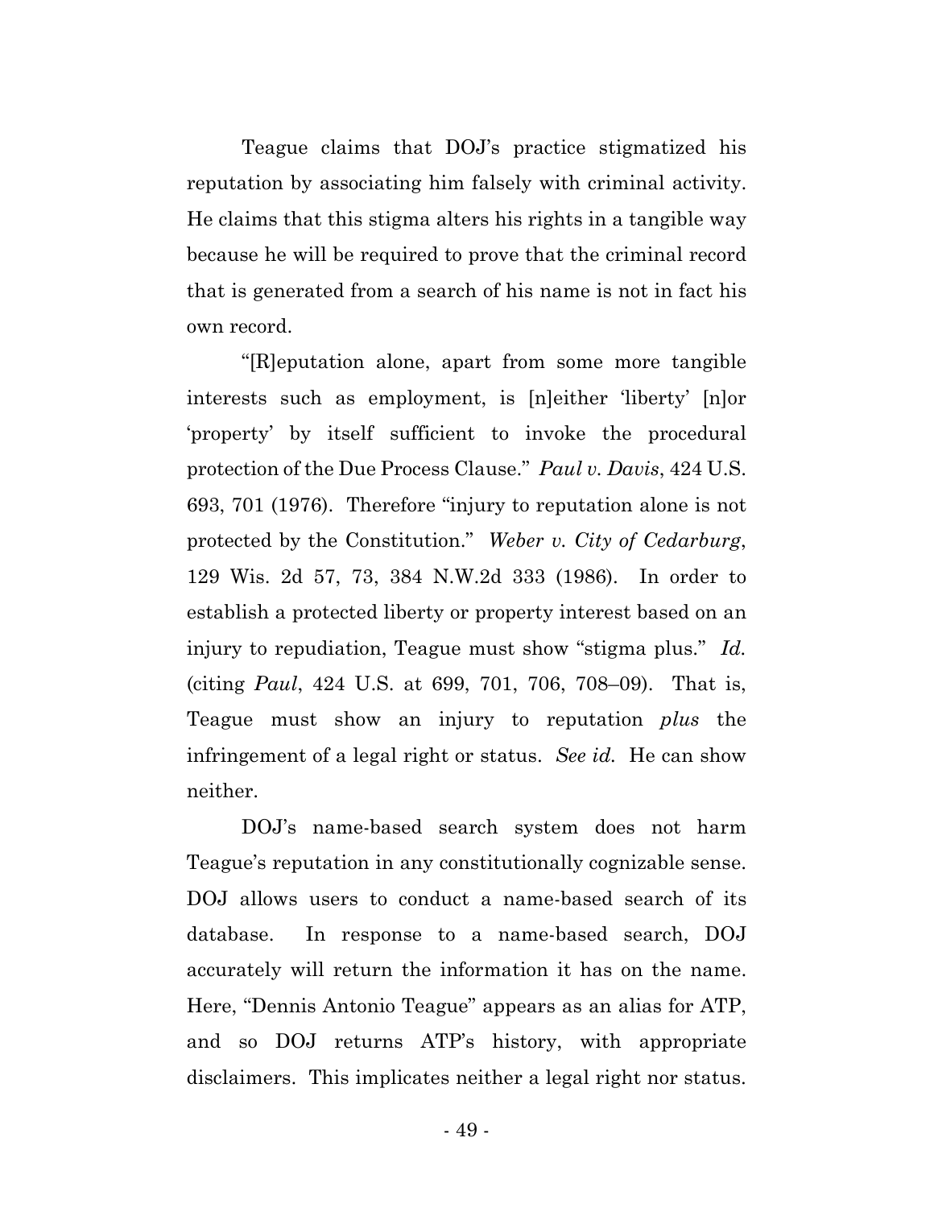Teague claims that DOJ's practice stigmatized his reputation by associating him falsely with criminal activity. He claims that this stigma alters his rights in a tangible way because he will be required to prove that the criminal record that is generated from a search of his name is not in fact his own record.

"[R]eputation alone, apart from some more tangible interests such as employment, is [n]either 'liberty' [n]or 'property' by itself sufficient to invoke the procedural protection of the Due Process Clause." *Paul v. Davis*, 424 U.S. 693, 701 (1976). Therefore "injury to reputation alone is not protected by the Constitution." *Weber v. City of Cedarburg*, 129 Wis. 2d 57, 73, 384 N.W.2d 333 (1986). In order to establish a protected liberty or property interest based on an injury to repudiation, Teague must show "stigma plus." *Id.* (citing *Paul*, 424 U.S. at 699, 701, 706, 708–09). That is, Teague must show an injury to reputation *plus* the infringement of a legal right or status. *See id.* He can show neither.

DOJ's name-based search system does not harm Teague's reputation in any constitutionally cognizable sense. DOJ allows users to conduct a name-based search of its database. In response to a name-based search, DOJ accurately will return the information it has on the name. Here, "Dennis Antonio Teague" appears as an alias for ATP, and so DOJ returns ATP's history, with appropriate disclaimers. This implicates neither a legal right nor status.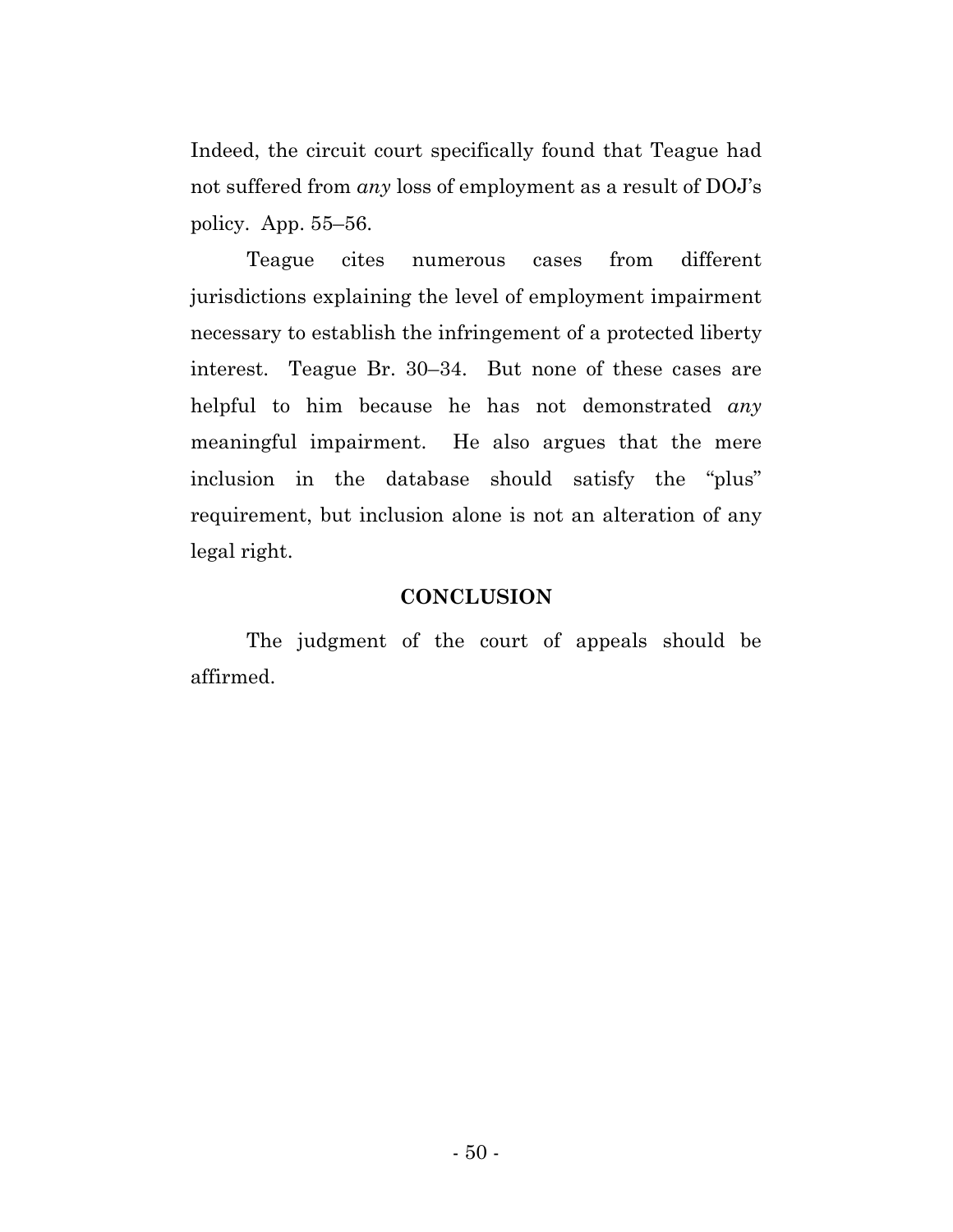Indeed, the circuit court specifically found that Teague had not suffered from *any* loss of employment as a result of DOJ's policy. App. 55–56.

Teague cites numerous cases from different jurisdictions explaining the level of employment impairment necessary to establish the infringement of a protected liberty interest. Teague Br. 30–34. But none of these cases are helpful to him because he has not demonstrated *any* meaningful impairment. He also argues that the mere inclusion in the database should satisfy the "plus" requirement, but inclusion alone is not an alteration of any legal right.

## CONCLUSION

The judgment of the court of appeals should be affirmed.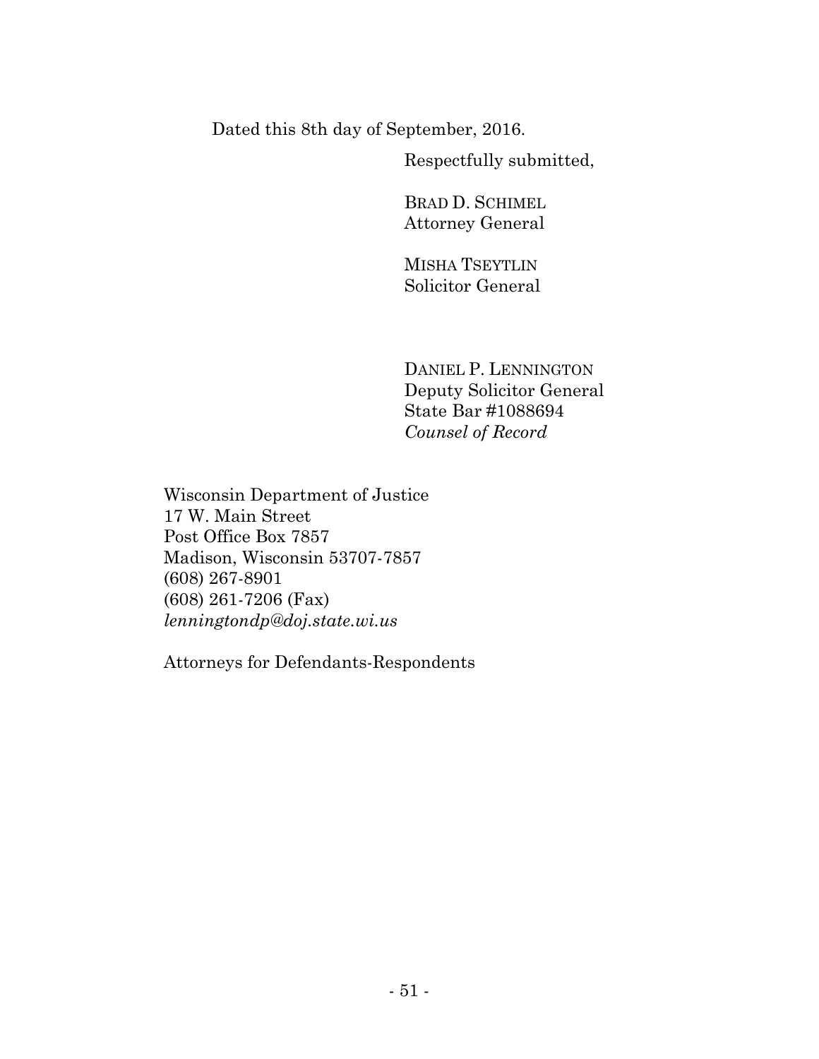Dated this 8th day of September, 2016.

Respectfully submitted,

BRAD D. SCHIMEL
Attorney General

MISHA TSEYTLIN
Solicitor General

DANIEL P. LENNINGTON
Deputy Solicitor General
State Bar #1088694
*Counsel of Record*

Wisconsin Department of Justice
17 W. Main Street
Post Office Box 7857
Madison, Wisconsin 53707-7857
(608) 267-8901
(608) 261-7206 (Fax)
*lenningtondp@doj.state.wi.us*

Attorneys for Defendants-Respondents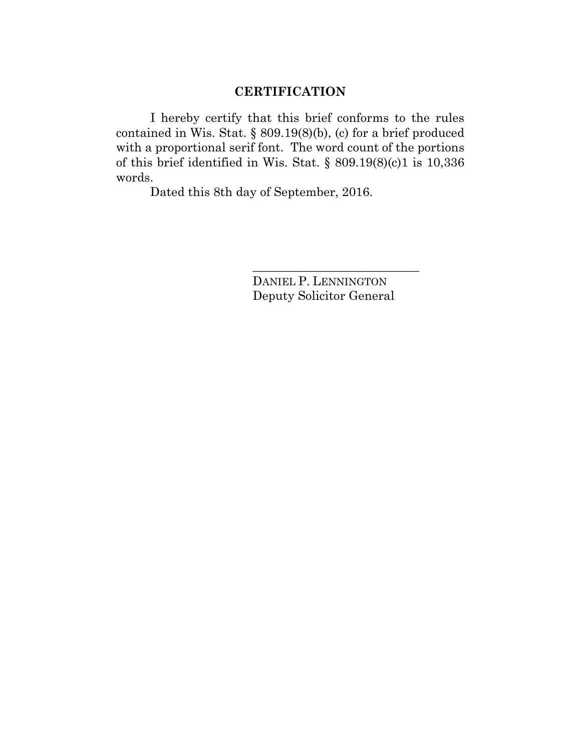## CERTIFICATION

I hereby certify that this brief conforms to the rules contained in Wis. Stat. § 809.19(8)(b), (c) for a brief produced with a proportional serif font. The word count of the portions of this brief identified in Wis. Stat. § 809.19(8)(c)1 is 10,336 words.

Dated this 8th day of September, 2016.

\_\_\_\_\_\_\_\_\_\_\_\_\_\_\_\_\_\_\_\_\_\_\_\_\_\_\_\_

DANIEL P. LENNINGTON
Deputy Solicitor General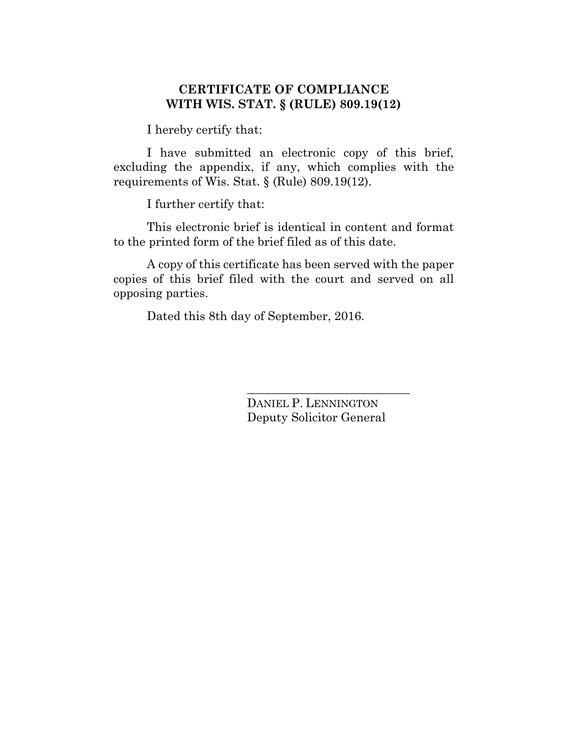**CERTIFICATE OF COMPLIANCE**
**WITH WIS. STAT. § (RULE) 809.19(12)**

I hereby certify that:

I have submitted an electronic copy of this brief, excluding the appendix, if any, which complies with the requirements of Wis. Stat. § (Rule) 809.19(12).

I further certify that:

This electronic brief is identical in content and format to the printed form of the brief filed as of this date.

A copy of this certificate has been served with the paper copies of this brief filed with the court and served on all opposing parties.

Dated this 8th day of September, 2016.

\_\_\_\_\_\_\_\_\_\_\_\_\_\_\_\_\_\_\_\_\_\_\_\_\_\_\_\_
DANIEL P. LENNINGTON
Deputy Solicitor General